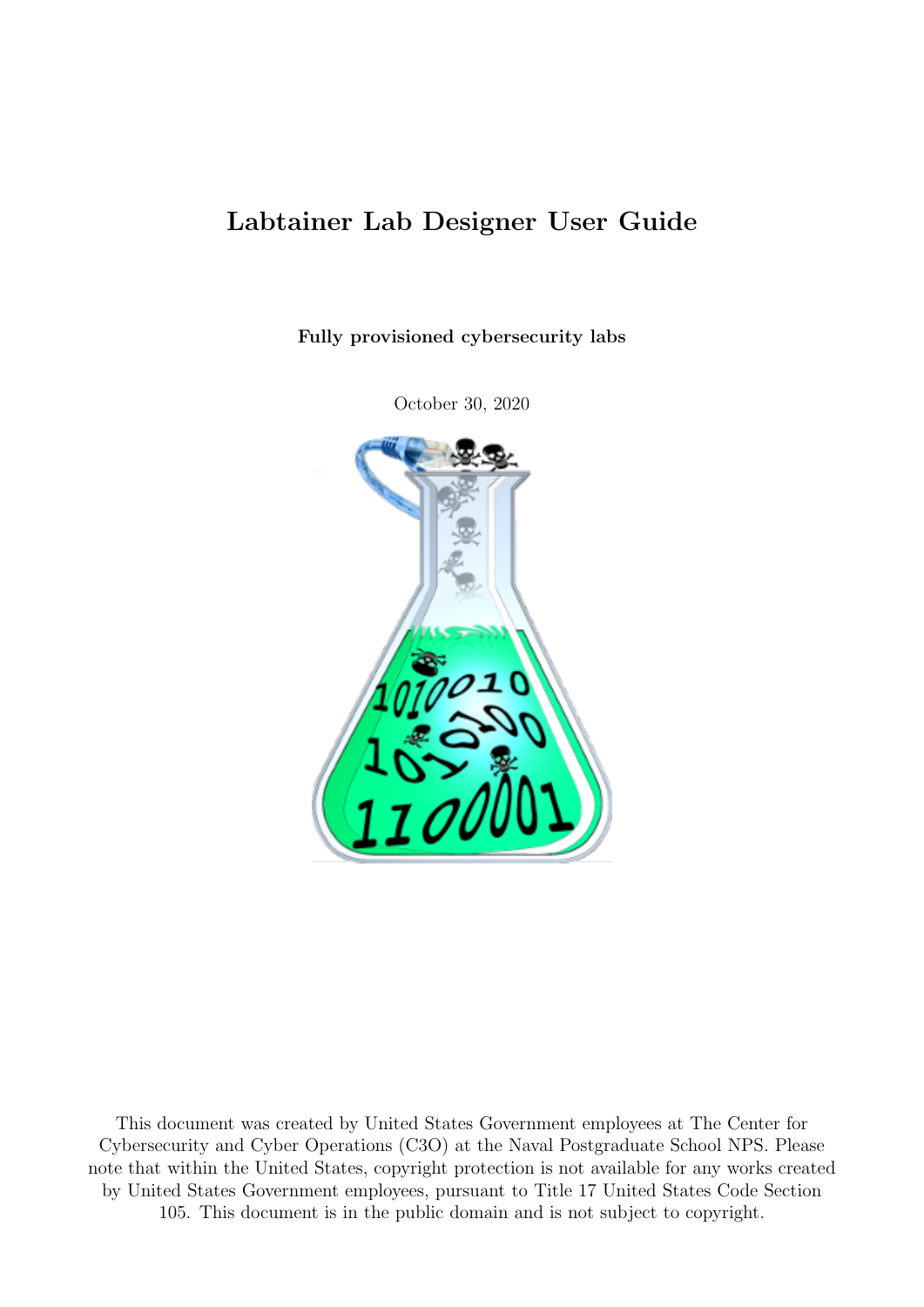# Labtainer Lab Designer User Guide

**Fully provisioned cybersecurity labs**

October 30, 2020

This document was created by United States Government employees at The Center for Cybersecurity and Cyber Operations (C3O) at the Naval Postgraduate School NPS. Please note that within the United States, copyright protection is not available for any works created by United States Government employees, pursuant to Title 17 United States Code Section 105. This document is in the public domain and is not subject to copyright.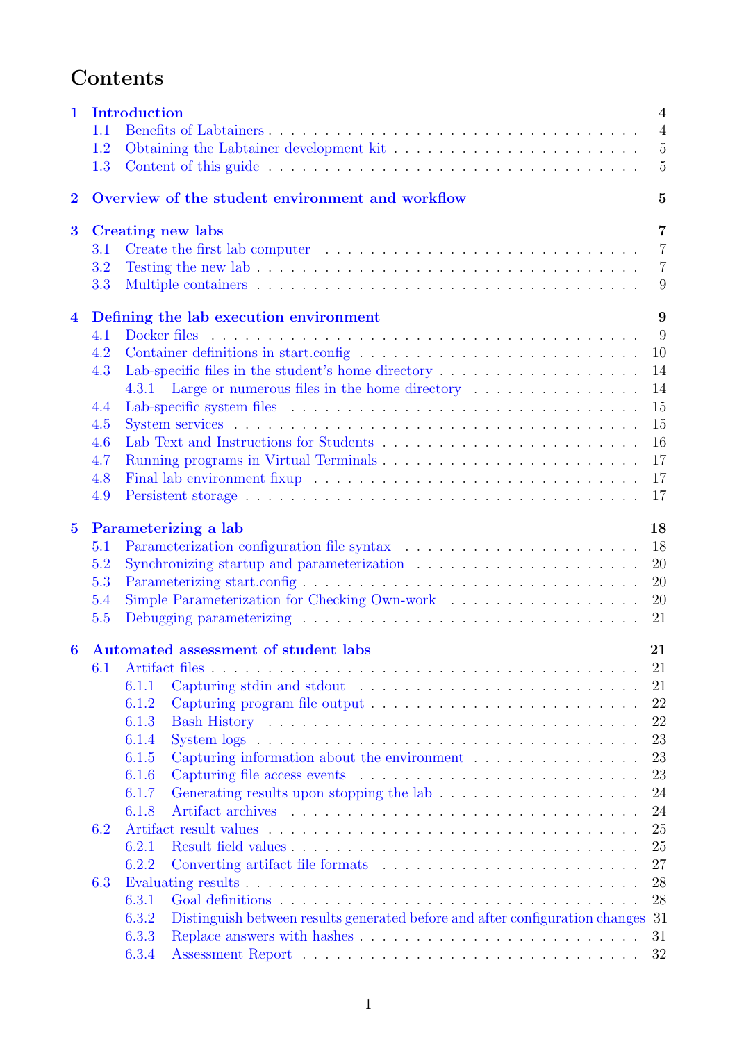# Contents

**1 Introduction** **4**
- 1.1 Benefits of Labtainers . . . 4
- 1.2 Obtaining the Labtainer development kit . . . 5
- 1.3 Content of this guide . . . 5

**2 Overview of the student environment and workflow** **5**

**3 Creating new labs** **7**
- 3.1 Create the first lab computer . . . 7
- 3.2 Testing the new lab . . . 7
- 3.3 Multiple containers . . . 9

**4 Defining the lab execution environment** **9**
- 4.1 Docker files . . . 9
- 4.2 Container definitions in start.config . . . 10
- 4.3 Lab-specific files in the student's home directory . . . 14
  - 4.3.1 Large or numerous files in the home directory . . . 14
- 4.4 Lab-specific system files . . . 15
- 4.5 System services . . . 15
- 4.6 Lab Text and Instructions for Students . . . 16
- 4.7 Running programs in Virtual Terminals . . . 17
- 4.8 Final lab environment fixup . . . 17
- 4.9 Persistent storage . . . 17

**5 Parameterizing a lab** **18**
- 5.1 Parameterization configuration file syntax . . . 18
- 5.2 Synchronizing startup and parameterization . . . 20
- 5.3 Parameterizing start.config . . . 20
- 5.4 Simple Parameterization for Checking Own-work . . . 20
- 5.5 Debugging parameterizing . . . 21

**6 Automated assessment of student labs** **21**
- 6.1 Artifact files . . . 21
  - 6.1.1 Capturing stdin and stdout . . . 21
  - 6.1.2 Capturing program file output . . . 22
  - 6.1.3 Bash History . . . 22
  - 6.1.4 System logs . . . 23
  - 6.1.5 Capturing information about the environment . . . 23
  - 6.1.6 Capturing file access events . . . 23
  - 6.1.7 Generating results upon stopping the lab . . . 24
  - 6.1.8 Artifact archives . . . 24
- 6.2 Artifact result values . . . 25
  - 6.2.1 Result field values . . . 25
  - 6.2.2 Converting artifact file formats . . . 27
- 6.3 Evaluating results . . . 28
  - 6.3.1 Goal definitions . . . 28
  - 6.3.2 Distinguish between results generated before and after configuration changes 31
  - 6.3.3 Replace answers with hashes . . . 31
  - 6.3.4 Assessment Report . . . 32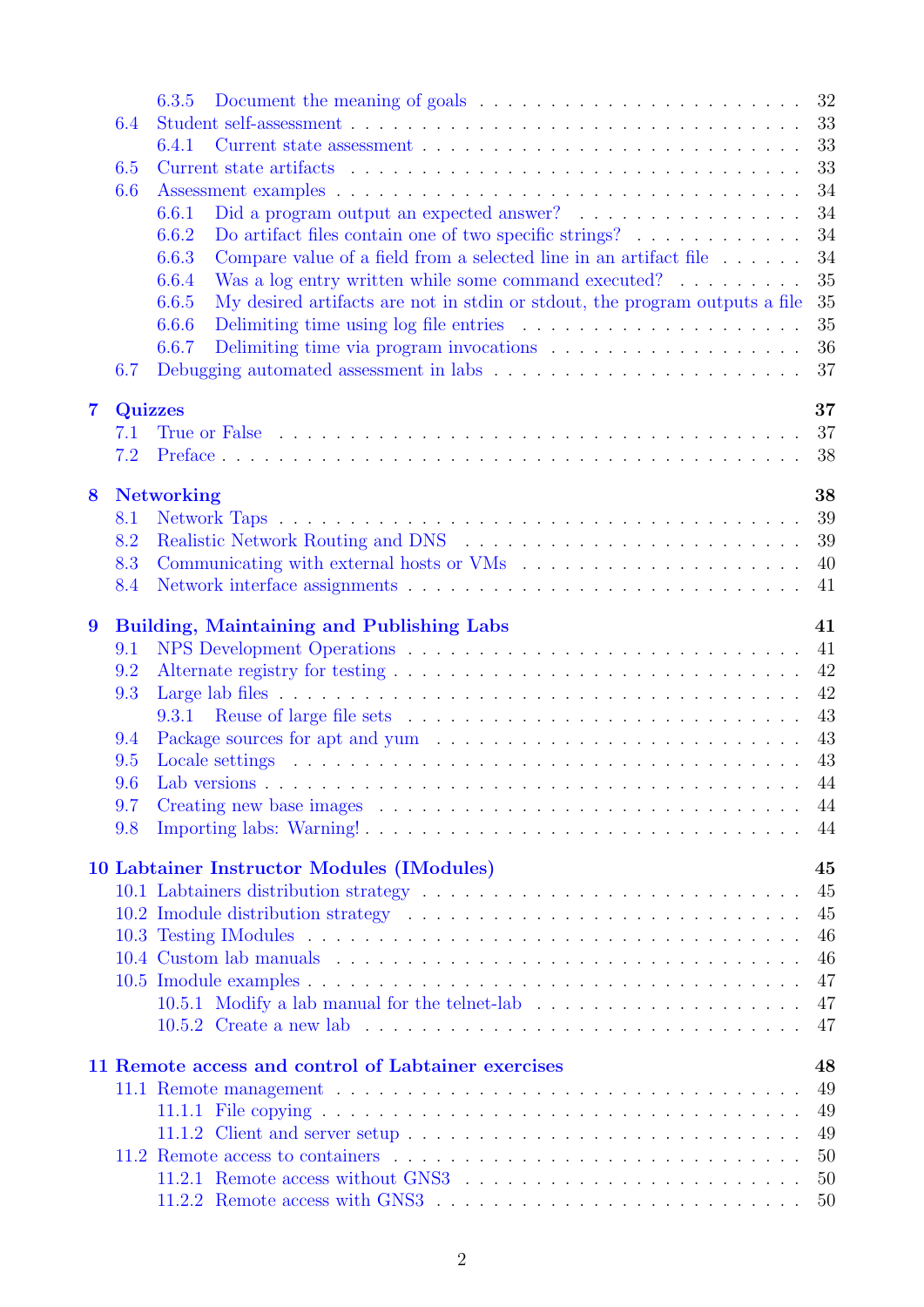- 6.3.5 Document the meaning of goals . . . 32
- 6.4 Student self-assessment . . . 33
  - 6.4.1 Current state assessment . . . 33
- 6.5 Current state artifacts . . . 33
- 6.6 Assessment examples . . . 34
  - 6.6.1 Did a program output an expected answer? . . . 34
  - 6.6.2 Do artifact files contain one of two specific strings? . . . 34
  - 6.6.3 Compare value of a field from a selected line in an artifact file . . . 34
  - 6.6.4 Was a log entry written while some command executed? . . . 35
  - 6.6.5 My desired artifacts are not in stdin or stdout, the program outputs a file 35
  - 6.6.6 Delimiting time using log file entries . . . 35
  - 6.6.7 Delimiting time via program invocations . . . 36
- 6.7 Debugging automated assessment in labs . . . 37

**7 Quizzes** **37**
- 7.1 True or False . . . 37
- 7.2 Preface . . . 38

**8 Networking** **38**
- 8.1 Network Taps . . . 39
- 8.2 Realistic Network Routing and DNS . . . 39
- 8.3 Communicating with external hosts or VMs . . . 40
- 8.4 Network interface assignments . . . 41

**9 Building, Maintaining and Publishing Labs** **41**
- 9.1 NPS Development Operations . . . 41
- 9.2 Alternate registry for testing . . . 42
- 9.3 Large lab files . . . 42
  - 9.3.1 Reuse of large file sets . . . 43
- 9.4 Package sources for apt and yum . . . 43
- 9.5 Locale settings . . . 43
- 9.6 Lab versions . . . 44
- 9.7 Creating new base images . . . 44
- 9.8 Importing labs: Warning! . . . 44

**10 Labtainer Instructor Modules (IModules)** **45**
- 10.1 Labtainers distribution strategy . . . 45
- 10.2 Imodule distribution strategy . . . 45
- 10.3 Testing IModules . . . 46
- 10.4 Custom lab manuals . . . 46
- 10.5 Imodule examples . . . 47
  - 10.5.1 Modify a lab manual for the telnet-lab . . . 47
  - 10.5.2 Create a new lab . . . 47

**11 Remote access and control of Labtainer exercises** **48**
- 11.1 Remote management . . . 49
  - 11.1.1 File copying . . . 49
  - 11.1.2 Client and server setup . . . 49
- 11.2 Remote access to containers . . . 50
  - 11.2.1 Remote access without GNS3 . . . 50
  - 11.2.2 Remote access with GNS3 . . . 50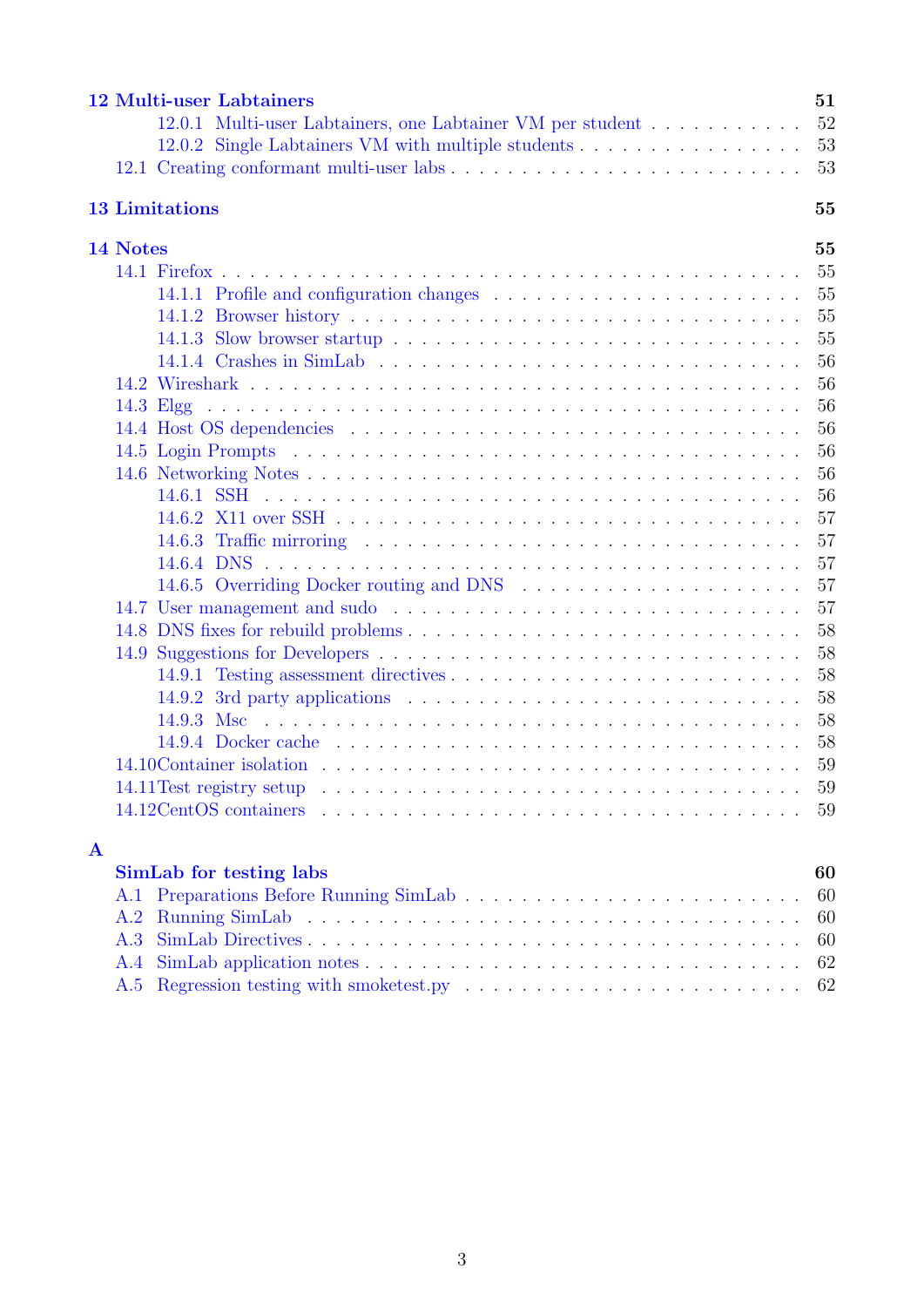**12 Multi-user Labtainers** 51
- 12.0.1 Multi-user Labtainers, one Labtainer VM per student . . . . . . . . . . . 52
- 12.0.2 Single Labtainers VM with multiple students . . . . . . . . . . . . . . . 53
- 12.1 Creating conformant multi-user labs . . . . . . . . . . . . . . . . . . . . . . . 53

**13 Limitations** 55

**14 Notes** 55
- 14.1 Firefox . . . . . . . . . . . . . . . . . . . . . . . . . . . . . . . . . . . . . . 55
  - 14.1.1 Profile and configuration changes . . . . . . . . . . . . . . . . . . . . . 55
  - 14.1.2 Browser history . . . . . . . . . . . . . . . . . . . . . . . . . . . . . . 55
  - 14.1.3 Slow browser startup . . . . . . . . . . . . . . . . . . . . . . . . . . . 55
  - 14.1.4 Crashes in SimLab . . . . . . . . . . . . . . . . . . . . . . . . . . . . . 56
- 14.2 Wireshark . . . . . . . . . . . . . . . . . . . . . . . . . . . . . . . . . . . . 56
- 14.3 Elgg . . . . . . . . . . . . . . . . . . . . . . . . . . . . . . . . . . . . . . . 56
- 14.4 Host OS dependencies . . . . . . . . . . . . . . . . . . . . . . . . . . . . . . 56
- 14.5 Login Prompts . . . . . . . . . . . . . . . . . . . . . . . . . . . . . . . . . . 56
- 14.6 Networking Notes . . . . . . . . . . . . . . . . . . . . . . . . . . . . . . . . 56
  - 14.6.1 SSH . . . . . . . . . . . . . . . . . . . . . . . . . . . . . . . . . . . . 56
  - 14.6.2 X11 over SSH . . . . . . . . . . . . . . . . . . . . . . . . . . . . . . . 57
  - 14.6.3 Traffic mirroring . . . . . . . . . . . . . . . . . . . . . . . . . . . . . 57
  - 14.6.4 DNS . . . . . . . . . . . . . . . . . . . . . . . . . . . . . . . . . . . . 57
  - 14.6.5 Overriding Docker routing and DNS . . . . . . . . . . . . . . . . . . . . 57
- 14.7 User management and sudo . . . . . . . . . . . . . . . . . . . . . . . . . . . 57
- 14.8 DNS fixes for rebuild problems . . . . . . . . . . . . . . . . . . . . . . . . . 58
- 14.9 Suggestions for Developers . . . . . . . . . . . . . . . . . . . . . . . . . . . . 58
  - 14.9.1 Testing assessment directives . . . . . . . . . . . . . . . . . . . . . . . 58
  - 14.9.2 3rd party applications . . . . . . . . . . . . . . . . . . . . . . . . . . . 58
  - 14.9.3 Msc . . . . . . . . . . . . . . . . . . . . . . . . . . . . . . . . . . . . 58
  - 14.9.4 Docker cache . . . . . . . . . . . . . . . . . . . . . . . . . . . . . . . . 58
- 14.10 Container isolation . . . . . . . . . . . . . . . . . . . . . . . . . . . . . . . 59
- 14.11 Test registry setup . . . . . . . . . . . . . . . . . . . . . . . . . . . . . . . 59
- 14.12 CentOS containers . . . . . . . . . . . . . . . . . . . . . . . . . . . . . . . . 59

**A**

**SimLab for testing labs** 60
- A.1 Preparations Before Running SimLab . . . . . . . . . . . . . . . . . . . . . . 60
- A.2 Running SimLab . . . . . . . . . . . . . . . . . . . . . . . . . . . . . . . . . 60
- A.3 SimLab Directives . . . . . . . . . . . . . . . . . . . . . . . . . . . . . . . . 60
- A.4 SimLab application notes . . . . . . . . . . . . . . . . . . . . . . . . . . . . 62
- A.5 Regression testing with smoketest.py . . . . . . . . . . . . . . . . . . . . . . 62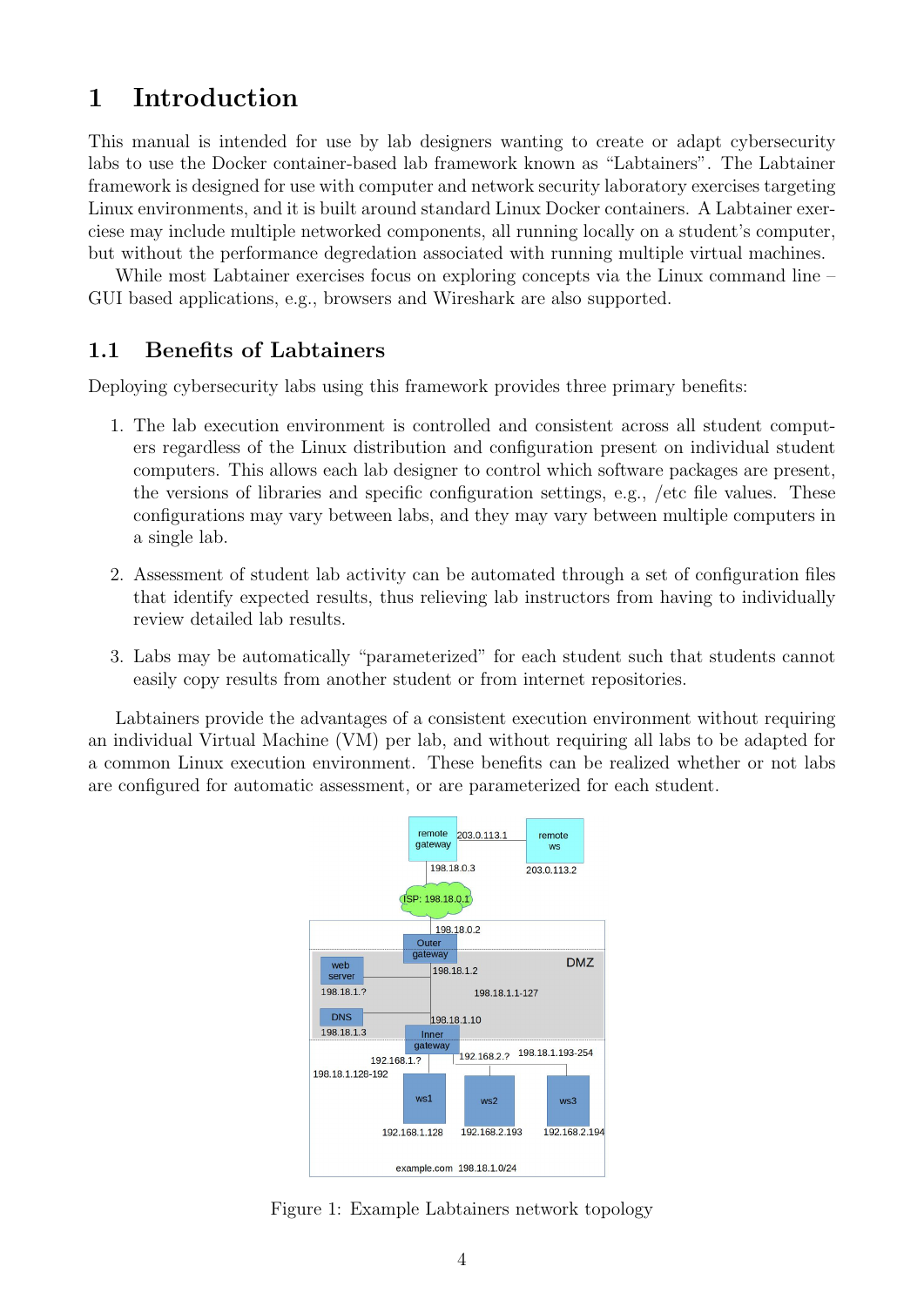# 1 Introduction

This manual is intended for use by lab designers wanting to create or adapt cybersecurity labs to use the Docker container-based lab framework known as "Labtainers". The Labtainer framework is designed for use with computer and network security laboratory exercises targeting Linux environments, and it is built around standard Linux Docker containers. A Labtainer exerciese may include multiple networked components, all running locally on a student's computer, but without the performance degredation associated with running multiple virtual machines.

While most Labtainer exercises focus on exploring concepts via the Linux command line – GUI based applications, e.g., browsers and Wireshark are also supported.

## 1.1 Benefits of Labtainers

Deploying cybersecurity labs using this framework provides three primary benefits:

1. The lab execution environment is controlled and consistent across all student computers regardless of the Linux distribution and configuration present on individual student computers. This allows each lab designer to control which software packages are present, the versions of libraries and specific configuration settings, e.g., /etc file values. These configurations may vary between labs, and they may vary between multiple computers in a single lab.
2. Assessment of student lab activity can be automated through a set of configuration files that identify expected results, thus relieving lab instructors from having to individually review detailed lab results.
3. Labs may be automatically "parameterized" for each student such that students cannot easily copy results from another student or from internet repositories.

Labtainers provide the advantages of a consistent execution environment without requiring an individual Virtual Machine (VM) per lab, and without requiring all labs to be adapted for a common Linux execution environment. These benefits can be realized whether or not labs are configured for automatic assessment, or are parameterized for each student.

Figure 1: Example Labtainers network topology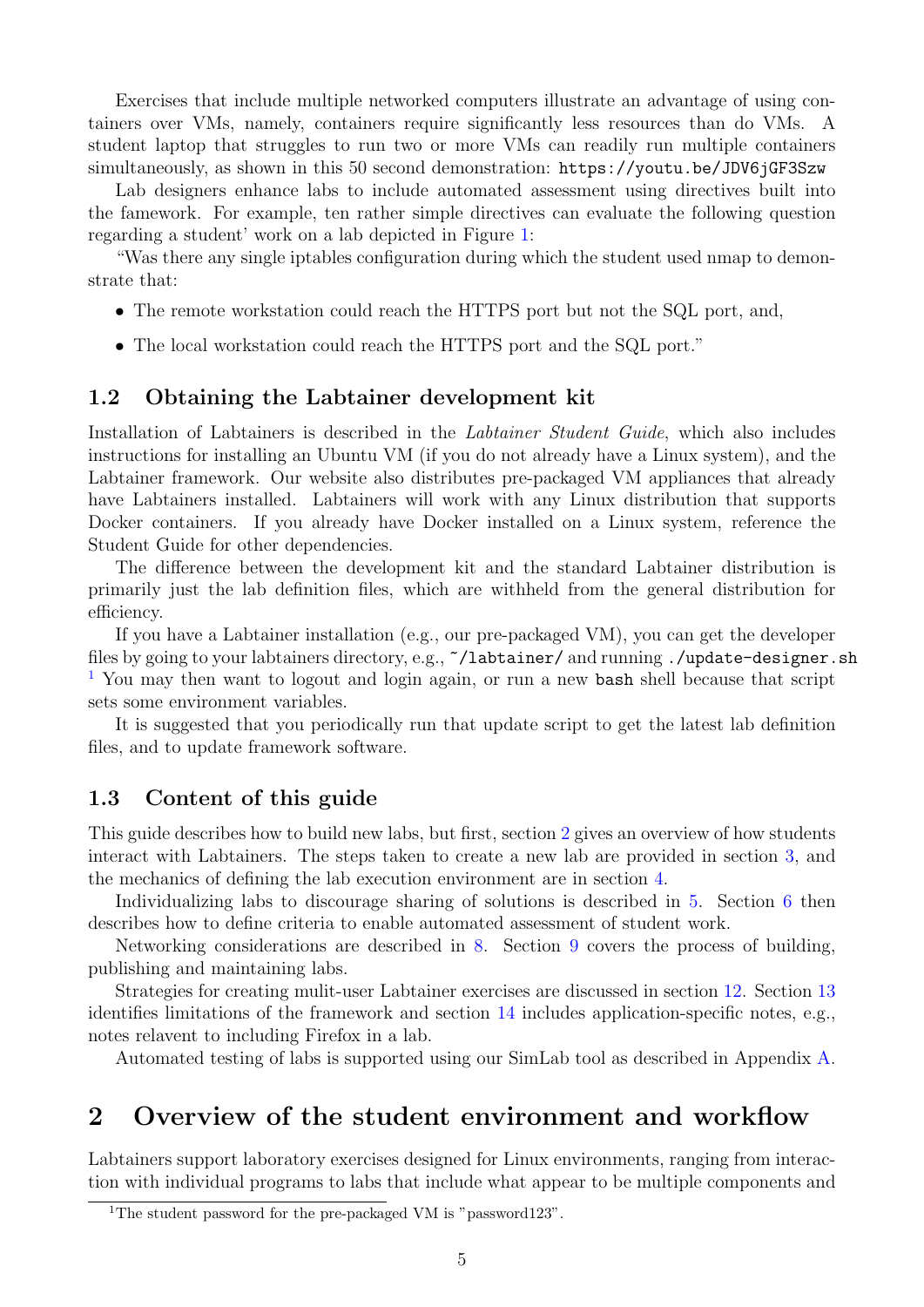Exercises that include multiple networked computers illustrate an advantage of using containers over VMs, namely, containers require significantly less resources than do VMs. A student laptop that struggles to run two or more VMs can readily run multiple containers simultaneously, as shown in this 50 second demonstration: `https://youtu.be/JDV6jGF3Szw`

Lab designers enhance labs to include automated assessment using directives built into the famework. For example, ten rather simple directives can evaluate the following question regarding a student' work on a lab depicted in Figure 1:

"Was there any single iptables configuration during which the student used nmap to demonstrate that:

- The remote workstation could reach the HTTPS port but not the SQL port, and,
- The local workstation could reach the HTTPS port and the SQL port."

### 1.2 Obtaining the Labtainer development kit

Installation of Labtainers is described in the *Labtainer Student Guide*, which also includes instructions for installing an Ubuntu VM (if you do not already have a Linux system), and the Labtainer framework. Our website also distributes pre-packaged VM appliances that already have Labtainers installed. Labtainers will work with any Linux distribution that supports Docker containers. If you already have Docker installed on a Linux system, reference the Student Guide for other dependencies.

The difference between the development kit and the standard Labtainer distribution is primarily just the lab definition files, which are withheld from the general distribution for efficiency.

If you have a Labtainer installation (e.g., our pre-packaged VM), you can get the developer files by going to your labtainers directory, e.g., `~/labtainer/` and running `./update-designer.sh` [1] You may then want to logout and login again, or run a new `bash` shell because that script sets some environment variables.

It is suggested that you periodically run that update script to get the latest lab definition files, and to update framework software.

### 1.3 Content of this guide

This guide describes how to build new labs, but first, section 2 gives an overview of how students interact with Labtainers. The steps taken to create a new lab are provided in section 3, and the mechanics of defining the lab execution environment are in section 4.

Individualizing labs to discourage sharing of solutions is described in 5. Section 6 then describes how to define criteria to enable automated assessment of student work.

Networking considerations are described in 8. Section 9 covers the process of building, publishing and maintaining labs.

Strategies for creating mulit-user Labtainer exercises are discussed in section 12. Section 13 identifies limitations of the framework and section 14 includes application-specific notes, e.g., notes relavent to including Firefox in a lab.

Automated testing of labs is supported using our SimLab tool as described in Appendix A.

## 2 Overview of the student environment and workflow

Labtainers support laboratory exercises designed for Linux environments, ranging from interaction with individual programs to labs that include what appear to be multiple components and

[1] The student password for the pre-packaged VM is "password123".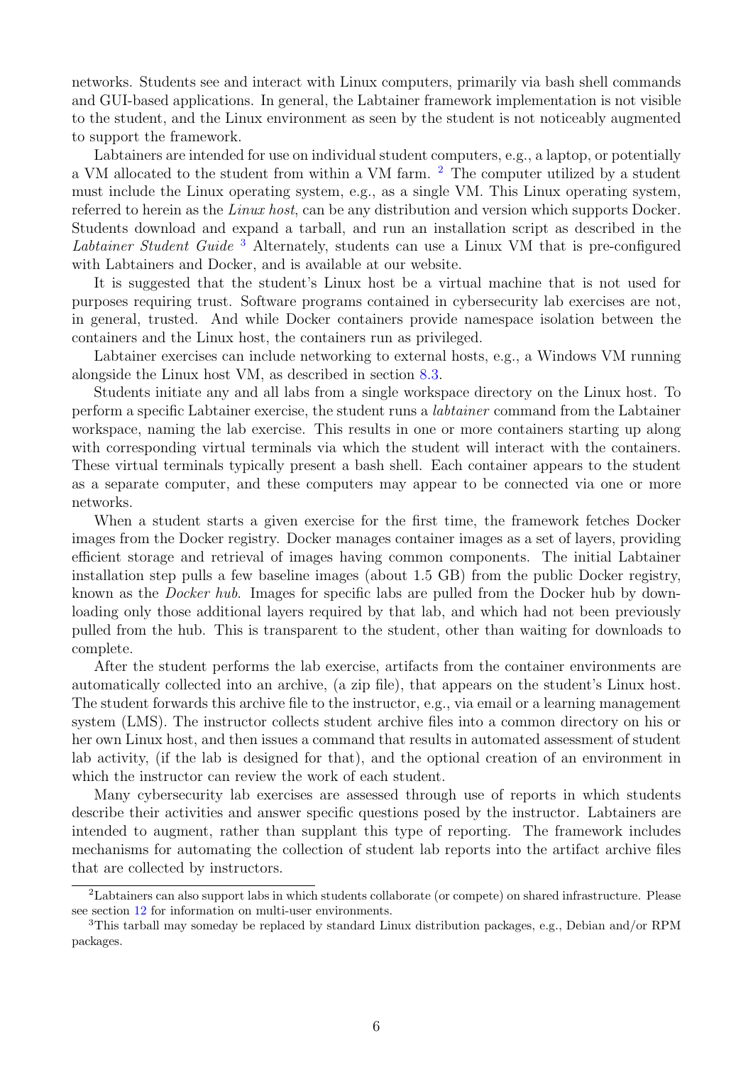networks. Students see and interact with Linux computers, primarily via bash shell commands and GUI-based applications. In general, the Labtainer framework implementation is not visible to the student, and the Linux environment as seen by the student is not noticeably augmented to support the framework.

Labtainers are intended for use on individual student computers, e.g., a laptop, or potentially a VM allocated to the student from within a VM farm. [2] The computer utilized by a student must include the Linux operating system, e.g., as a single VM. This Linux operating system, referred to herein as the *Linux host*, can be any distribution and version which supports Docker. Students download and expand a tarball, and run an installation script as described in the *Labtainer Student Guide* [3] Alternately, students can use a Linux VM that is pre-configured with Labtainers and Docker, and is available at our website.

It is suggested that the student's Linux host be a virtual machine that is not used for purposes requiring trust. Software programs contained in cybersecurity lab exercises are not, in general, trusted. And while Docker containers provide namespace isolation between the containers and the Linux host, the containers run as privileged.

Labtainer exercises can include networking to external hosts, e.g., a Windows VM running alongside the Linux host VM, as described in section 8.3.

Students initiate any and all labs from a single workspace directory on the Linux host. To perform a specific Labtainer exercise, the student runs a *labtainer* command from the Labtainer workspace, naming the lab exercise. This results in one or more containers starting up along with corresponding virtual terminals via which the student will interact with the containers. These virtual terminals typically present a bash shell. Each container appears to the student as a separate computer, and these computers may appear to be connected via one or more networks.

When a student starts a given exercise for the first time, the framework fetches Docker images from the Docker registry. Docker manages container images as a set of layers, providing efficient storage and retrieval of images having common components. The initial Labtainer installation step pulls a few baseline images (about 1.5 GB) from the public Docker registry, known as the *Docker hub*. Images for specific labs are pulled from the Docker hub by downloading only those additional layers required by that lab, and which had not been previously pulled from the hub. This is transparent to the student, other than waiting for downloads to complete.

After the student performs the lab exercise, artifacts from the container environments are automatically collected into an archive, (a zip file), that appears on the student's Linux host. The student forwards this archive file to the instructor, e.g., via email or a learning management system (LMS). The instructor collects student archive files into a common directory on his or her own Linux host, and then issues a command that results in automated assessment of student lab activity, (if the lab is designed for that), and the optional creation of an environment in which the instructor can review the work of each student.

Many cybersecurity lab exercises are assessed through use of reports in which students describe their activities and answer specific questions posed by the instructor. Labtainers are intended to augment, rather than supplant this type of reporting. The framework includes mechanisms for automating the collection of student lab reports into the artifact archive files that are collected by instructors.

---

[2] Labtainers can also support labs in which students collaborate (or compete) on shared infrastructure. Please see section 12 for information on multi-user environments.

[3] This tarball may someday be replaced by standard Linux distribution packages, e.g., Debian and/or RPM packages.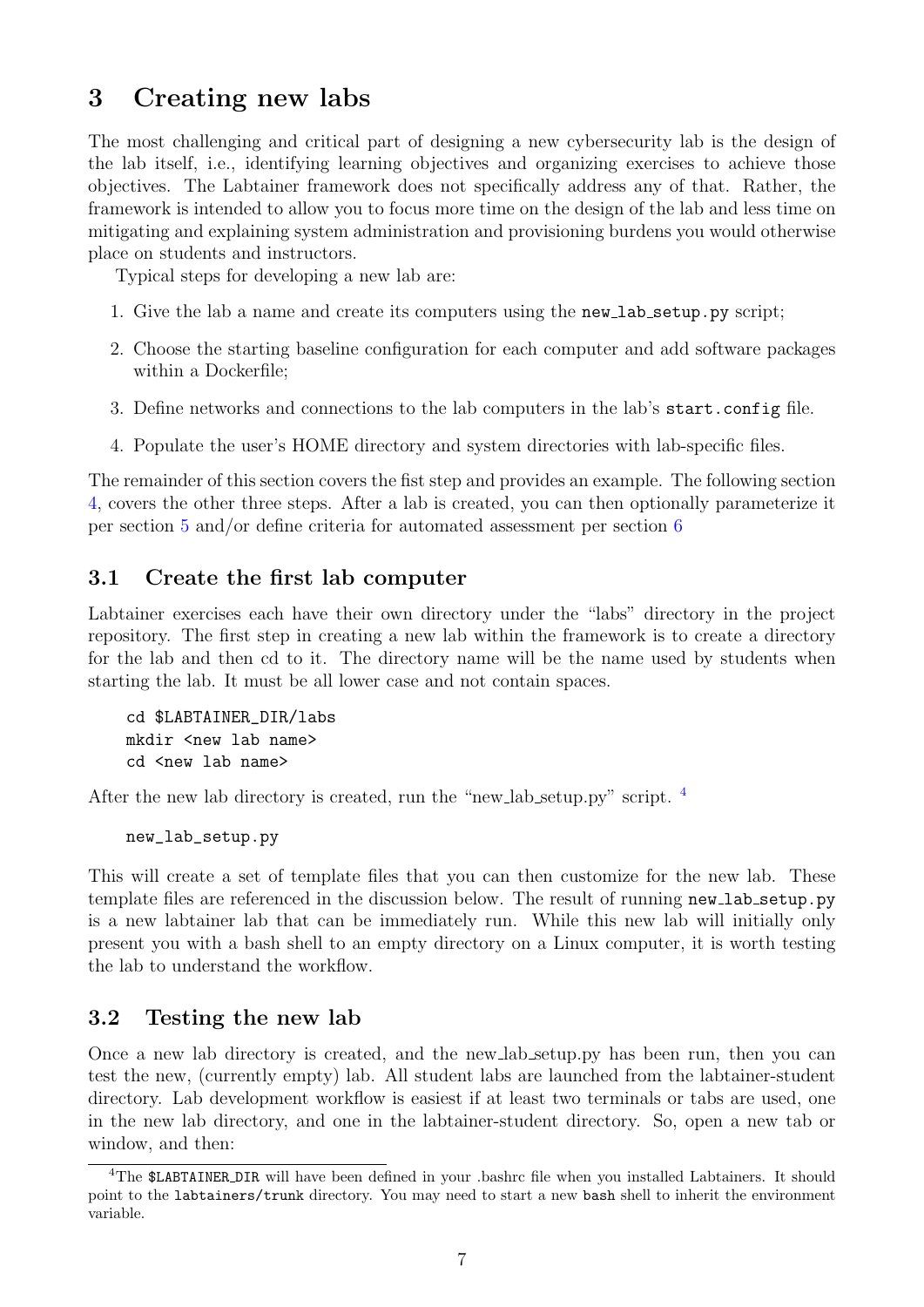# 3 Creating new labs

The most challenging and critical part of designing a new cybersecurity lab is the design of the lab itself, i.e., identifying learning objectives and organizing exercises to achieve those objectives. The Labtainer framework does not specifically address any of that. Rather, the framework is intended to allow you to focus more time on the design of the lab and less time on mitigating and explaining system administration and provisioning burdens you would otherwise place on students and instructors.

Typical steps for developing a new lab are:

1. Give the lab a name and create its computers using the `new_lab_setup.py` script;
2. Choose the starting baseline configuration for each computer and add software packages within a Dockerfile;
3. Define networks and connections to the lab computers in the lab's `start.config` file.
4. Populate the user's HOME directory and system directories with lab-specific files.

The remainder of this section covers the fist step and provides an example. The following section 4, covers the other three steps. After a lab is created, you can then optionally parameterize it per section 5 and/or define criteria for automated assessment per section 6

## 3.1 Create the first lab computer

Labtainer exercises each have their own directory under the "labs" directory in the project repository. The first step in creating a new lab within the framework is to create a directory for the lab and then cd to it. The directory name will be the name used by students when starting the lab. It must be all lower case and not contain spaces.

```
cd $LABTAINER_DIR/labs
mkdir <new lab name>
cd <new lab name>
```

After the new lab directory is created, run the "new_lab_setup.py" script. [4]

```
new_lab_setup.py
```

This will create a set of template files that you can then customize for the new lab. These template files are referenced in the discussion below. The result of running `new_lab_setup.py` is a new labtainer lab that can be immediately run. While this new lab will initially only present you with a bash shell to an empty directory on a Linux computer, it is worth testing the lab to understand the workflow.

## 3.2 Testing the new lab

Once a new lab directory is created, and the new_lab_setup.py has been run, then you can test the new, (currently empty) lab. All student labs are launched from the labtainer-student directory. Lab development workflow is easiest if at least two terminals or tabs are used, one in the new lab directory, and one in the labtainer-student directory. So, open a new tab or window, and then:

---

[4] The `$LABTAINER_DIR` will have been defined in your .bashrc file when you installed Labtainers. It should point to the `labtainers/trunk` directory. You may need to start a new `bash` shell to inherit the environment variable.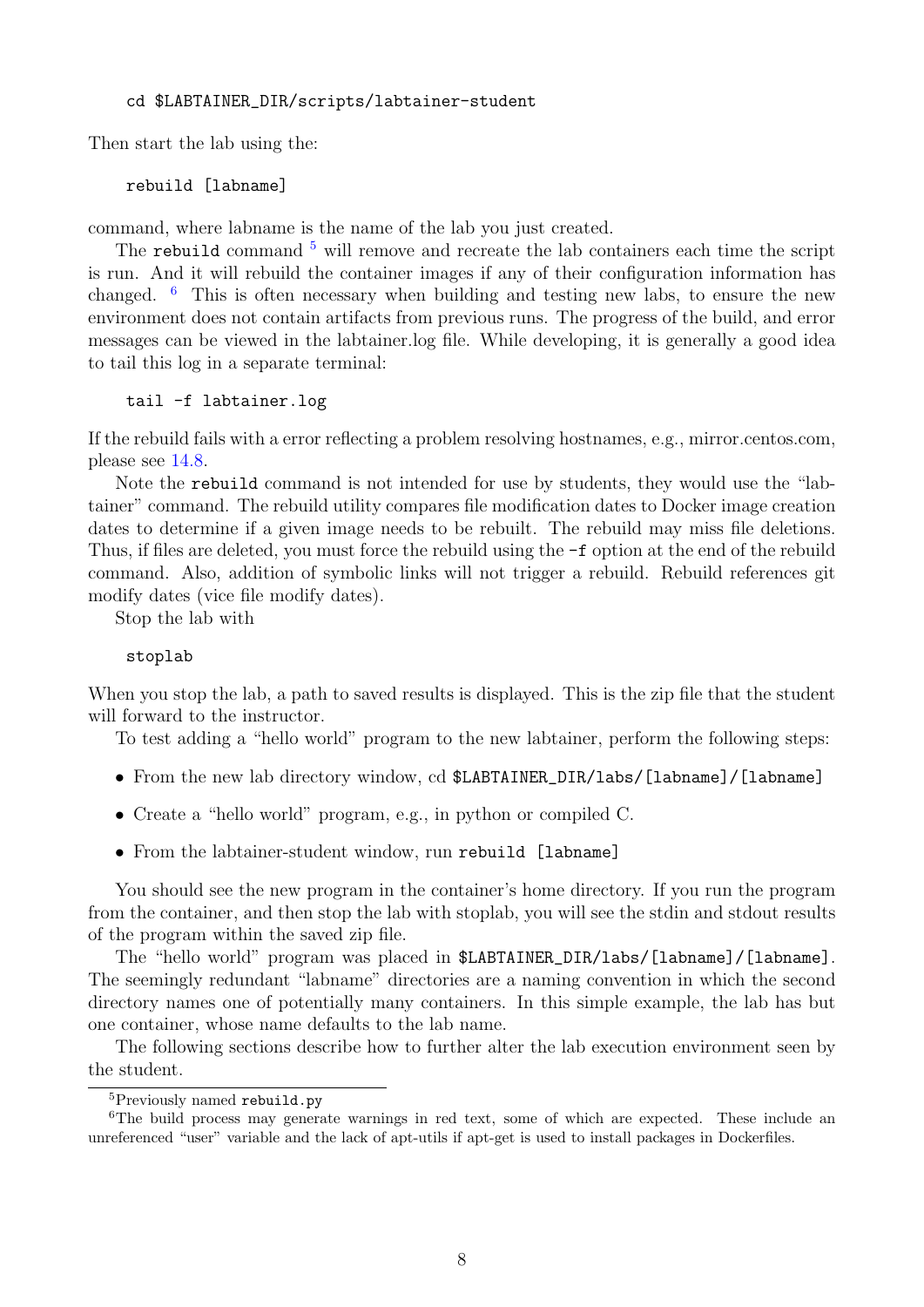```
cd $LABTAINER_DIR/scripts/labtainer-student
```

Then start the lab using the:

```
rebuild [labname]
```

command, where labname is the name of the lab you just created.

The `rebuild` command [5] will remove and recreate the lab containers each time the script is run. And it will rebuild the container images if any of their configuration information has changed. [6] This is often necessary when building and testing new labs, to ensure the new environment does not contain artifacts from previous runs. The progress of the build, and error messages can be viewed in the labtainer.log file. While developing, it is generally a good idea to tail this log in a separate terminal:

```
tail -f labtainer.log
```

If the rebuild fails with a error reflecting a problem resolving hostnames, e.g., mirror.centos.com, please see 14.8.

Note the `rebuild` command is not intended for use by students, they would use the "labtainer" command. The rebuild utility compares file modification dates to Docker image creation dates to determine if a given image needs to be rebuilt. The rebuild may miss file deletions. Thus, if files are deleted, you must force the rebuild using the `-f` option at the end of the rebuild command. Also, addition of symbolic links will not trigger a rebuild. Rebuild references git modify dates (vice file modify dates).

Stop the lab with

```
stoplab
```

When you stop the lab, a path to saved results is displayed. This is the zip file that the student will forward to the instructor.

To test adding a "hello world" program to the new labtainer, perform the following steps:

- From the new lab directory window, cd `$LABTAINER_DIR/labs/[labname]/[labname]`
- Create a "hello world" program, e.g., in python or compiled C.
- From the labtainer-student window, run `rebuild [labname]`

You should see the new program in the container's home directory. If you run the program from the container, and then stop the lab with stoplab, you will see the stdin and stdout results of the program within the saved zip file.

The "hello world" program was placed in `$LABTAINER_DIR/labs/[labname]/[labname]`. The seemingly redundant "labname" directories are a naming convention in which the second directory names one of potentially many containers. In this simple example, the lab has but one container, whose name defaults to the lab name.

The following sections describe how to further alter the lab execution environment seen by the student.

---

[5] Previously named `rebuild.py`

[6] The build process may generate warnings in red text, some of which are expected. These include an unreferenced "user" variable and the lack of apt-utils if apt-get is used to install packages in Dockerfiles.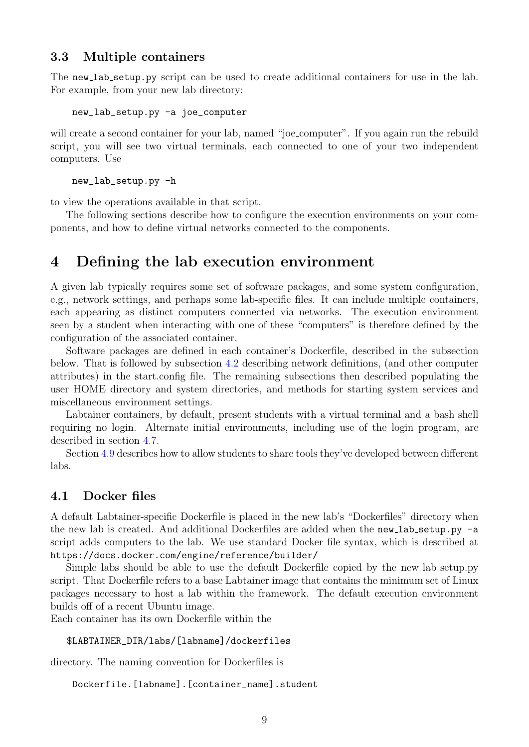### 3.3 Multiple containers

The `new_lab_setup.py` script can be used to create additional containers for use in the lab. For example, from your new lab directory:

```
new_lab_setup.py -a joe_computer
```

will create a second container for your lab, named "joe_computer". If you again run the rebuild script, you will see two virtual terminals, each connected to one of your two independent computers. Use

```
new_lab_setup.py -h
```

to view the operations available in that script.

The following sections describe how to configure the execution environments on your components, and how to define virtual networks connected to the components.

## 4 Defining the lab execution environment

A given lab typically requires some set of software packages, and some system configuration, e.g., network settings, and perhaps some lab-specific files. It can include multiple containers, each appearing as distinct computers connected via networks. The execution environment seen by a student when interacting with one of these "computers" is therefore defined by the configuration of the associated container.

Software packages are defined in each container's Dockerfile, described in the subsection below. That is followed by subsection 4.2 describing network definitions, (and other computer attributes) in the start.config file. The remaining subsections then described populating the user HOME directory and system directories, and methods for starting system services and miscellaneous environment settings.

Labtainer containers, by default, present students with a virtual terminal and a bash shell requiring no login. Alternate initial environments, including use of the login program, are described in section 4.7.

Section 4.9 describes how to allow students to share tools they've developed between different labs.

### 4.1 Docker files

A default Labtainer-specific Dockerfile is placed in the new lab's "Dockerfiles" directory when the new lab is created. And additional Dockerfiles are added when the `new_lab_setup.py -a` script adds computers to the lab. We use standard Docker file syntax, which is described at `https://docs.docker.com/engine/reference/builder/`

Simple labs should be able to use the default Dockerfile copied by the new_lab_setup.py script. That Dockerfile refers to a base Labtainer image that contains the minimum set of Linux packages necessary to host a lab within the framework. The default execution environment builds off of a recent Ubuntu image.
Each container has its own Dockerfile within the

```
$LABTAINER_DIR/labs/[labname]/dockerfiles
```

directory. The naming convention for Dockerfiles is

```
Dockerfile.[labname].[container_name].student
```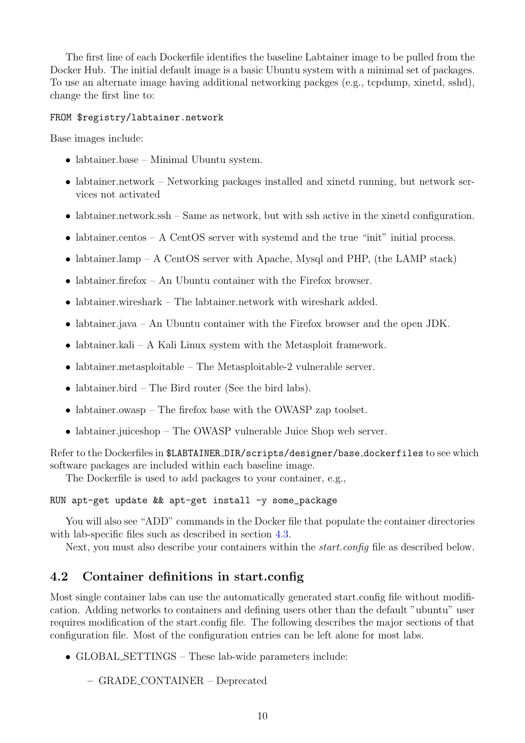The first line of each Dockerfile identifies the baseline Labtainer image to be pulled from the Docker Hub. The initial default image is a basic Ubuntu system with a minimal set of packages. To use an alternate image having additional networking packges (e.g., tcpdump, xinetd, sshd), change the first line to:

```
FROM $registry/labtainer.network
```

Base images include:

- labtainer.base – Minimal Ubuntu system.
- labtainer.network – Networking packages installed and xinetd running, but network services not activated
- labtainer.network.ssh – Same as network, but with ssh active in the xinetd configuration.
- labtainer.centos – A CentOS server with systemd and the true "init" initial process.
- labtainer.lamp – A CentOS server with Apache, Mysql and PHP, (the LAMP stack)
- labtainer.firefox – An Ubuntu container with the Firefox browser.
- labtainer.wireshark – The labtainer.network with wireshark added.
- labtainer.java – An Ubuntu container with the Firefox browser and the open JDK.
- labtainer.kali – A Kali Linux system with the Metasploit framework.
- labtainer.metasploitable – The Metasploitable-2 vulnerable server.
- labtainer.bird – The Bird router (See the bird labs).
- labtainer.owasp – The firefox base with the OWASP zap toolset.
- labtainer.juiceshop – The OWASP vulnerable Juice Shop web server.

Refer to the Dockerfiles in `$LABTAINER_DIR/scripts/designer/base_dockerfiles` to see which software packages are included within each baseline image.

The Dockerfile is used to add packages to your container, e.g.,

```
RUN apt-get update && apt-get install -y some_package
```

You will also see "ADD" commands in the Docker file that populate the container directories with lab-specific files such as described in section 4.3.

Next, you must also describe your containers within the *start.config* file as described below.

## 4.2 Container definitions in start.config

Most single container labs can use the automatically generated start.config file without modification. Adding networks to containers and defining users other than the default "ubuntu" user requires modification of the start.config file. The following describes the major sections of that configuration file. Most of the configuration entries can be left alone for most labs.

- GLOBAL_SETTINGS – These lab-wide parameters include:
  - GRADE_CONTAINER – Deprecated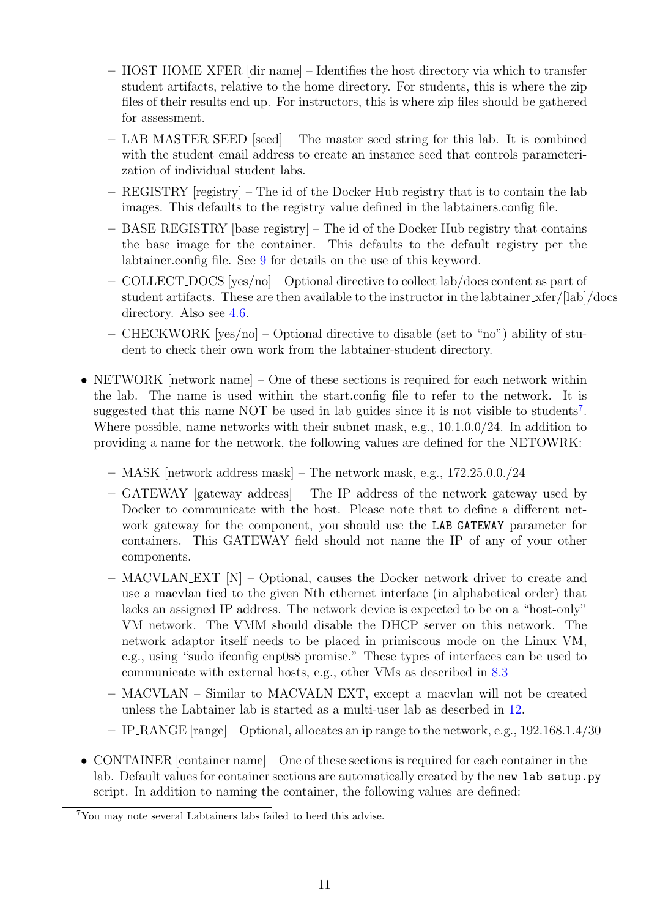- HOST_HOME_XFER [dir name] – Identifies the host directory via which to transfer student artifacts, relative to the home directory. For students, this is where the zip files of their results end up. For instructors, this is where zip files should be gathered for assessment.
  - LAB_MASTER_SEED [seed] – The master seed string for this lab. It is combined with the student email address to create an instance seed that controls parameterization of individual student labs.
  - REGISTRY [registry] – The id of the Docker Hub registry that is to contain the lab images. This defaults to the registry value defined in the labtainers.config file.
  - BASE_REGISTRY [base_registry] – The id of the Docker Hub registry that contains the base image for the container. This defaults to the default registry per the labtainer.config file. See 9 for details on the use of this keyword.
  - COLLECT_DOCS [yes/no] – Optional directive to collect lab/docs content as part of student artifacts. These are then available to the instructor in the labtainer_xfer/[lab]/docs directory. Also see 4.6.
  - CHECKWORK [yes/no] – Optional directive to disable (set to "no") ability of student to check their own work from the labtainer-student directory.

- NETWORK [network name] – One of these sections is required for each network within the lab. The name is used within the start.config file to refer to the network. It is suggested that this name NOT be used in lab guides since it is not visible to students[7]. Where possible, name networks with their subnet mask, e.g., 10.1.0.0/24. In addition to providing a name for the network, the following values are defined for the NETOWRK:
  - MASK [network address mask] – The network mask, e.g., 172.25.0.0./24
  - GATEWAY [gateway address] – The IP address of the network gateway used by Docker to communicate with the host. Please note that to define a different network gateway for the component, you should use the `LAB_GATEWAY` parameter for containers. This GATEWAY field should not name the IP of any of your other components.
  - MACVLAN_EXT [N] – Optional, causes the Docker network driver to create and use a macvlan tied to the given Nth ethernet interface (in alphabetical order) that lacks an assigned IP address. The network device is expected to be on a "host-only" VM network. The VMM should disable the DHCP server on this network. The network adaptor itself needs to be placed in primiscous mode on the Linux VM, e.g., using "sudo ifconfig enp0s8 promisc." These types of interfaces can be used to communicate with external hosts, e.g., other VMs as described in 8.3
  - MACVLAN – Similar to MACVALN_EXT, except a macvlan will not be created unless the Labtainer lab is started as a multi-user lab as descrbed in 12.
  - IP_RANGE [range] – Optional, allocates an ip range to the network, e.g., 192.168.1.4/30

- CONTAINER [container name] – One of these sections is required for each container in the lab. Default values for container sections are automatically created by the `new_lab_setup.py` script. In addition to naming the container, the following values are defined:

[7] You may note several Labtainers labs failed to heed this advise.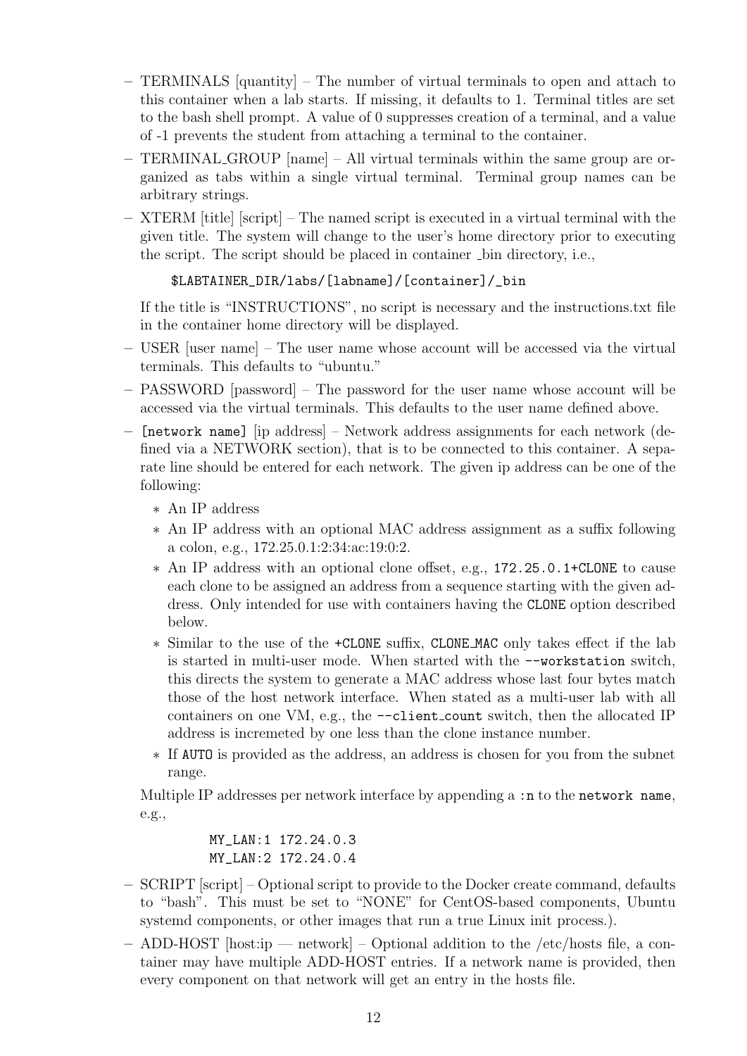- TERMINALS [quantity] – The number of virtual terminals to open and attach to this container when a lab starts. If missing, it defaults to 1. Terminal titles are set to the bash shell prompt. A value of 0 suppresses creation of a terminal, and a value of -1 prevents the student from attaching a terminal to the container.
- TERMINAL_GROUP [name] – All virtual terminals within the same group are organized as tabs within a single virtual terminal. Terminal group names can be arbitrary strings.
- XTERM [title] [script] – The named script is executed in a virtual terminal with the given title. The system will change to the user's home directory prior to executing the script. The script should be placed in container _bin directory, i.e.,

  ```
  $LABTAINER_DIR/labs/[labname]/[container]/_bin
  ```

  If the title is "INSTRUCTIONS", no script is necessary and the instructions.txt file in the container home directory will be displayed.
- USER [user name] – The user name whose account will be accessed via the virtual terminals. This defaults to "ubuntu."
- PASSWORD [password] – The password for the user name whose account will be accessed via the virtual terminals. This defaults to the user name defined above.
- `[network name]` [ip address] – Network address assignments for each network (defined via a NETWORK section), that is to be connected to this container. A separate line should be entered for each network. The given ip address can be one of the following:
  - An IP address
  - An IP address with an optional MAC address assignment as a suffix following a colon, e.g., 172.25.0.1:2:34:ac:19:0:2.
  - An IP address with an optional clone offset, e.g., `172.25.0.1+CLONE` to cause each clone to be assigned an address from a sequence starting with the given address. Only intended for use with containers having the `CLONE` option described below.
  - Similar to the use of the `+CLONE` suffix, `CLONE_MAC` only takes effect if the lab is started in multi-user mode. When started with the `--workstation` switch, this directs the system to generate a MAC address whose last four bytes match those of the host network interface. When stated as a multi-user lab with all containers on one VM, e.g., the `--client_count` switch, then the allocated IP address is incremeted by one less than the clone instance number.
  - If `AUTO` is provided as the address, an address is chosen for you from the subnet range.

  Multiple IP addresses per network interface by appending a `:n` to the `network name`, e.g.,

  ```
  MY_LAN:1 172.24.0.3
  MY_LAN:2 172.24.0.4
  ```
- SCRIPT [script] – Optional script to provide to the Docker create command, defaults to "bash". This must be set to "NONE" for CentOS-based components, Ubuntu systemd components, or other images that run a true Linux init process.).
- ADD-HOST [host:ip — network] – Optional addition to the /etc/hosts file, a container may have multiple ADD-HOST entries. If a network name is provided, then every component on that network will get an entry in the hosts file.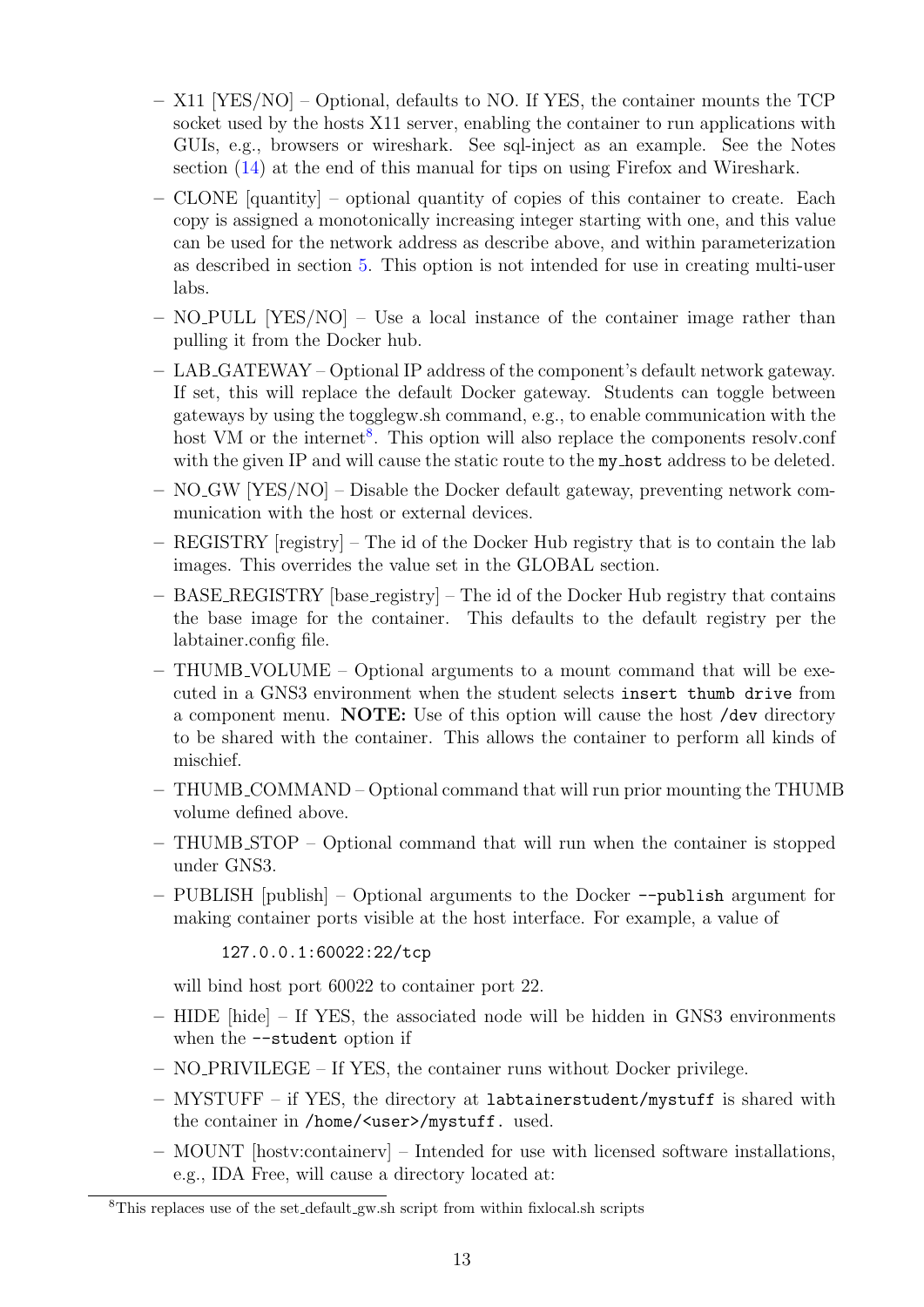- X11 [YES/NO] – Optional, defaults to NO. If YES, the container mounts the TCP socket used by the hosts X11 server, enabling the container to run applications with GUIs, e.g., browsers or wireshark. See sql-inject as an example. See the Notes section (14) at the end of this manual for tips on using Firefox and Wireshark.
- CLONE [quantity] – optional quantity of copies of this container to create. Each copy is assigned a monotonically increasing integer starting with one, and this value can be used for the network address as describe above, and within parameterization as described in section 5. This option is not intended for use in creating multi-user labs.
- NO_PULL [YES/NO] – Use a local instance of the container image rather than pulling it from the Docker hub.
- LAB_GATEWAY – Optional IP address of the component's default network gateway. If set, this will replace the default Docker gateway. Students can toggle between gateways by using the togglegw.sh command, e.g., to enable communication with the host VM or the internet[8]. This option will also replace the components resolv.conf with the given IP and will cause the static route to the `my_host` address to be deleted.
- NO_GW [YES/NO] – Disable the Docker default gateway, preventing network communication with the host or external devices.
- REGISTRY [registry] – The id of the Docker Hub registry that is to contain the lab images. This overrides the value set in the GLOBAL section.
- BASE_REGISTRY [base_registry] – The id of the Docker Hub registry that contains the base image for the container. This defaults to the default registry per the labtainer.config file.
- THUMB_VOLUME – Optional arguments to a mount command that will be executed in a GNS3 environment when the student selects `insert thumb drive` from a component menu. **NOTE:** Use of this option will cause the host `/dev` directory to be shared with the container. This allows the container to perform all kinds of mischief.
- THUMB_COMMAND – Optional command that will run prior mounting the THUMB volume defined above.
- THUMB_STOP – Optional command that will run when the container is stopped under GNS3.
- PUBLISH [publish] – Optional arguments to the Docker `--publish` argument for making container ports visible at the host interface. For example, a value of

  ```
  127.0.0.1:60022:22/tcp
  ```

  will bind host port 60022 to container port 22.
- HIDE [hide] – If YES, the associated node will be hidden in GNS3 environments when the `--student` option if
- NO_PRIVILEGE – If YES, the container runs without Docker privilege.
- MYSTUFF – if YES, the directory at `labtainerstudent/mystuff` is shared with the container in `/home/<user>/mystuff.` used.
- MOUNT [hostv:containerv] – Intended for use with licensed software installations, e.g., IDA Free, will cause a directory located at:

[8] This replaces use of the set_default_gw.sh script from within fixlocal.sh scripts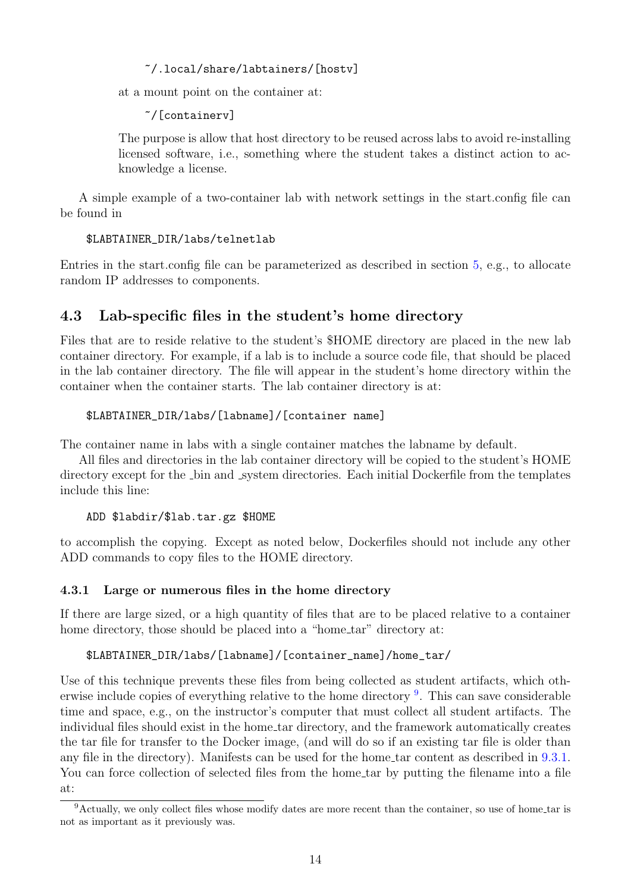```
~/.local/share/labtainers/[hostv]
```

at a mount point on the container at:

```
~/[containerv]
```

The purpose is allow that host directory to be reused across labs to avoid re-installing licensed software, i.e., something where the student takes a distinct action to acknowledge a license.

A simple example of a two-container lab with network settings in the start.config file can be found in

```
$LABTAINER_DIR/labs/telnetlab
```

Entries in the start.config file can be parameterized as described in section 5, e.g., to allocate random IP addresses to components.

## 4.3 Lab-specific files in the student's home directory

Files that are to reside relative to the student's $HOME directory are placed in the new lab container directory. For example, if a lab is to include a source code file, that should be placed in the lab container directory. The file will appear in the student's home directory within the container when the container starts. The lab container directory is at:

```
$LABTAINER_DIR/labs/[labname]/[container name]
```

The container name in labs with a single container matches the labname by default.

All files and directories in the lab container directory will be copied to the student's HOME directory except for the _bin and _system directories. Each initial Dockerfile from the templates include this line:

```
ADD $labdir/$lab.tar.gz $HOME
```

to accomplish the copying. Except as noted below, Dockerfiles should not include any other ADD commands to copy files to the HOME directory.

### 4.3.1 Large or numerous files in the home directory

If there are large sized, or a high quantity of files that are to be placed relative to a container home directory, those should be placed into a "home_tar" directory at:

```
$LABTAINER_DIR/labs/[labname]/[container_name]/home_tar/
```

Use of this technique prevents these files from being collected as student artifacts, which otherwise include copies of everything relative to the home directory [9]. This can save considerable time and space, e.g., on the instructor's computer that must collect all student artifacts. The individual files should exist in the home_tar directory, and the framework automatically creates the tar file for transfer to the Docker image, (and will do so if an existing tar file is older than any file in the directory). Manifests can be used for the home_tar content as described in 9.3.1. You can force collection of selected files from the home_tar by putting the filename into a file at:

[9] Actually, we only collect files whose modify dates are more recent than the container, so use of home_tar is not as important as it previously was.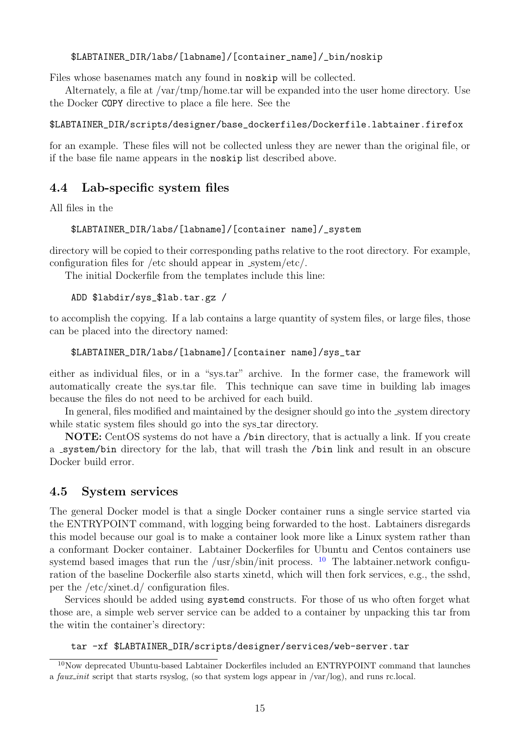```
$LABTAINER_DIR/labs/[labname]/[container_name]/_bin/noskip
```

Files whose basenames match any found in `noskip` will be collected.

Alternately, a file at /var/tmp/home.tar will be expanded into the user home directory. Use the Docker `COPY` directive to place a file here. See the

```
$LABTAINER_DIR/scripts/designer/base_dockerfiles/Dockerfile.labtainer.firefox
```

for an example. These files will not be collected unless they are newer than the original file, or if the base file name appears in the `noskip` list described above.

## 4.4 Lab-specific system files

All files in the

```
$LABTAINER_DIR/labs/[labname]/[container name]/_system
```

directory will be copied to their corresponding paths relative to the root directory. For example, configuration files for /etc should appear in _system/etc/.

The initial Dockerfile from the templates include this line:

```
ADD $labdir/sys_$lab.tar.gz /
```

to accomplish the copying. If a lab contains a large quantity of system files, or large files, those can be placed into the directory named:

```
$LABTAINER_DIR/labs/[labname]/[container name]/sys_tar
```

either as individual files, or in a "sys.tar" archive. In the former case, the framework will automatically create the sys.tar file. This technique can save time in building lab images because the files do not need to be archived for each build.

In general, files modified and maintained by the designer should go into the _system directory while static system files should go into the sys_tar directory.

**NOTE:** CentOS systems do not have a `/bin` directory, that is actually a link. If you create a `_system/bin` directory for the lab, that will trash the `/bin` link and result in an obscure Docker build error.

## 4.5 System services

The general Docker model is that a single Docker container runs a single service started via the ENTRYPOINT command, with logging being forwarded to the host. Labtainers disregards this model because our goal is to make a container look more like a Linux system rather than a conformant Docker container. Labtainer Dockerfiles for Ubuntu and Centos containers use systemd based images that run the /usr/sbin/init process. [10] The labtainer.network configuration of the baseline Dockerfile also starts xinetd, which will then fork services, e.g., the sshd, per the /etc/xinet.d/ configuration files.

Services should be added using `systemd` constructs. For those of us who often forget what those are, a simple web server service can be added to a container by unpacking this tar from the witin the container's directory:

```
tar -xf $LABTAINER_DIR/scripts/designer/services/web-server.tar
```

[10] Now deprecated Ubuntu-based Labtainer Dockerfiles included an ENTRYPOINT command that launches a *faux_init* script that starts rsyslog, (so that system logs appear in /var/log), and runs rc.local.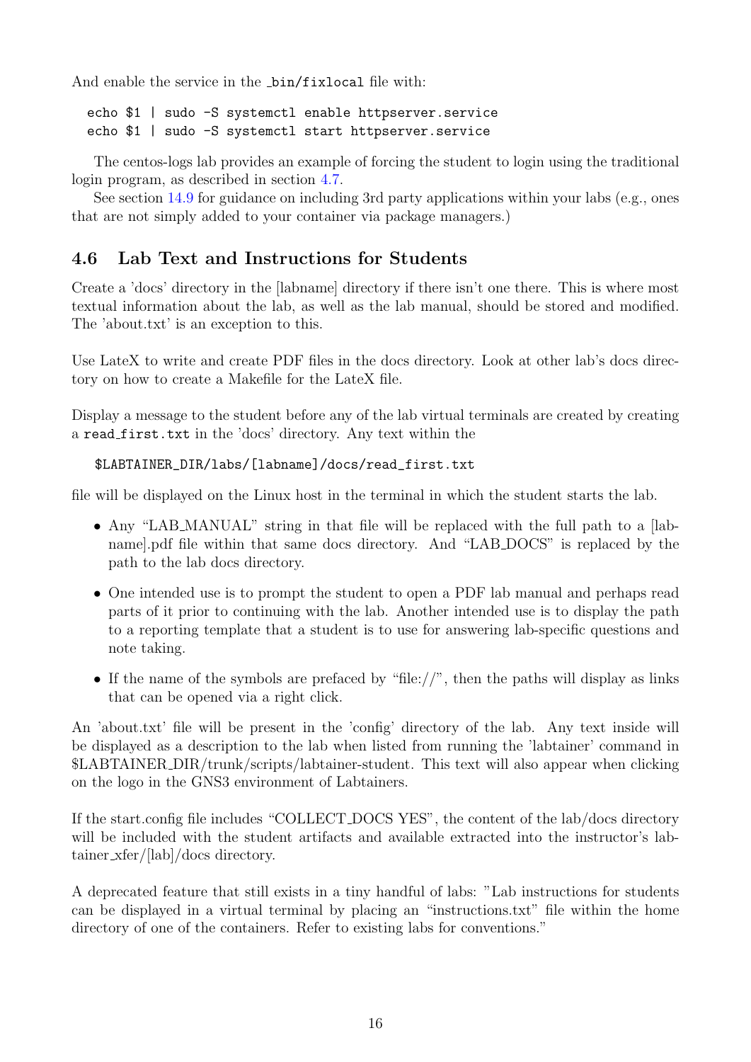And enable the service in the _bin/fixlocal file with:

```
echo $1 | sudo -S systemctl enable httpserver.service
echo $1 | sudo -S systemctl start httpserver.service
```

The centos-logs lab provides an example of forcing the student to login using the traditional login program, as described in section 4.7.

See section 14.9 for guidance on including 3rd party applications within your labs (e.g., ones that are not simply added to your container via package managers.)

## 4.6 Lab Text and Instructions for Students

Create a 'docs' directory in the [labname] directory if there isn't one there. This is where most textual information about the lab, as well as the lab manual, should be stored and modified. The 'about.txt' is an exception to this.

Use LateX to write and create PDF files in the docs directory. Look at other lab's docs directory on how to create a Makefile for the LateX file.

Display a message to the student before any of the lab virtual terminals are created by creating a read_first.txt in the 'docs' directory. Any text within the

```
$LABTAINER_DIR/labs/[labname]/docs/read_first.txt
```

file will be displayed on the Linux host in the terminal in which the student starts the lab.

- Any "LAB_MANUAL" string in that file will be replaced with the full path to a [labname].pdf file within that same docs directory. And "LAB_DOCS" is replaced by the path to the lab docs directory.
- One intended use is to prompt the student to open a PDF lab manual and perhaps read parts of it prior to continuing with the lab. Another intended use is to display the path to a reporting template that a student is to use for answering lab-specific questions and note taking.
- If the name of the symbols are prefaced by "file://", then the paths will display as links that can be opened via a right click.

An 'about.txt' file will be present in the 'config' directory of the lab. Any text inside will be displayed as a description to the lab when listed from running the 'labtainer' command in $LABTAINER_DIR/trunk/scripts/labtainer-student. This text will also appear when clicking on the logo in the GNS3 environment of Labtainers.

If the start.config file includes "COLLECT_DOCS YES", the content of the lab/docs directory will be included with the student artifacts and available extracted into the instructor's labtainer_xfer/[lab]/docs directory.

A deprecated feature that still exists in a tiny handful of labs: "Lab instructions for students can be displayed in a virtual terminal by placing an "instructions.txt" file within the home directory of one of the containers. Refer to existing labs for conventions."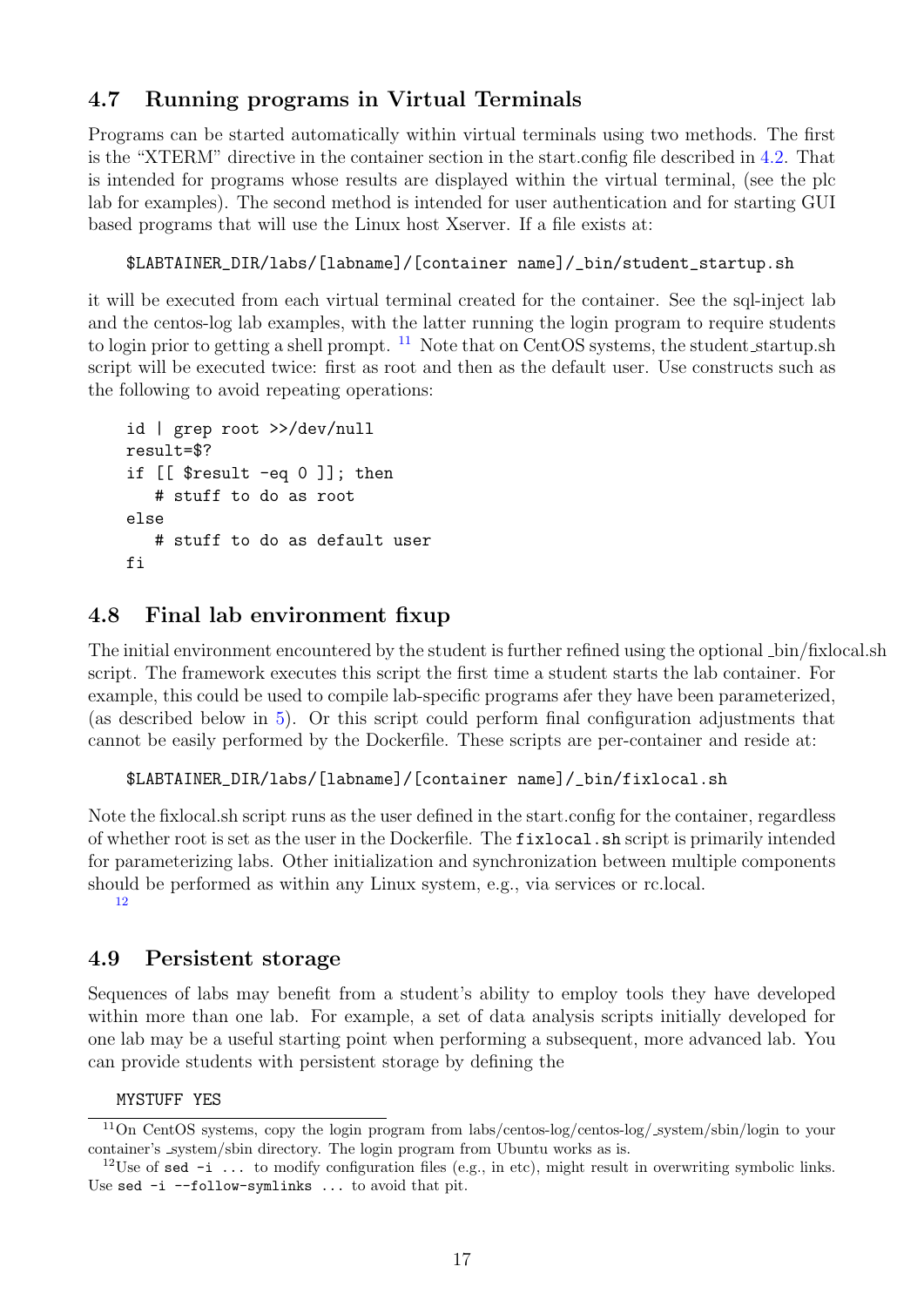## 4.7 Running programs in Virtual Terminals

Programs can be started automatically within virtual terminals using two methods. The first is the "XTERM" directive in the container section in the start.config file described in 4.2. That is intended for programs whose results are displayed within the virtual terminal, (see the plc lab for examples). The second method is intended for user authentication and for starting GUI based programs that will use the Linux host Xserver. If a file exists at:

```
$LABTAINER_DIR/labs/[labname]/[container name]/_bin/student_startup.sh
```

it will be executed from each virtual terminal created for the container. See the sql-inject lab and the centos-log lab examples, with the latter running the login program to require students to login prior to getting a shell prompt. [11] Note that on CentOS systems, the student_startup.sh script will be executed twice: first as root and then as the default user. Use constructs such as the following to avoid repeating operations:

```
id | grep root >>/dev/null
result=$?
if [[ $result -eq 0 ]]; then
   # stuff to do as root
else
   # stuff to do as default user
fi
```

## 4.8 Final lab environment fixup

The initial environment encountered by the student is further refined using the optional _bin/fixlocal.sh script. The framework executes this script the first time a student starts the lab container. For example, this could be used to compile lab-specific programs afer they have been parameterized, (as described below in 5). Or this script could perform final configuration adjustments that cannot be easily performed by the Dockerfile. These scripts are per-container and reside at:

```
$LABTAINER_DIR/labs/[labname]/[container name]/_bin/fixlocal.sh
```

Note the fixlocal.sh script runs as the user defined in the start.config for the container, regardless of whether root is set as the user in the Dockerfile. The `fixlocal.sh` script is primarily intended for parameterizing labs. Other initialization and synchronization between multiple components should be performed as within any Linux system, e.g., via services or rc.local. [12]

## 4.9 Persistent storage

Sequences of labs may benefit from a student's ability to employ tools they have developed within more than one lab. For example, a set of data analysis scripts initially developed for one lab may be a useful starting point when performing a subsequent, more advanced lab. You can provide students with persistent storage by defining the

```
MYSTUFF YES
```

---

[11] On CentOS systems, copy the login program from labs/centos-log/centos-log/_system/sbin/login to your container's _system/sbin directory. The login program from Ubuntu works as is.

[12] Use of `sed -i ...` to modify configuration files (e.g., in etc), might result in overwriting symbolic links. Use `sed -i --follow-symlinks ...` to avoid that pit.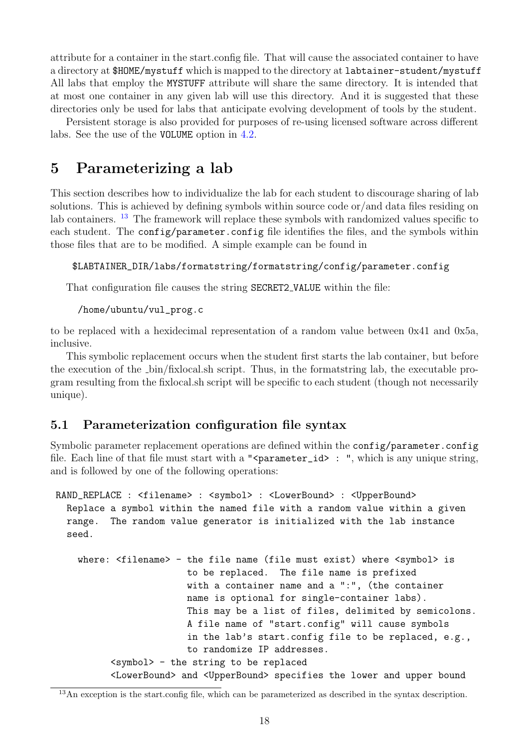attribute for a container in the start.config file. That will cause the associated container to have a directory at `$HOME/mystuff` which is mapped to the directory at `labtainer-student/mystuff` All labs that employ the `MYSTUFF` attribute will share the same directory. It is intended that at most one container in any given lab will use this directory. And it is suggested that these directories only be used for labs that anticipate evolving development of tools by the student.

Persistent storage is also provided for purposes of re-using licensed software across different labs. See the use of the `VOLUME` option in 4.2.

# 5 Parameterizing a lab

This section describes how to individualize the lab for each student to discourage sharing of lab solutions. This is achieved by defining symbols within source code or/and data files residing on lab containers. [13] The framework will replace these symbols with randomized values specific to each student. The `config/parameter.config` file identifies the files, and the symbols within those files that are to be modified. A simple example can be found in

```
$LABTAINER_DIR/labs/formatstring/formatstring/config/parameter.config
```

That configuration file causes the string `SECRET2_VALUE` within the file:

```
/home/ubuntu/vul_prog.c
```

to be replaced with a hexidecimal representation of a random value between 0x41 and 0x5a, inclusive.

This symbolic replacement occurs when the student first starts the lab container, but before the execution of the _bin/fixlocal.sh script. Thus, in the formatstring lab, the executable program resulting from the fixlocal.sh script will be specific to each student (though not necessarily unique).

## 5.1 Parameterization configuration file syntax

Symbolic parameter replacement operations are defined within the `config/parameter.config` file. Each line of that file must start with a `"<parameter_id> : "`, which is any unique string, and is followed by one of the following operations:

```
RAND_REPLACE : <filename> : <symbol> : <LowerBound> : <UpperBound>
  Replace a symbol within the named file with a random value within a given
  range.  The random value generator is initialized with the lab instance
  seed.

    where: <filename> - the file name (file must exist) where <symbol> is
                        to be replaced.  The file name is prefixed
                        with a container name and a ":", (the container
                        name is optional for single-container labs).
                        This may be a list of files, delimited by semicolons.
                        A file name of "start.config" will cause symbols
                        in the lab's start.config file to be replaced, e.g.,
                        to randomize IP addresses.
           <symbol> - the string to be replaced
           <LowerBound> and <UpperBound> specifies the lower and upper bound
```

[13] An exception is the start.config file, which can be parameterized as described in the syntax description.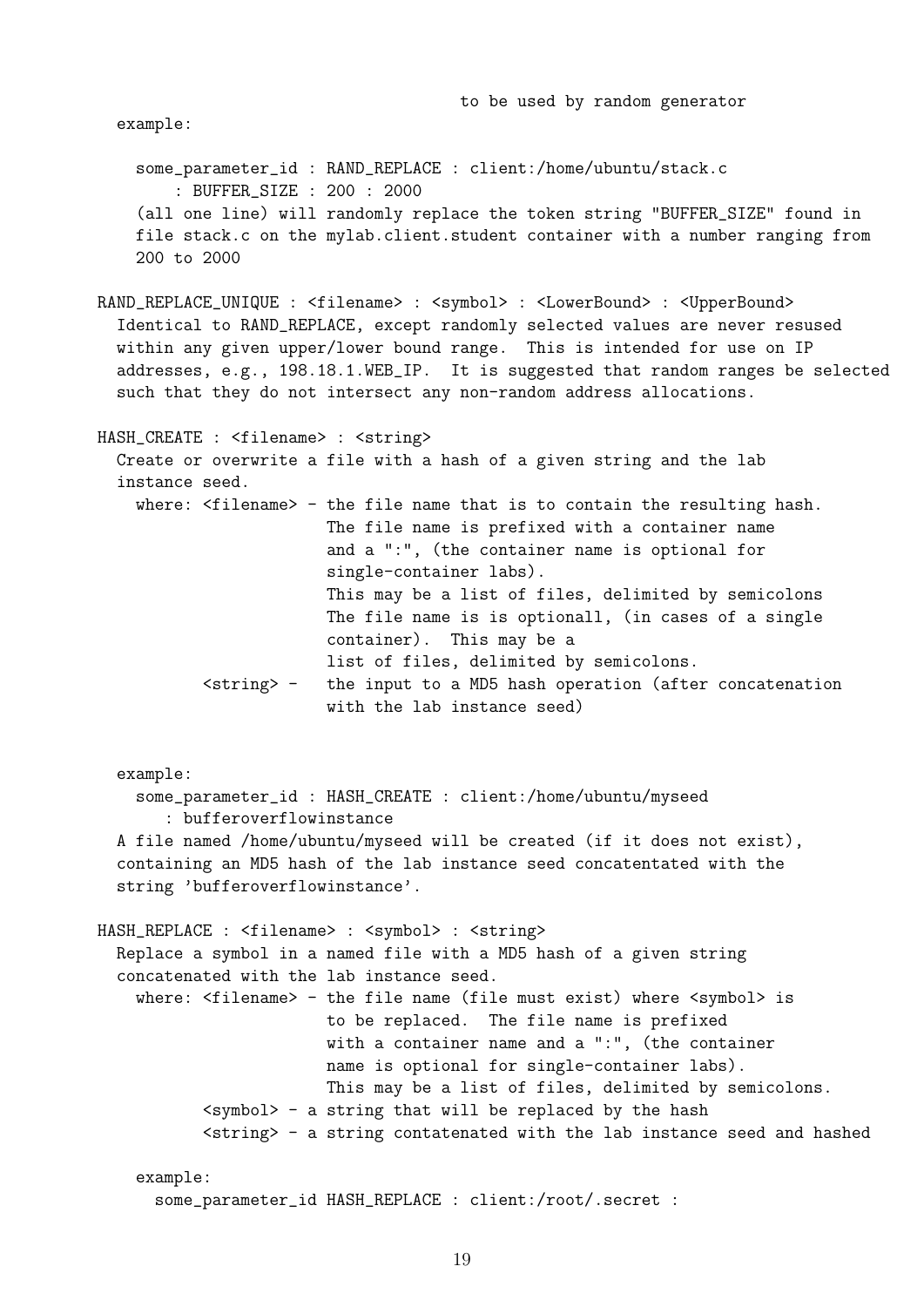```
                                       to be used by random generator
  example:

    some_parameter_id : RAND_REPLACE : client:/home/ubuntu/stack.c
        : BUFFER_SIZE : 200 : 2000
    (all one line) will randomly replace the token string "BUFFER_SIZE" found in
    file stack.c on the mylab.client.student container with a number ranging from
    200 to 2000

RAND_REPLACE_UNIQUE : <filename> : <symbol> : <LowerBound> : <UpperBound>
  Identical to RAND_REPLACE, except randomly selected values are never resused
  within any given upper/lower bound range.  This is intended for use on IP
  addresses, e.g., 198.18.1.WEB_IP.  It is suggested that random ranges be selected
  such that they do not intersect any non-random address allocations.

HASH_CREATE : <filename> : <string>
  Create or overwrite a file with a hash of a given string and the lab
  instance seed.
    where: <filename> - the file name that is to contain the resulting hash.
                        The file name is prefixed with a container name
                        and a ":", (the container name is optional for
                        single-container labs).
                        This may be a list of files, delimited by semicolons
                        The file name is is optionall, (in cases of a single
                        container).  This may be a
                        list of files, delimited by semicolons.
           <string> -   the input to a MD5 hash operation (after concatenation
                        with the lab instance seed)


  example:
    some_parameter_id : HASH_CREATE : client:/home/ubuntu/myseed
       : bufferoverflowinstance
  A file named /home/ubuntu/myseed will be created (if it does not exist),
  containing an MD5 hash of the lab instance seed concatentated with the
  string 'bufferoverflowinstance'.

HASH_REPLACE : <filename> : <symbol> : <string>
  Replace a symbol in a named file with a MD5 hash of a given string
  concatenated with the lab instance seed.
    where: <filename> - the file name (file must exist) where <symbol> is
                        to be replaced.  The file name is prefixed
                        with a container name and a ":", (the container
                        name is optional for single-container labs).
                        This may be a list of files, delimited by semicolons.
           <symbol> - a string that will be replaced by the hash
           <string> - a string contatenated with the lab instance seed and hashed

    example:
      some_parameter_id HASH_REPLACE : client:/root/.secret :
```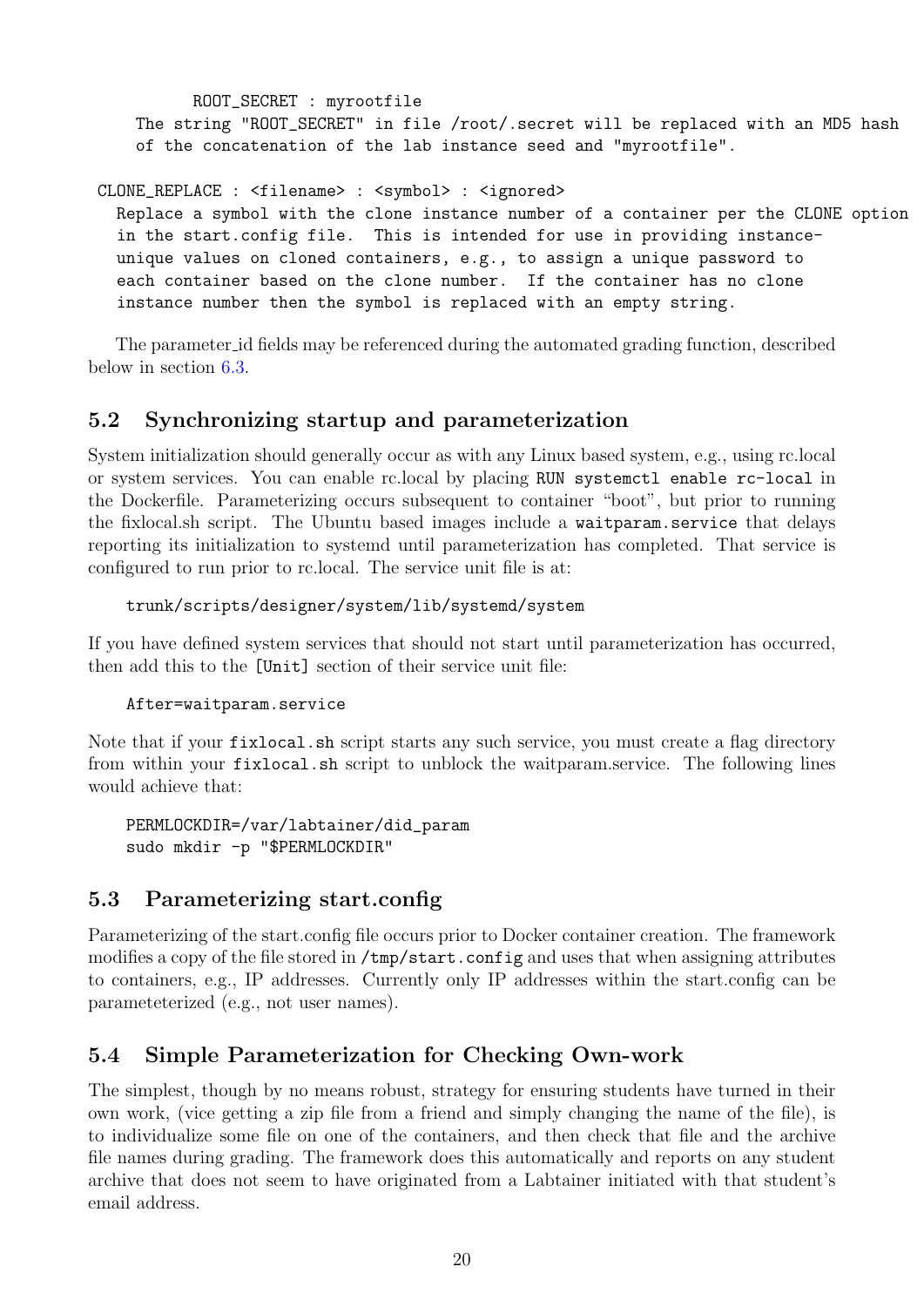```
        ROOT_SECRET : myrootfile
    The string "ROOT_SECRET" in file /root/.secret will be replaced with an MD5 hash
    of the concatenation of the lab instance seed and "myrootfile".

CLONE_REPLACE : <filename> : <symbol> : <ignored>
  Replace a symbol with the clone instance number of a container per the CLONE option
  in the start.config file.  This is intended for use in providing instance-
  unique values on cloned containers, e.g., to assign a unique password to
  each container based on the clone number.  If the container has no clone
  instance number then the symbol is replaced with an empty string.
```

The parameter_id fields may be referenced during the automated grading function, described below in section 6.3.

## 5.2 Synchronizing startup and parameterization

System initialization should generally occur as with any Linux based system, e.g., using rc.local or system services. You can enable rc.local by placing `RUN systemctl enable rc-local` in the Dockerfile. Parameterizing occurs subsequent to container "boot", but prior to running the fixlocal.sh script. The Ubuntu based images include a `waitparam.service` that delays reporting its initialization to systemd until parameterization has completed. That service is configured to run prior to rc.local. The service unit file is at:

```
trunk/scripts/designer/system/lib/systemd/system
```

If you have defined system services that should not start until parameterization has occurred, then add this to the `[Unit]` section of their service unit file:

```
After=waitparam.service
```

Note that if your `fixlocal.sh` script starts any such service, you must create a flag directory from within your `fixlocal.sh` script to unblock the waitparam.service. The following lines would achieve that:

```
PERMLOCKDIR=/var/labtainer/did_param
sudo mkdir -p "$PERMLOCKDIR"
```

## 5.3 Parameterizing start.config

Parameterizing of the start.config file occurs prior to Docker container creation. The framework modifies a copy of the file stored in `/tmp/start.config` and uses that when assigning attributes to containers, e.g., IP addresses. Currently only IP addresses within the start.config can be parameteterized (e.g., not user names).

## 5.4 Simple Parameterization for Checking Own-work

The simplest, though by no means robust, strategy for ensuring students have turned in their own work, (vice getting a zip file from a friend and simply changing the name of the file), is to individualize some file on one of the containers, and then check that file and the archive file names during grading. The framework does this automatically and reports on any student archive that does not seem to have originated from a Labtainer initiated with that student's email address.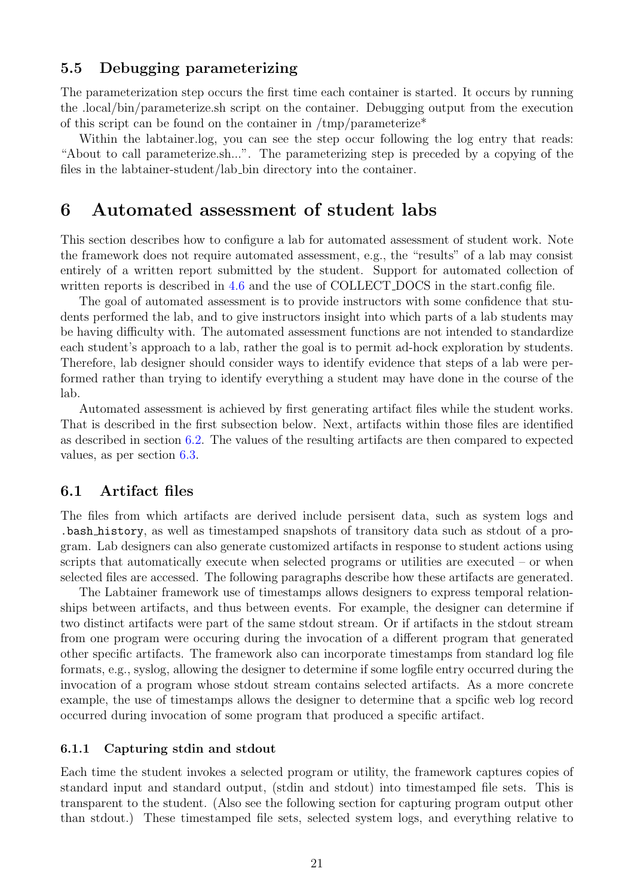### 5.5 Debugging parameterizing

The parameterization step occurs the first time each container is started. It occurs by running the .local/bin/parameterize.sh script on the container. Debugging output from the execution of this script can be found on the container in /tmp/parameterize*

Within the labtainer.log, you can see the step occur following the log entry that reads: "About to call parameterize.sh...". The parameterizing step is preceded by a copying of the files in the labtainer-student/lab_bin directory into the container.

## 6 Automated assessment of student labs

This section describes how to configure a lab for automated assessment of student work. Note the framework does not require automated assessment, e.g., the "results" of a lab may consist entirely of a written report submitted by the student. Support for automated collection of written reports is described in 4.6 and the use of COLLECT_DOCS in the start.config file.

The goal of automated assessment is to provide instructors with some confidence that students performed the lab, and to give instructors insight into which parts of a lab students may be having difficulty with. The automated assessment functions are not intended to standardize each student's approach to a lab, rather the goal is to permit ad-hock exploration by students. Therefore, lab designer should consider ways to identify evidence that steps of a lab were performed rather than trying to identify everything a student may have done in the course of the lab.

Automated assessment is achieved by first generating artifact files while the student works. That is described in the first subsection below. Next, artifacts within those files are identified as described in section 6.2. The values of the resulting artifacts are then compared to expected values, as per section 6.3.

### 6.1 Artifact files

The files from which artifacts are derived include persistent data, such as system logs and `.bash_history`, as well as timestamped snapshots of transitory data such as stdout of a program. Lab designers can also generate customized artifacts in response to student actions using scripts that automatically execute when selected programs or utilities are executed – or when selected files are accessed. The following paragraphs describe how these artifacts are generated.

The Labtainer framework use of timestamps allows designers to express temporal relationships between artifacts, and thus between events. For example, the designer can determine if two distinct artifacts were part of the same stdout stream. Or if artifacts in the stdout stream from one program were occuring during the invocation of a different program that generated other specific artifacts. The framework also can incorporate timestamps from standard log file formats, e.g., syslog, allowing the designer to determine if some logfile entry occurred during the invocation of a program whose stdout stream contains selected artifacts. As a more concrete example, the use of timestamps allows the designer to determine that a spcific web log record occurred during invocation of some program that produced a specific artifact.

#### 6.1.1 Capturing stdin and stdout

Each time the student invokes a selected program or utility, the framework captures copies of standard input and standard output, (stdin and stdout) into timestamped file sets. This is transparent to the student. (Also see the following section for capturing program output other than stdout.) These timestamped file sets, selected system logs, and everything relative to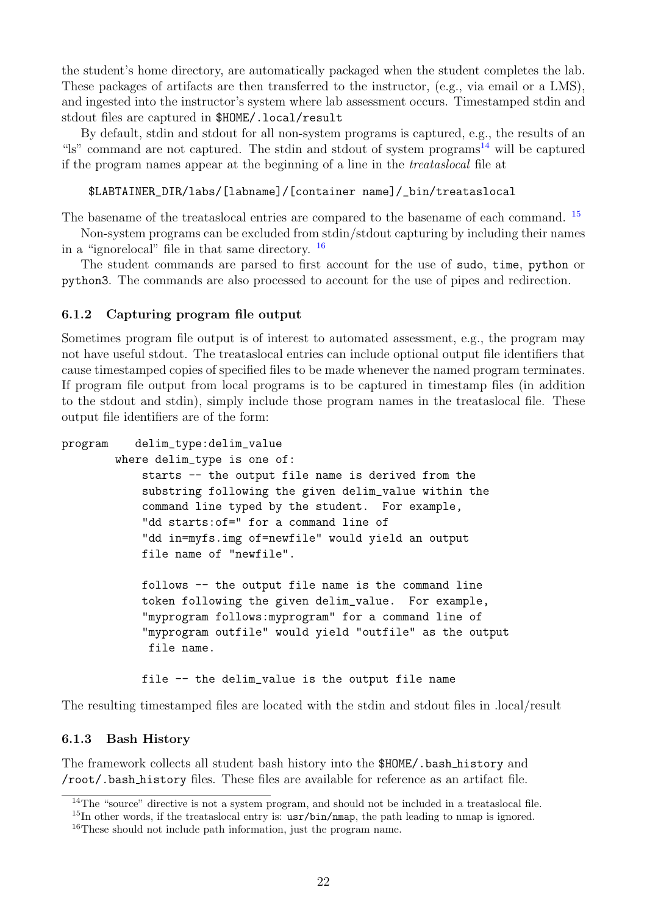the student's home directory, are automatically packaged when the student completes the lab. These packages of artifacts are then transferred to the instructor, (e.g., via email or a LMS), and ingested into the instructor's system where lab assessment occurs. Timestamped stdin and stdout files are captured in `$HOME/.local/result`

By default, stdin and stdout for all non-system programs is captured, e.g., the results of an "ls" command are not captured. The stdin and stdout of system programs[14] will be captured if the program names appear at the beginning of a line in the *treataslocal* file at

```
$LABTAINER_DIR/labs/[labname]/[container name]/_bin/treataslocal
```

The basename of the treataslocal entries are compared to the basename of each command. [15]

Non-system programs can be excluded from stdin/stdout capturing by including their names in a "ignorelocal" file in that same directory. [16]

The student commands are parsed to first account for the use of `sudo`, `time`, `python` or `python3`. The commands are also processed to account for the use of pipes and redirection.

### 6.1.2 Capturing program file output

Sometimes program file output is of interest to automated assessment, e.g., the program may not have useful stdout. The treataslocal entries can include optional output file identifiers that cause timestamped copies of specified files to be made whenever the named program terminates. If program file output from local programs is to be captured in timestamp files (in addition to the stdout and stdin), simply include those program names in the treataslocal file. These output file identifiers are of the form:

```
program    delim_type:delim_value
        where delim_type is one of:
            starts -- the output file name is derived from the
            substring following the given delim_value within the
            command line typed by the student.  For example,
            "dd starts:of=" for a command line of
            "dd in=myfs.img of=newfile" would yield an output
            file name of "newfile".

            follows -- the output file name is the command line
            token following the given delim_value.  For example,
            "myprogram follows:myprogram" for a command line of
            "myprogram outfile" would yield "outfile" as the output
             file name.

            file -- the delim_value is the output file name
```

The resulting timestamped files are located with the stdin and stdout files in .local/result

### 6.1.3 Bash History

The framework collects all student bash history into the `$HOME/.bash_history` and `/root/.bash_history` files. These files are available for reference as an artifact file.

---

[14] The "source" directive is not a system program, and should not be included in a treataslocal file.

[15] In other words, if the treataslocal entry is: `usr/bin/nmap`, the path leading to nmap is ignored.

[16] These should not include path information, just the program name.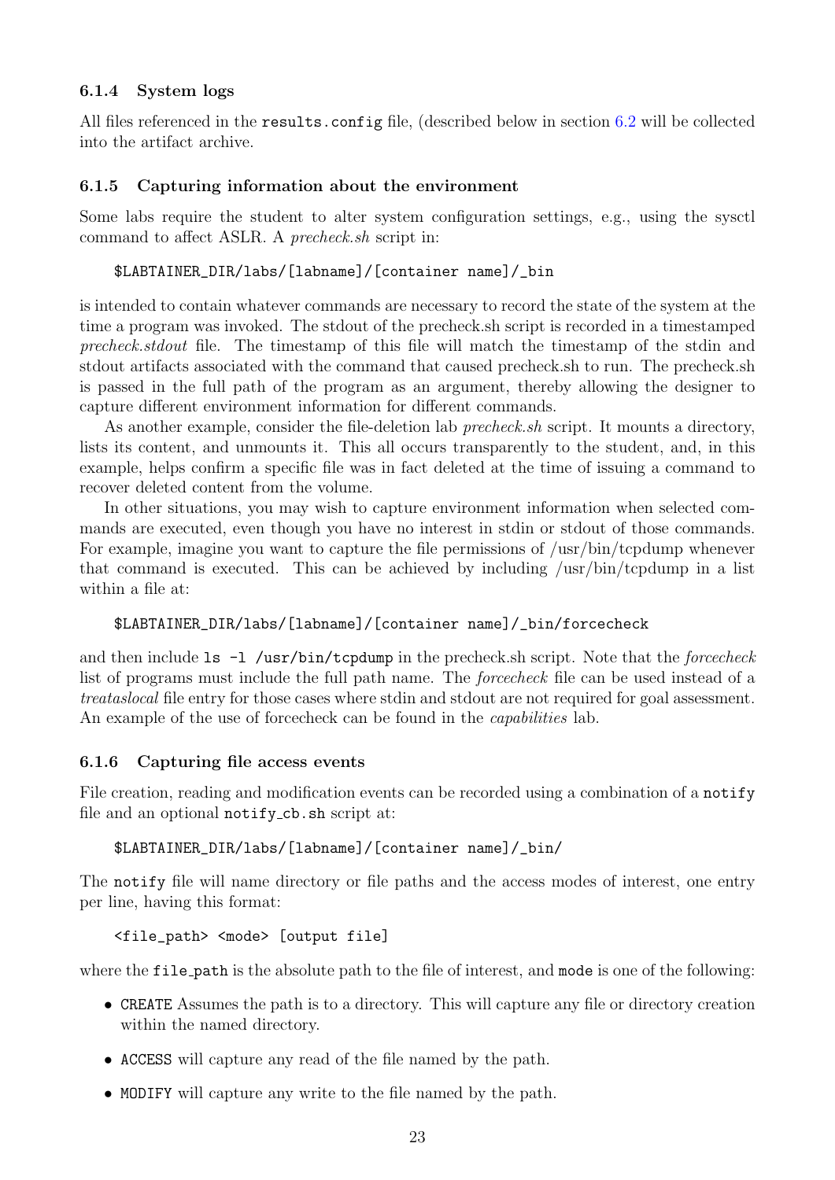### 6.1.4 System logs

All files referenced in the `results.config` file, (described below in section 6.2 will be collected into the artifact archive.

### 6.1.5 Capturing information about the environment

Some labs require the student to alter system configuration settings, e.g., using the sysctl command to affect ASLR. A *precheck.sh* script in:

```
$LABTAINER_DIR/labs/[labname]/[container name]/_bin
```

is intended to contain whatever commands are necessary to record the state of the system at the time a program was invoked. The stdout of the precheck.sh script is recorded in a timestamped *precheck.stdout* file. The timestamp of this file will match the timestamp of the stdin and stdout artifacts associated with the command that caused precheck.sh to run. The precheck.sh is passed in the full path of the program as an argument, thereby allowing the designer to capture different environment information for different commands.

As another example, consider the file-deletion lab *precheck.sh* script. It mounts a directory, lists its content, and unmounts it. This all occurs transparently to the student, and, in this example, helps confirm a specific file was in fact deleted at the time of issuing a command to recover deleted content from the volume.

In other situations, you may wish to capture environment information when selected commands are executed, even though you have no interest in stdin or stdout of those commands. For example, imagine you want to capture the file permissions of /usr/bin/tcpdump whenever that command is executed. This can be achieved by including /usr/bin/tcpdump in a list within a file at:

```
$LABTAINER_DIR/labs/[labname]/[container name]/_bin/forcecheck
```

and then include `ls -l /usr/bin/tcpdump` in the precheck.sh script. Note that the *forcecheck* list of programs must include the full path name. The *forcecheck* file can be used instead of a *treataslocal* file entry for those cases where stdin and stdout are not required for goal assessment. An example of the use of forcecheck can be found in the *capabilities* lab.

### 6.1.6 Capturing file access events

File creation, reading and modification events can be recorded using a combination of a `notify` file and an optional `notify_cb.sh` script at:

```
$LABTAINER_DIR/labs/[labname]/[container name]/_bin/
```

The `notify` file will name directory or file paths and the access modes of interest, one entry per line, having this format:

```
<file_path> <mode> [output file]
```

where the `file_path` is the absolute path to the file of interest, and `mode` is one of the following:

- `CREATE` Assumes the path is to a directory. This will capture any file or directory creation within the named directory.
- `ACCESS` will capture any read of the file named by the path.
- `MODIFY` will capture any write to the file named by the path.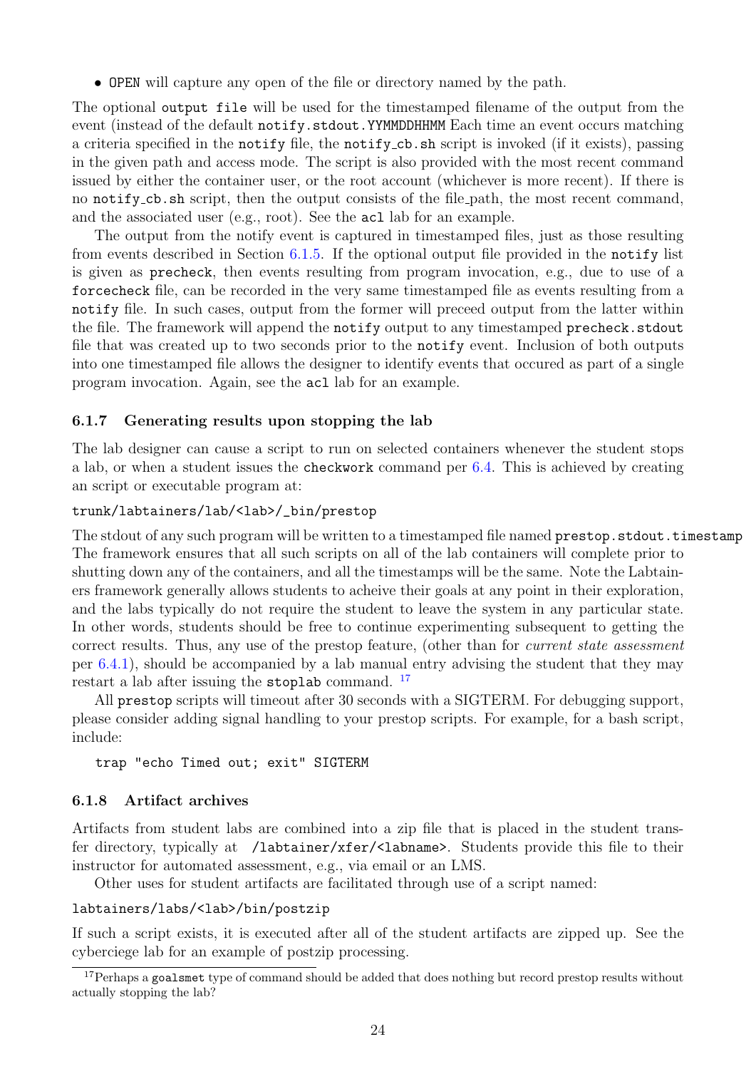- `OPEN` will capture any open of the file or directory named by the path.

The optional `output file` will be used for the timestamped filename of the output from the event (instead of the default `notify.stdout.YYMMDDHHMM` Each time an event occurs matching a criteria specified in the `notify` file, the `notify_cb.sh` script is invoked (if it exists), passing in the given path and access mode. The script is also provided with the most recent command issued by either the container user, or the root account (whichever is more recent). If there is no `notify_cb.sh` script, then the output consists of the file_path, the most recent command, and the associated user (e.g., root). See the `acl` lab for an example.

The output from the notify event is captured in timestamped files, just as those resulting from events described in Section 6.1.5. If the optional output file provided in the `notify` list is given as `precheck`, then events resulting from program invocation, e.g., due to use of a `forcecheck` file, can be recorded in the very same timestamped file as events resulting from a `notify` file. In such cases, output from the former will preceed output from the latter within the file. The framework will append the `notify` output to any timestamped `precheck.stdout` file that was created up to two seconds prior to the `notify` event. Inclusion of both outputs into one timestamped file allows the designer to identify events that occured as part of a single program invocation. Again, see the `acl` lab for an example.

### 6.1.7 Generating results upon stopping the lab

The lab designer can cause a script to run on selected containers whenever the student stops a lab, or when a student issues the `checkwork` command per 6.4. This is achieved by creating an script or executable program at:

```
trunk/labtainers/lab/<lab>/_bin/prestop
```

The stdout of any such program will be written to a timestamped file named `prestop.stdout.timestamp` The framework ensures that all such scripts on all of the lab containers will complete prior to shutting down any of the containers, and all the timestamps will be the same. Note the Labtainers framework generally allows students to acheive their goals at any point in their exploration, and the labs typically do not require the student to leave the system in any particular state. In other words, students should be free to continue experimenting subsequent to getting the correct results. Thus, any use of the prestop feature, (other than for *current state assessment* per 6.4.1), should be accompanied by a lab manual entry advising the student that they may restart a lab after issuing the `stoplab` command. [17]

All `prestop` scripts will timeout after 30 seconds with a SIGTERM. For debugging support, please consider adding signal handling to your prestop scripts. For example, for a bash script, include:

```
trap "echo Timed out; exit" SIGTERM
```

### 6.1.8 Artifact archives

Artifacts from student labs are combined into a zip file that is placed in the student transfer directory, typically at `/labtainer/xfer/<labname>`. Students provide this file to their instructor for automated assessment, e.g., via email or an LMS.

Other uses for student artifacts are facilitated through use of a script named:

```
labtainers/labs/<lab>/bin/postzip
```

If such a script exists, it is executed after all of the student artifacts are zipped up. See the cyberciege lab for an example of postzip processing.

[17] Perhaps a `goalsmet` type of command should be added that does nothing but record prestop results without actually stopping the lab?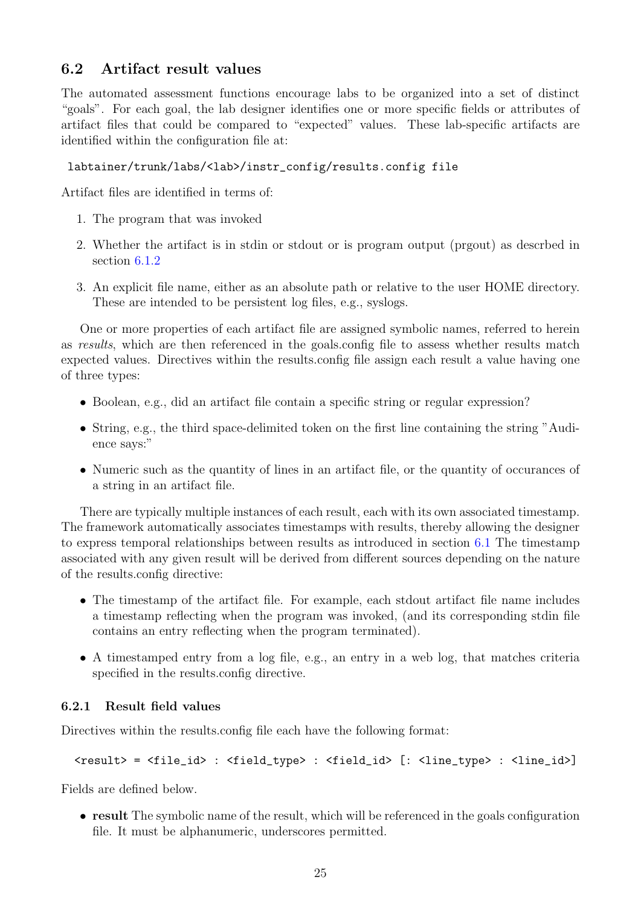## 6.2 Artifact result values

The automated assessment functions encourage labs to be organized into a set of distinct "goals". For each goal, the lab designer identifies one or more specific fields or attributes of artifact files that could be compared to "expected" values. These lab-specific artifacts are identified within the configuration file at:

```
labtainer/trunk/labs/<lab>/instr_config/results.config file
```

Artifact files are identified in terms of:

1. The program that was invoked
2. Whether the artifact is in stdin or stdout or is program output (prgout) as descrbed in section 6.1.2
3. An explicit file name, either as an absolute path or relative to the user HOME directory. These are intended to be persistent log files, e.g., syslogs.

One or more properties of each artifact file are assigned symbolic names, referred to herein as *results*, which are then referenced in the goals.config file to assess whether results match expected values. Directives within the results.config file assign each result a value having one of three types:

- Boolean, e.g., did an artifact file contain a specific string or regular expression?
- String, e.g., the third space-delimited token on the first line containing the string "Audience says:"
- Numeric such as the quantity of lines in an artifact file, or the quantity of occurances of a string in an artifact file.

There are typically multiple instances of each result, each with its own associated timestamp. The framework automatically associates timestamps with results, thereby allowing the designer to express temporal relationships between results as introduced in section 6.1 The timestamp associated with any given result will be derived from different sources depending on the nature of the results.config directive:

- The timestamp of the artifact file. For example, each stdout artifact file name includes a timestamp reflecting when the program was invoked, (and its corresponding stdin file contains an entry reflecting when the program terminated).
- A timestamped entry from a log file, e.g., an entry in a web log, that matches criteria specified in the results.config directive.

### 6.2.1 Result field values

Directives within the results.config file each have the following format:

```
<result> = <file_id> : <field_type> : <field_id> [: <line_type> : <line_id>]
```

Fields are defined below.

- **result** The symbolic name of the result, which will be referenced in the goals configuration file. It must be alphanumeric, underscores permitted.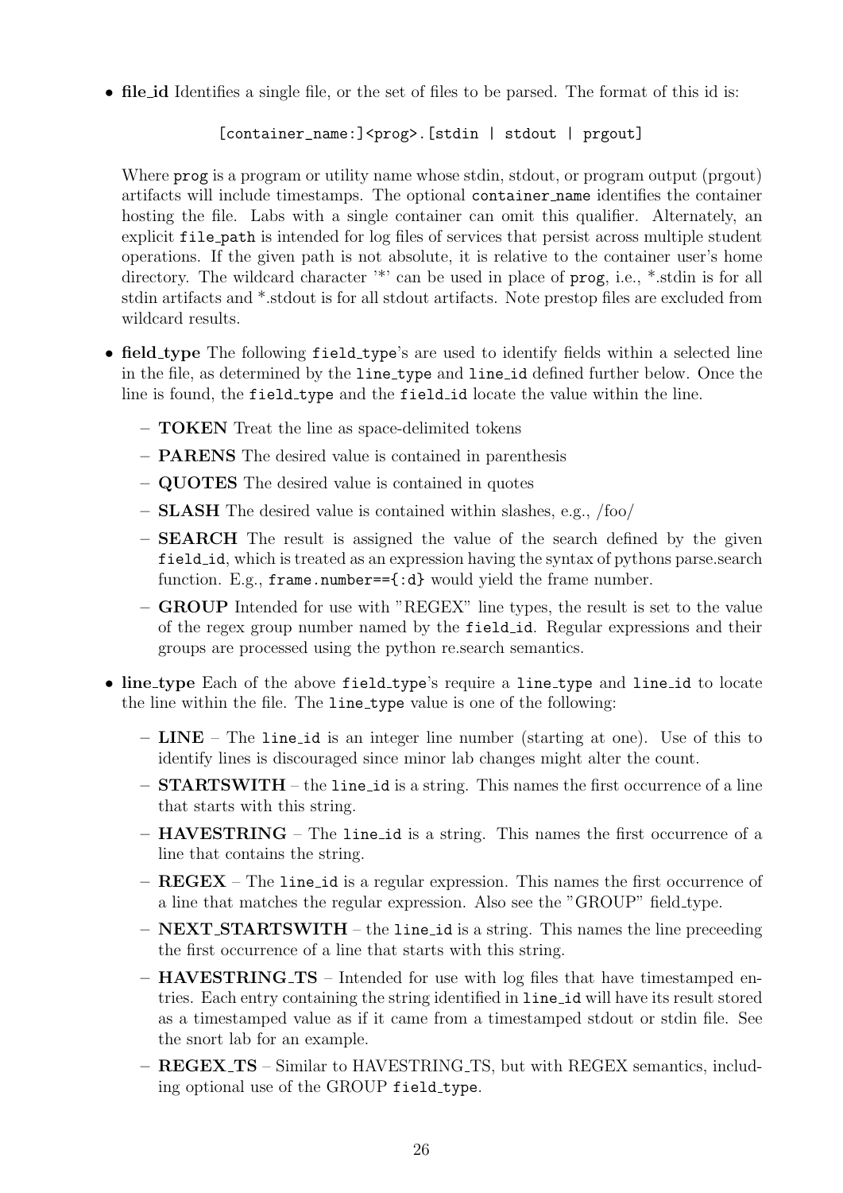- **file_id** Identifies a single file, or the set of files to be parsed. The format of this id is:

```
[container_name:]<prog>.[stdin | stdout | prgout]
```

  Where `prog` is a program or utility name whose stdin, stdout, or program output (prgout) artifacts will include timestamps. The optional `container_name` identifies the container hosting the file. Labs with a single container can omit this qualifier. Alternately, an explicit `file_path` is intended for log files of services that persist across multiple student operations. If the given path is not absolute, it is relative to the container user's home directory. The wildcard character '*' can be used in place of `prog`, i.e., *.stdin is for all stdin artifacts and *.stdout is for all stdout artifacts. Note prestop files are excluded from wildcard results.

- **field_type** The following `field_type`'s are used to identify fields within a selected line in the file, as determined by the `line_type` and `line_id` defined further below. Once the line is found, the `field_type` and the `field_id` locate the value within the line.
  - **TOKEN** Treat the line as space-delimited tokens
  - **PARENS** The desired value is contained in parenthesis
  - **QUOTES** The desired value is contained in quotes
  - **SLASH** The desired value is contained within slashes, e.g., /foo/
  - **SEARCH** The result is assigned the value of the search defined by the given `field_id`, which is treated as an expression having the syntax of pythons parse.search function. E.g., `frame.number=={:d}` would yield the frame number.
  - **GROUP** Intended for use with "REGEX" line types, the result is set to the value of the regex group number named by the `field_id`. Regular expressions and their groups are processed using the python re.search semantics.

- **line_type** Each of the above `field_type`'s require a `line_type` and `line_id` to locate the line within the file. The `line_type` value is one of the following:
  - **LINE** – The `line_id` is an integer line number (starting at one). Use of this to identify lines is discouraged since minor lab changes might alter the count.
  - **STARTSWITH** – the `line_id` is a string. This names the first occurrence of a line that starts with this string.
  - **HAVESTRING** – The `line_id` is a string. This names the first occurrence of a line that contains the string.
  - **REGEX** – The `line_id` is a regular expression. This names the first occurrence of a line that matches the regular expression. Also see the "GROUP" field_type.
  - **NEXT_STARTSWITH** – the `line_id` is a string. This names the line preceeding the first occurrence of a line that starts with this string.
  - **HAVESTRING_TS** – Intended for use with log files that have timestamped entries. Each entry containing the string identified in `line_id` will have its result stored as a timestamped value as if it came from a timestamped stdout or stdin file. See the snort lab for an example.
  - **REGEX_TS** – Similar to HAVESTRING_TS, but with REGEX semantics, including optional use of the GROUP `field_type`.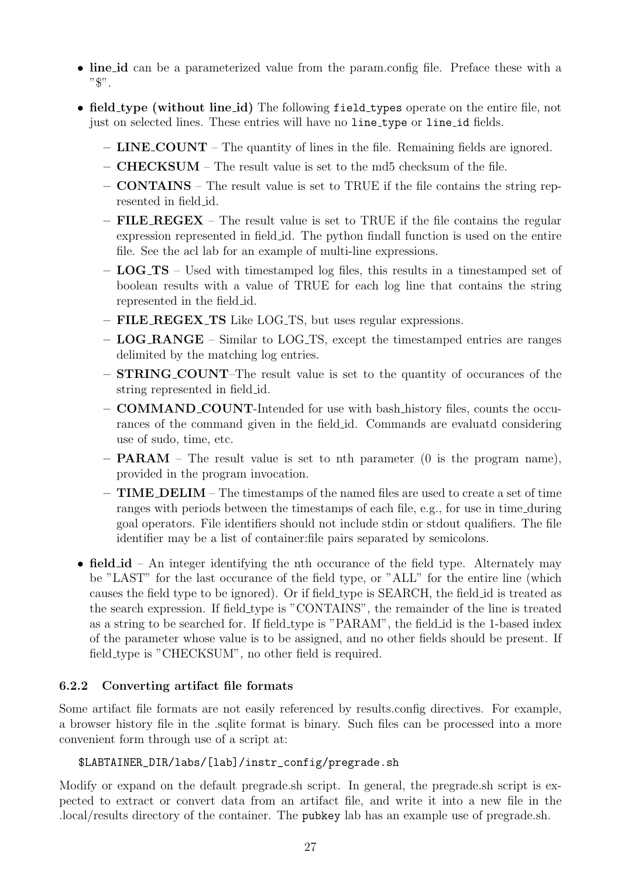- **line_id** can be a parameterized value from the param.config file. Preface these with a "$".
- **field_type (without line_id)** The following `field_types` operate on the entire file, not just on selected lines. These entries will have no `line_type` or `line_id` fields.
  - **LINE_COUNT** – The quantity of lines in the file. Remaining fields are ignored.
  - **CHECKSUM** – The result value is set to the md5 checksum of the file.
  - **CONTAINS** – The result value is set to TRUE if the file contains the string represented in field_id.
  - **FILE_REGEX** – The result value is set to TRUE if the file contains the regular expression represented in field_id. The python findall function is used on the entire file. See the acl lab for an example of multi-line expressions.
  - **LOG_TS** – Used with timestamped log files, this results in a timestamped set of boolean results with a value of TRUE for each log line that contains the string represented in the field_id.
  - **FILE_REGEX_TS** Like LOG_TS, but uses regular expressions.
  - **LOG_RANGE** – Similar to LOG_TS, except the timestamped entries are ranges delimited by the matching log entries.
  - **STRING_COUNT**–The result value is set to the quantity of occurances of the string represented in field_id.
  - **COMMAND_COUNT**-Intended for use with bash_history files, counts the occurances of the command given in the field_id. Commands are evaluatd considering use of sudo, time, etc.
  - **PARAM** – The result value is set to nth parameter (0 is the program name), provided in the program invocation.
  - **TIME_DELIM** – The timestamps of the named files are used to create a set of time ranges with periods between the timestamps of each file, e.g., for use in time_during goal operators. File identifiers should not include stdin or stdout qualifiers. The file identifier may be a list of container:file pairs separated by semicolons.
- **field_id** – An integer identifying the nth occurance of the field type. Alternately may be "LAST" for the last occurance of the field type, or "ALL" for the entire line (which causes the field type to be ignored). Or if field_type is SEARCH, the field_id is treated as the search expression. If field_type is "CONTAINS", the remainder of the line is treated as a string to be searched for. If field_type is "PARAM", the field_id is the 1-based index of the parameter whose value is to be assigned, and no other fields should be present. If field_type is "CHECKSUM", no other field is required.

### 6.2.2 Converting artifact file formats

Some artifact file formats are not easily referenced by results.config directives. For example, a browser history file in the .sqlite format is binary. Such files can be processed into a more convenient form through use of a script at:

```
$LABTAINER_DIR/labs/[lab]/instr_config/pregrade.sh
```

Modify or expand on the default pregrade.sh script. In general, the pregrade.sh script is expected to extract or convert data from an artifact file, and write it into a new file in the .local/results directory of the container. The `pubkey` lab has an example use of pregrade.sh.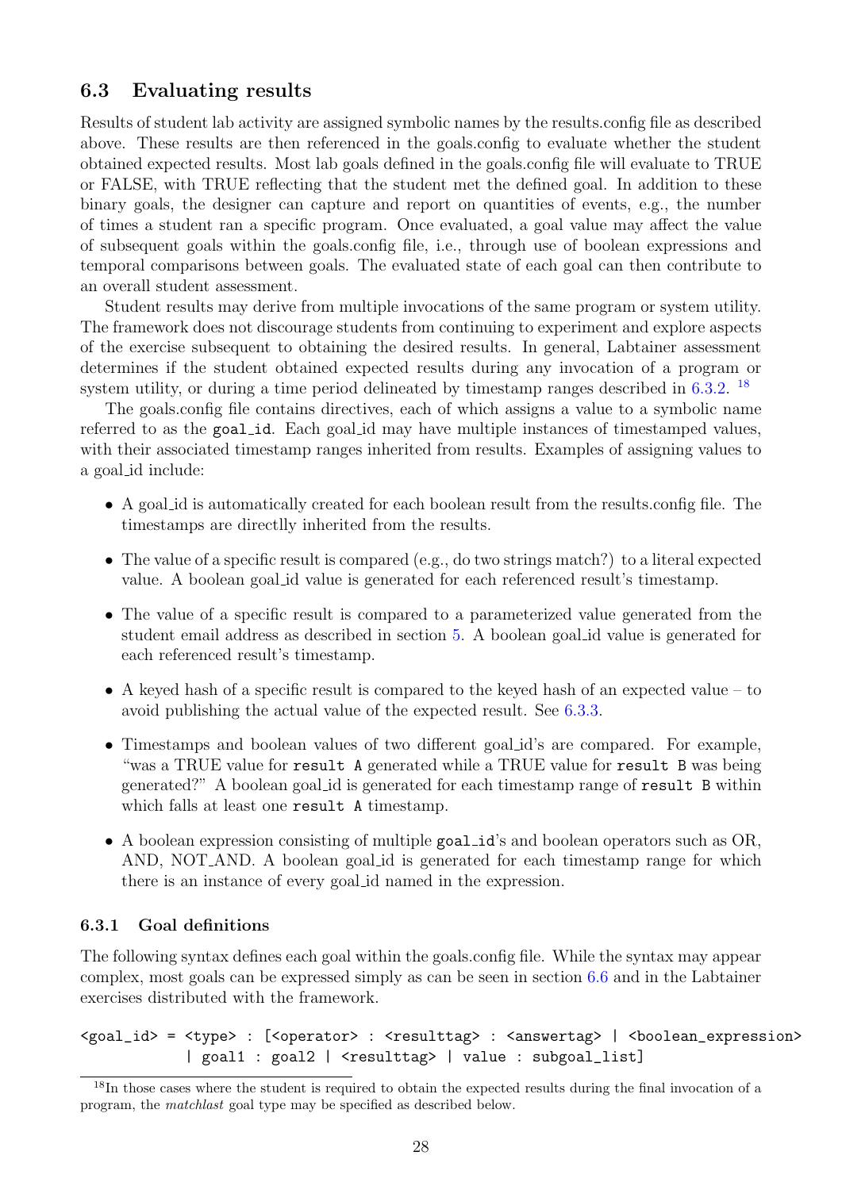## 6.3 Evaluating results

Results of student lab activity are assigned symbolic names by the results.config file as described above. These results are then referenced in the goals.config to evaluate whether the student obtained expected results. Most lab goals defined in the goals.config file will evaluate to TRUE or FALSE, with TRUE reflecting that the student met the defined goal. In addition to these binary goals, the designer can capture and report on quantities of events, e.g., the number of times a student ran a specific program. Once evaluated, a goal value may affect the value of subsequent goals within the goals.config file, i.e., through use of boolean expressions and temporal comparisons between goals. The evaluated state of each goal can then contribute to an overall student assessment.

Student results may derive from multiple invocations of the same program or system utility. The framework does not discourage students from continuing to experiment and explore aspects of the exercise subsequent to obtaining the desired results. In general, Labtainer assessment determines if the student obtained expected results during any invocation of a program or system utility, or during a time period delineated by timestamp ranges described in 6.3.2. [18]

The goals.config file contains directives, each of which assigns a value to a symbolic name referred to as the `goal_id`. Each goal_id may have multiple instances of timestamped values, with their associated timestamp ranges inherited from results. Examples of assigning values to a goal_id include:

- A goal_id is automatically created for each boolean result from the results.config file. The timestamps are directlly inherited from the results.
- The value of a specific result is compared (e.g., do two strings match?) to a literal expected value. A boolean goal_id value is generated for each referenced result's timestamp.
- The value of a specific result is compared to a parameterized value generated from the student email address as described in section 5. A boolean goal_id value is generated for each referenced result's timestamp.
- A keyed hash of a specific result is compared to the keyed hash of an expected value – to avoid publishing the actual value of the expected result. See 6.3.3.
- Timestamps and boolean values of two different goal_id's are compared. For example, "was a TRUE value for `result A` generated while a TRUE value for `result B` was being generated?" A boolean goal_id is generated for each timestamp range of `result B` within which falls at least one `result A` timestamp.
- A boolean expression consisting of multiple `goal_id`'s and boolean operators such as OR, AND, NOT_AND. A boolean goal_id is generated for each timestamp range for which there is an instance of every goal_id named in the expression.

### 6.3.1 Goal definitions

The following syntax defines each goal within the goals.config file. While the syntax may appear complex, most goals can be expressed simply as can be seen in section 6.6 and in the Labtainer exercises distributed with the framework.

```
<goal_id> = <type> : [<operator> : <resulttag> : <answertag> | <boolean_expression>
            | goal1 : goal2 | <resulttag> | value : subgoal_list]
```

[18] In those cases where the student is required to obtain the expected results during the final invocation of a program, the *matchlast* goal type may be specified as described below.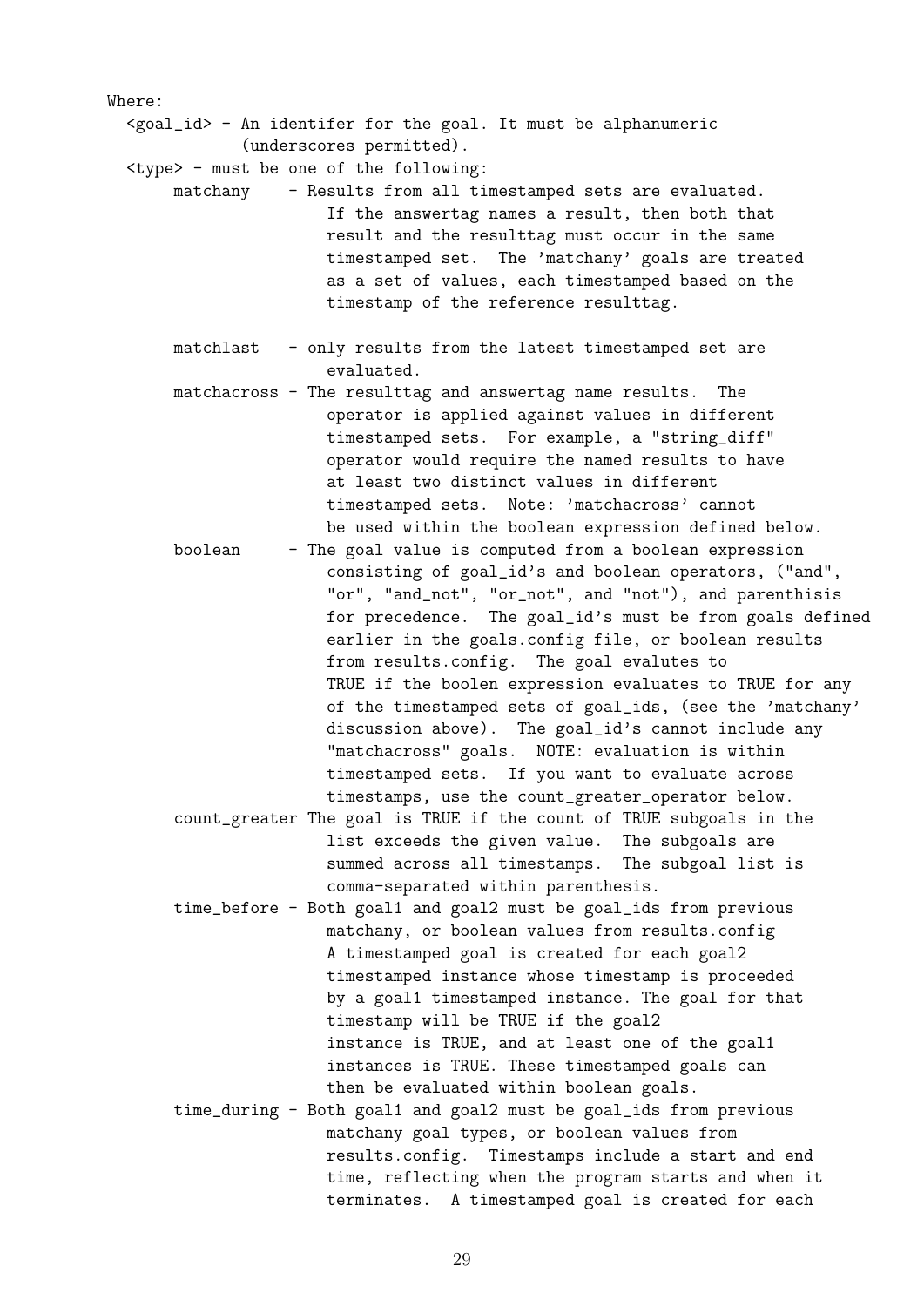```
Where:
  <goal_id> - An identifer for the goal. It must be alphanumeric
              (underscores permitted).
  <type> - must be one of the following:
      matchany    - Results from all timestamped sets are evaluated.
                      If the answertag names a result, then both that
                      result and the resulttag must occur in the same
                      timestamped set.  The 'matchany' goals are treated
                      as a set of values, each timestamped based on the
                      timestamp of the reference resulttag.

      matchlast   - only results from the latest timestamped set are
                      evaluated.
      matchacross - The resulttag and answertag name results.  The
                      operator is applied against values in different
                      timestamped sets.  For example, a "string_diff"
                      operator would require the named results to have
                      at least two distinct values in different
                      timestamped sets.  Note: 'matchacross' cannot
                      be used within the boolean expression defined below.
      boolean     - The goal value is computed from a boolean expression
                      consisting of goal_id's and boolean operators, ("and",
                      "or", "and_not", "or_not", and "not"), and parenthisis
                      for precedence.  The goal_id's must be from goals defined
                      earlier in the goals.config file, or boolean results
                      from results.config.  The goal evalutes to
                      TRUE if the boolen expression evaluates to TRUE for any
                      of the timestamped sets of goal_ids, (see the 'matchany'
                      discussion above).  The goal_id's cannot include any
                      "matchacross" goals.  NOTE: evaluation is within
                      timestamped sets.  If you want to evaluate across
                      timestamps, use the count_greater_operator below.
      count_greater The goal is TRUE if the count of TRUE subgoals in the
                      list exceeds the given value.  The subgoals are
                      summed across all timestamps.  The subgoal list is
                      comma-separated within parenthesis.
      time_before - Both goal1 and goal2 must be goal_ids from previous
                      matchany, or boolean values from results.config
                      A timestamped goal is created for each goal2
                      timestamped instance whose timestamp is proceeded
                      by a goal1 timestamped instance. The goal for that
                      timestamp will be TRUE if the goal2
                      instance is TRUE, and at least one of the goal1
                      instances is TRUE. These timestamped goals can
                      then be evaluated within boolean goals.
      time_during - Both goal1 and goal2 must be goal_ids from previous
                      matchany goal types, or boolean values from
                      results.config.  Timestamps include a start and end
                      time, reflecting when the program starts and when it
                      terminates.  A timestamped goal is created for each
```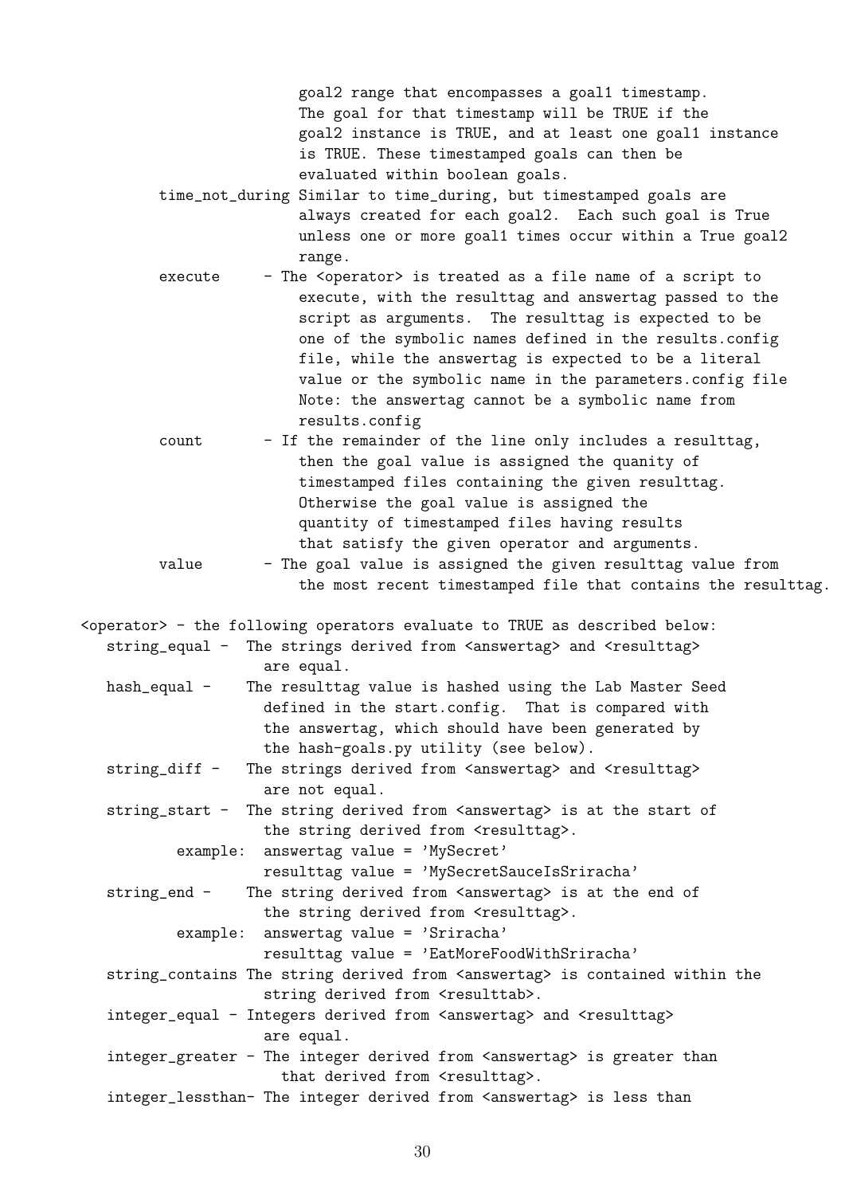```
                      goal2 range that encompasses a goal1 timestamp.
                      The goal for that timestamp will be TRUE if the
                      goal2 instance is TRUE, and at least one goal1 instance
                      is TRUE. These timestamped goals can then be
                      evaluated within boolean goals.
        time_not_during Similar to time_during, but timestamped goals are
                      always created for each goal2.  Each such goal is True
                      unless one or more goal1 times occur within a True goal2
                      range.
        execute     - The <operator> is treated as a file name of a script to
                      execute, with the resulttag and answertag passed to the
                      script as arguments.  The resulttag is expected to be
                      one of the symbolic names defined in the results.config
                      file, while the answertag is expected to be a literal
                      value or the symbolic name in the parameters.config file
                      Note: the answertag cannot be a symbolic name from
                      results.config
        count       - If the remainder of the line only includes a resulttag,
                      then the goal value is assigned the quanity of
                      timestamped files containing the given resulttag.
                      Otherwise the goal value is assigned the
                      quantity of timestamped files having results
                      that satisfy the given operator and arguments.
        value       - The goal value is assigned the given resulttag value from
                      the most recent timestamped file that contains the resulttag.

<operator> - the following operators evaluate to TRUE as described below:
   string_equal -  The strings derived from <answertag> and <resulttag>
                   are equal.
   hash_equal -    The resulttag value is hashed using the Lab Master Seed
                   defined in the start.config.  That is compared with
                   the answertag, which should have been generated by
                   the hash-goals.py utility (see below).
   string_diff -   The strings derived from <answertag> and <resulttag>
                   are not equal.
   string_start -  The string derived from <answertag> is at the start of
                   the string derived from <resulttag>.
           example:  answertag value = 'MySecret'
                   resulttag value = 'MySecretSauceIsSriracha'
   string_end -    The string derived from <answertag> is at the end of
                   the string derived from <resulttag>.
           example:  answertag value = 'Sriracha'
                   resulttag value = 'EatMoreFoodWithSriracha'
   string_contains The string derived from <answertag> is contained within the
                   string derived from <resulttab>.
   integer_equal - Integers derived from <answertag> and <resulttag>
                   are equal.
   integer_greater - The integer derived from <answertag> is greater than
                     that derived from <resulttag>.
   integer_lessthan- The integer derived from <answertag> is less than
```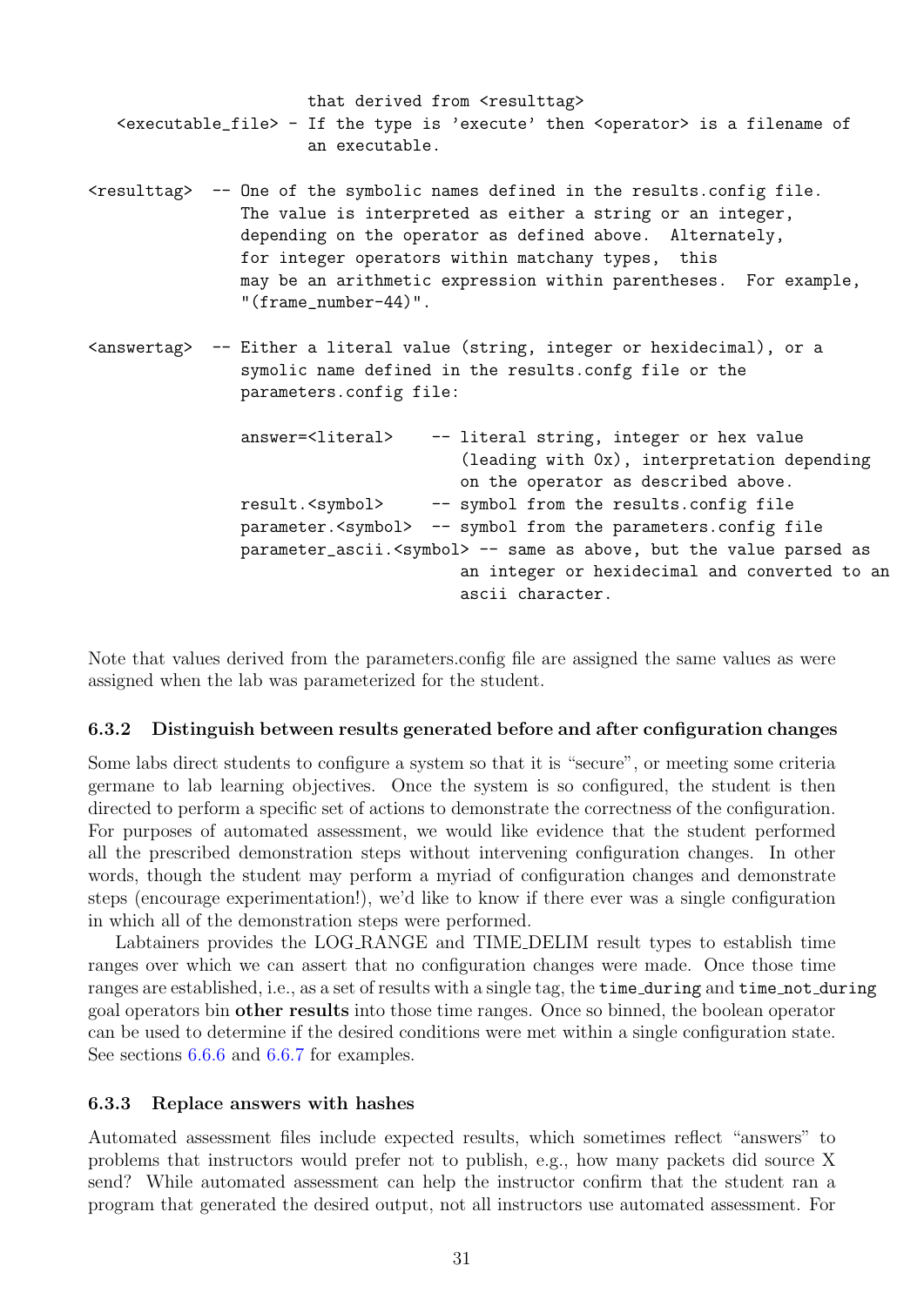```
                      that derived from <resulttag>
   <executable_file> - If the type is 'execute' then <operator> is a filename of
                      an executable.

<resulttag>  -- One of the symbolic names defined in the results.config file.
                The value is interpreted as either a string or an integer,
                depending on the operator as defined above.  Alternately,
                for integer operators within matchany types,  this
                may be an arithmetic expression within parentheses.  For example,
                "(frame_number-44)".

<answertag>  -- Either a literal value (string, integer or hexidecimal), or a
                symolic name defined in the results.confg file or the
                parameters.config file:

                answer=<literal>    -- literal string, integer or hex value
                                       (leading with 0x), interpretation depending
                                       on the operator as described above.
                result.<symbol>     -- symbol from the results.config file
                parameter.<symbol>  -- symbol from the parameters.config file
                parameter_ascii.<symbol> -- same as above, but the value parsed as
                                       an integer or hexidecimal and converted to an
                                       ascii character.
```

Note that values derived from the parameters.config file are assigned the same values as were assigned when the lab was parameterized for the student.

### 6.3.2 Distinguish between results generated before and after configuration changes

Some labs direct students to configure a system so that it is "secure", or meeting some criteria germane to lab learning objectives. Once the system is so configured, the student is then directed to perform a specific set of actions to demonstrate the correctness of the configuration. For purposes of automated assessment, we would like evidence that the student performed all the prescribed demonstration steps without intervening configuration changes. In other words, though the student may perform a myriad of configuration changes and demonstrate steps (encourage experimentation!), we'd like to know if there ever was a single configuration in which all of the demonstration steps were performed.

Labtainers provides the LOG_RANGE and TIME_DELIM result types to establish time ranges over which we can assert that no configuration changes were made. Once those time ranges are established, i.e., as a set of results with a single tag, the `time_during` and `time_not_during` goal operators bin **other results** into those time ranges. Once so binned, the boolean operator can be used to determine if the desired conditions were met within a single configuration state. See sections 6.6.6 and 6.6.7 for examples.

### 6.3.3 Replace answers with hashes

Automated assessment files include expected results, which sometimes reflect "answers" to problems that instructors would prefer not to publish, e.g., how many packets did source X send? While automated assessment can help the instructor confirm that the student ran a program that generated the desired output, not all instructors use automated assessment. For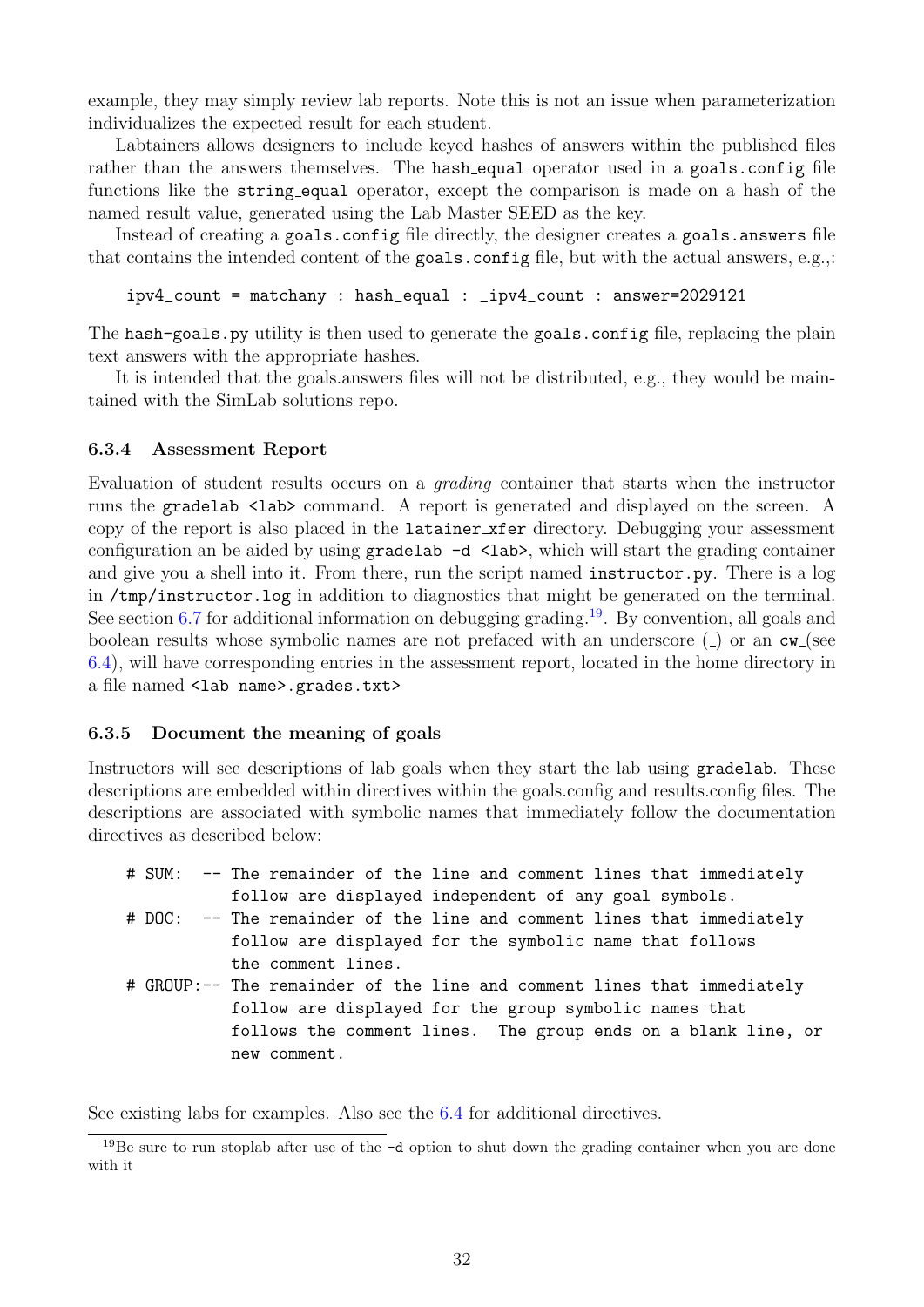example, they may simply review lab reports. Note this is not an issue when parameterization individualizes the expected result for each student.

Labtainers allows designers to include keyed hashes of answers within the published files rather than the answers themselves. The `hash_equal` operator used in a `goals.config` file functions like the `string_equal` operator, except the comparison is made on a hash of the named result value, generated using the Lab Master SEED as the key.

Instead of creating a `goals.config` file directly, the designer creates a `goals.answers` file that contains the intended content of the `goals.config` file, but with the actual answers, e.g.,:

```
ipv4_count = matchany : hash_equal : _ipv4_count : answer=2029121
```

The `hash-goals.py` utility is then used to generate the `goals.config` file, replacing the plain text answers with the appropriate hashes.

It is intended that the goals.answers files will not be distributed, e.g., they would be maintained with the SimLab solutions repo.

### 6.3.4 Assessment Report

Evaluation of student results occurs on a *grading* container that starts when the instructor runs the `gradelab <lab>` command. A report is generated and displayed on the screen. A copy of the report is also placed in the `latainer_xfer` directory. Debugging your assessment configuration an be aided by using `gradelab -d <lab>`, which will start the grading container and give you a shell into it. From there, run the script named `instructor.py`. There is a log in `/tmp/instructor.log` in addition to diagnostics that might be generated on the terminal. See section 6.7 for additional information on debugging grading.[19]. By convention, all goals and boolean results whose symbolic names are not prefaced with an underscore (_) or an `cw_`(see 6.4), will have corresponding entries in the assessment report, located in the home directory in a file named `<lab name>.grades.txt>`

### 6.3.5 Document the meaning of goals

Instructors will see descriptions of lab goals when they start the lab using `gradelab`. These descriptions are embedded within directives within the goals.config and results.config files. The descriptions are associated with symbolic names that immediately follow the documentation directives as described below:

```
# SUM:  -- The remainder of the line and comment lines that immediately
           follow are displayed independent of any goal symbols.
# DOC:  -- The remainder of the line and comment lines that immediately
           follow are displayed for the symbolic name that follows
           the comment lines.
# GROUP:-- The remainder of the line and comment lines that immediately
           follow are displayed for the group symbolic names that
           follows the comment lines.  The group ends on a blank line, or
           new comment.
```

See existing labs for examples. Also see the 6.4 for additional directives.

[19] Be sure to run stoplab after use of the `-d` option to shut down the grading container when you are done with it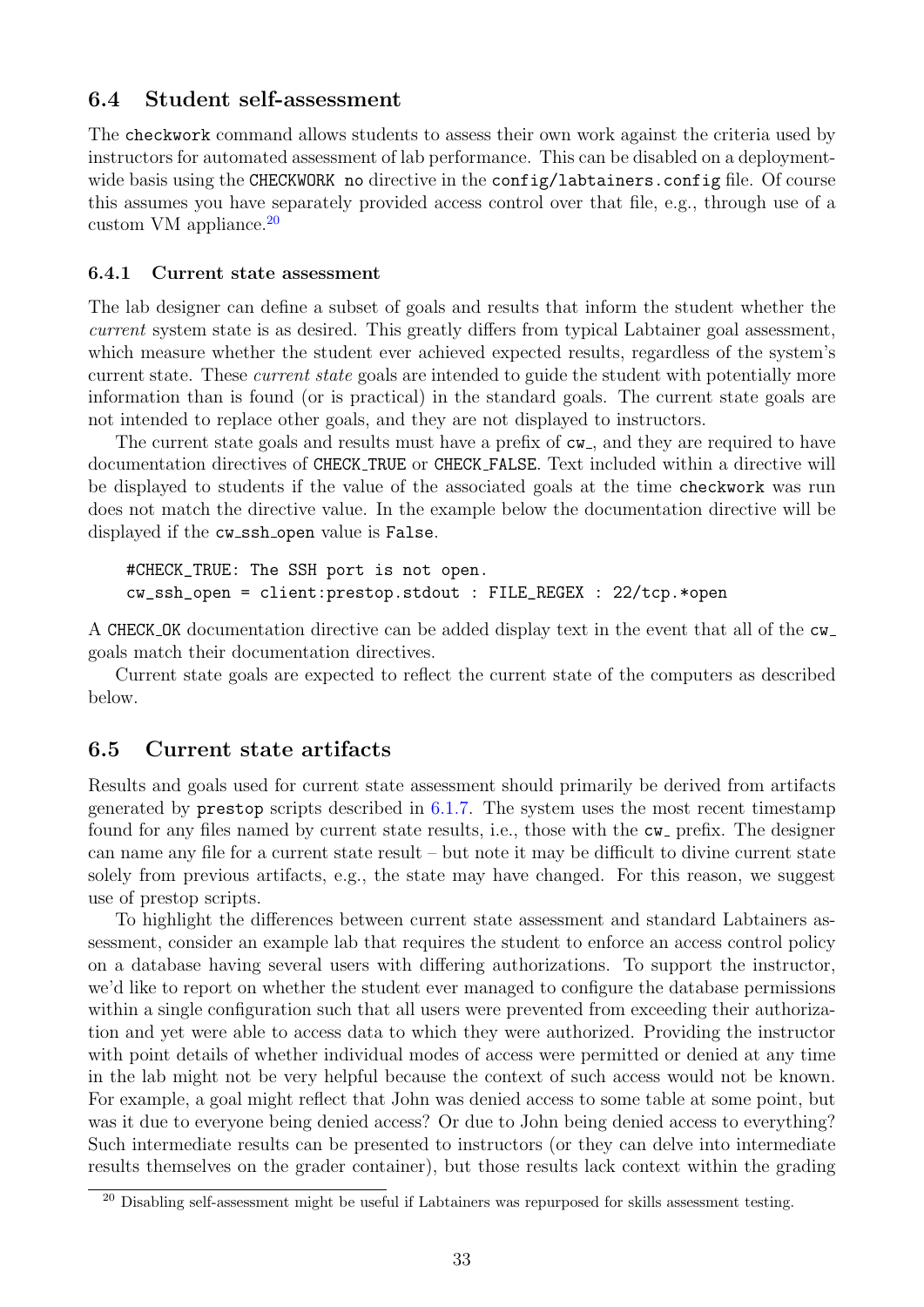## 6.4 Student self-assessment

The checkwork command allows students to assess their own work against the criteria used by instructors for automated assessment of lab performance. This can be disabled on a deployment-wide basis using the CHECKWORK no directive in the config/labtainers.config file. Of course this assumes you have separately provided access control over that file, e.g., through use of a custom VM appliance.[20]

### 6.4.1 Current state assessment

The lab designer can define a subset of goals and results that inform the student whether the *current* system state is as desired. This greatly differs from typical Labtainer goal assessment, which measure whether the student ever achieved expected results, regardless of the system's current state. These *current state* goals are intended to guide the student with potentially more information than is found (or is practical) in the standard goals. The current state goals are not intended to replace other goals, and they are not displayed to instructors.

The current state goals and results must have a prefix of cw_, and they are required to have documentation directives of CHECK_TRUE or CHECK_FALSE. Text included within a directive will be displayed to students if the value of the associated goals at the time checkwork was run does not match the directive value. In the example below the documentation directive will be displayed if the cw_ssh_open value is False.

```
#CHECK_TRUE: The SSH port is not open.
cw_ssh_open = client:prestop.stdout : FILE_REGEX : 22/tcp.*open
```

A CHECK_OK documentation directive can be added display text in the event that all of the cw_ goals match their documentation directives.

Current state goals are expected to reflect the current state of the computers as described below.

## 6.5 Current state artifacts

Results and goals used for current state assessment should primarily be derived from artifacts generated by prestop scripts described in 6.1.7. The system uses the most recent timestamp found for any files named by current state results, i.e., those with the cw_ prefix. The designer can name any file for a current state result – but note it may be difficult to divine current state solely from previous artifacts, e.g., the state may have changed. For this reason, we suggest use of prestop scripts.

To highlight the differences between current state assessment and standard Labtainers assessment, consider an example lab that requires the student to enforce an access control policy on a database having several users with differing authorizations. To support the instructor, we'd like to report on whether the student ever managed to configure the database permissions within a single configuration such that all users were prevented from exceeding their authorization and yet were able to access data to which they were authorized. Providing the instructor with point details of whether individual modes of access were permitted or denied at any time in the lab might not be very helpful because the context of such access would not be known. For example, a goal might reflect that John was denied access to some table at some point, but was it due to everyone being denied access? Or due to John being denied access to everything? Such intermediate results can be presented to instructors (or they can delve into intermediate results themselves on the grader container), but those results lack context within the grading

[20] Disabling self-assessment might be useful if Labtainers was repurposed for skills assessment testing.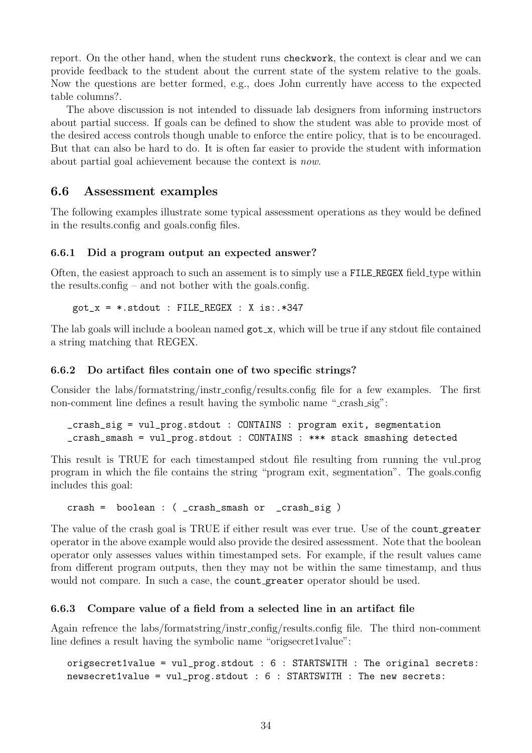report. On the other hand, when the student runs `checkwork`, the context is clear and we can provide feedback to the student about the current state of the system relative to the goals. Now the questions are better formed, e.g., does John currently have access to the expected table columns?.

The above discussion is not intended to dissuade lab designers from informing instructors about partial success. If goals can be defined to show the student was able to provide most of the desired access controls though unable to enforce the entire policy, that is to be encouraged. But that can also be hard to do. It is often far easier to provide the student with information about partial goal achievement because the context is *now*.

## 6.6 Assessment examples

The following examples illustrate some typical assessment operations as they would be defined in the results.config and goals.config files.

### 6.6.1 Did a program output an expected answer?

Often, the easiest approach to such an assement is to simply use a `FILE_REGEX` field_type within the results.config – and not bother with the goals.config.

```
got_x = *.stdout : FILE_REGEX : X is:.*347
```

The lab goals will include a boolean named `got_x`, which will be true if any stdout file contained a string matching that REGEX.

### 6.6.2 Do artifact files contain one of two specific strings?

Consider the labs/formatstring/instr_config/results.config file for a few examples. The first non-comment line defines a result having the symbolic name "_crash_sig":

```
_crash_sig = vul_prog.stdout : CONTAINS : program exit, segmentation
_crash_smash = vul_prog.stdout : CONTAINS : *** stack smashing detected
```

This result is TRUE for each timestamped stdout file resulting from running the vul_prog program in which the file contains the string "program exit, segmentation". The goals.config includes this goal:

```
crash =  boolean : ( _crash_smash or  _crash_sig )
```

The value of the crash goal is TRUE if either result was ever true. Use of the `count_greater` operator in the above example would also provide the desired assessment. Note that the boolean operator only assesses values within timestamped sets. For example, if the result values came from different program outputs, then they may not be within the same timestamp, and thus would not compare. In such a case, the `count_greater` operator should be used.

### 6.6.3 Compare value of a field from a selected line in an artifact file

Again refrence the labs/formatstring/instr_config/results.config file. The third non-comment line defines a result having the symbolic name "origsecret1value":

```
origsecret1value = vul_prog.stdout : 6 : STARTSWITH : The original secrets:
newsecret1value = vul_prog.stdout : 6 : STARTSWITH : The new secrets:
```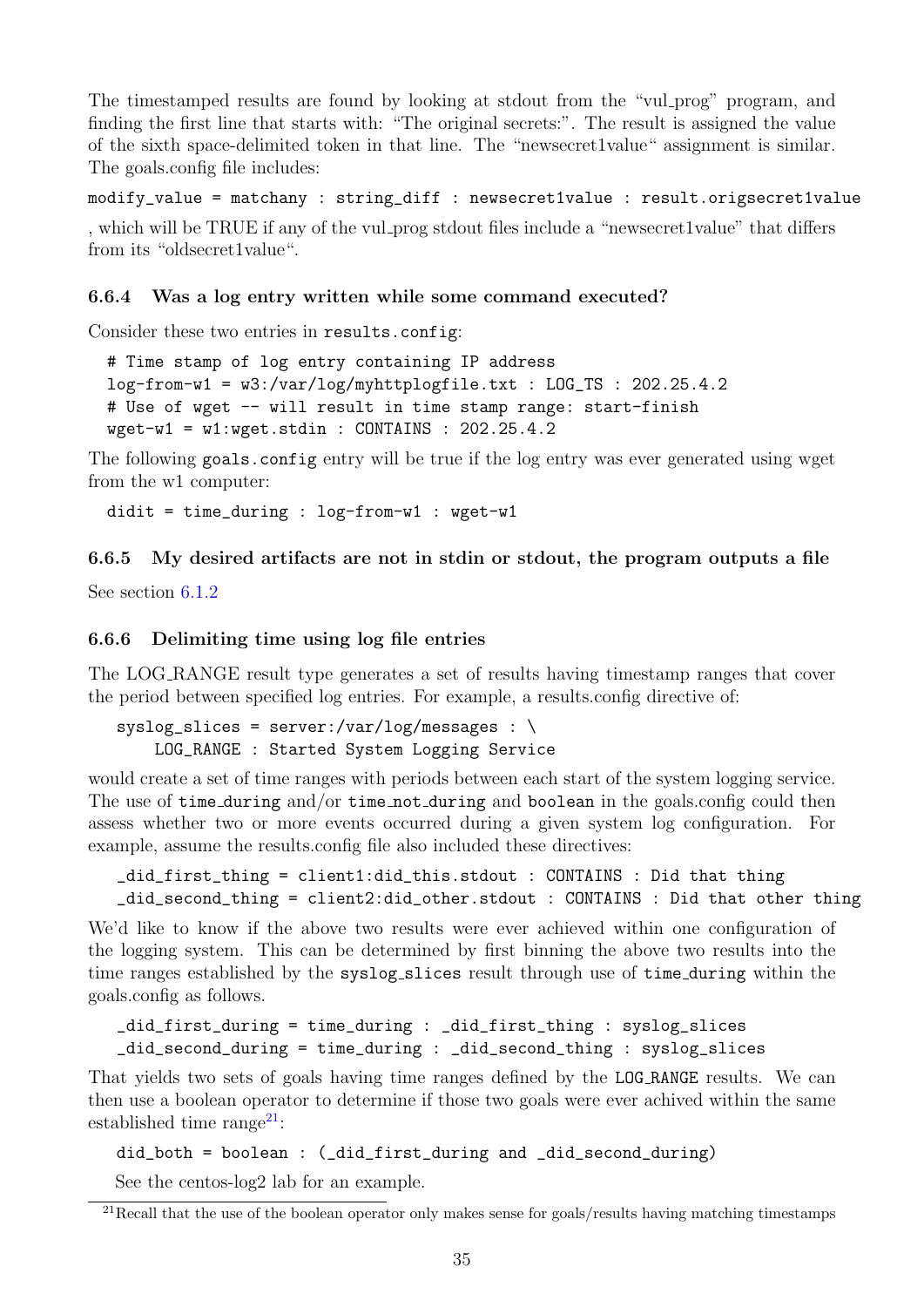The timestamped results are found by looking at stdout from the "vul_prog" program, and finding the first line that starts with: "The original secrets:". The result is assigned the value of the sixth space-delimited token in that line. The "newsecret1value" assignment is similar. The goals.config file includes:

```
modify_value = matchany : string_diff : newsecret1value : result.origsecret1value
```

, which will be TRUE if any of the vul_prog stdout files include a "newsecret1value" that differs from its "oldsecret1value".

### 6.6.4 Was a log entry written while some command executed?

Consider these two entries in `results.config`:

```
# Time stamp of log entry containing IP address
log-from-w1 = w3:/var/log/myhttplogfile.txt : LOG_TS : 202.25.4.2
# Use of wget -- will result in time stamp range: start-finish
wget-w1 = w1:wget.stdin : CONTAINS : 202.25.4.2
```

The following `goals.config` entry will be true if the log entry was ever generated using wget from the w1 computer:

```
didit = time_during : log-from-w1 : wget-w1
```

### 6.6.5 My desired artifacts are not in stdin or stdout, the program outputs a file

See section 6.1.2

### 6.6.6 Delimiting time using log file entries

The LOG_RANGE result type generates a set of results having timestamp ranges that cover the period between specified log entries. For example, a results.config directive of:

```
syslog_slices = server:/var/log/messages : \
    LOG_RANGE : Started System Logging Service
```

would create a set of time ranges with periods between each start of the system logging service. The use of `time_during` and/or `time_not_during` and `boolean` in the goals.config could then assess whether two or more events occurred during a given system log configuration. For example, assume the results.config file also included these directives:

```
_did_first_thing = client1:did_this.stdout : CONTAINS : Did that thing
_did_second_thing = client2:did_other.stdout : CONTAINS : Did that other thing
```

We'd like to know if the above two results were ever achieved within one configuration of the logging system. This can be determined by first binning the above two results into the time ranges established by the `syslog_slices` result through use of `time_during` within the goals.config as follows.

```
_did_first_during = time_during : _did_first_thing : syslog_slices
_did_second_during = time_during : _did_second_thing : syslog_slices
```

That yields two sets of goals having time ranges defined by the `LOG_RANGE` results. We can then use a boolean operator to determine if those two goals were ever achived within the same established time range[21]:

```
did_both = boolean : (_did_first_during and _did_second_during)
```

See the centos-log2 lab for an example.

[21] Recall that the use of the boolean operator only makes sense for goals/results having matching timestamps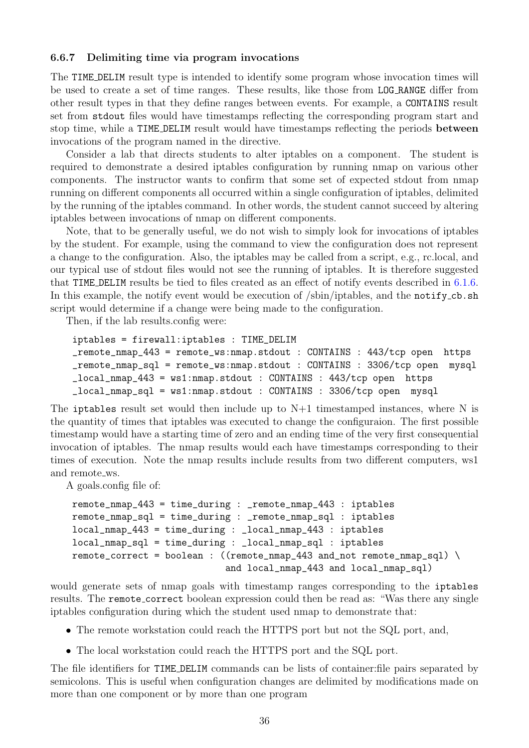### 6.6.7 Delimiting time via program invocations

The TIME_DELIM result type is intended to identify some program whose invocation times will be used to create a set of time ranges. These results, like those from LOG_RANGE differ from other result types in that they define ranges between events. For example, a CONTAINS result set from stdout files would have timestamps reflecting the corresponding program start and stop time, while a TIME_DELIM result would have timestamps reflecting the periods **between** invocations of the program named in the directive.

Consider a lab that directs students to alter iptables on a component. The student is required to demonstrate a desired iptables configuration by running nmap on various other components. The instructor wants to confirm that some set of expected stdout from nmap running on different components all occurred within a single configuration of iptables, delimited by the running of the iptables command. In other words, the student cannot succeed by altering iptables between invocations of nmap on different components.

Note, that to be generally useful, we do not wish to simply look for invocations of iptables by the student. For example, using the command to view the configuration does not represent a change to the configuration. Also, the iptables may be called from a script, e.g., rc.local, and our typical use of stdout files would not see the running of iptables. It is therefore suggested that TIME_DELIM results be tied to files created as an effect of notify events described in 6.1.6. In this example, the notify event would be execution of /sbin/iptables, and the notify_cb.sh script would determine if a change were being made to the configuration.

Then, if the lab results.config were:

```
iptables = firewall:iptables : TIME_DELIM
_remote_nmap_443 = remote_ws:nmap.stdout : CONTAINS : 443/tcp open  https
_remote_nmap_sql = remote_ws:nmap.stdout : CONTAINS : 3306/tcp open  mysql
_local_nmap_443 = ws1:nmap.stdout : CONTAINS : 443/tcp open  https
_local_nmap_sql = ws1:nmap.stdout : CONTAINS : 3306/tcp open  mysql
```

The iptables result set would then include up to N+1 timestamped instances, where N is the quantity of times that iptables was executed to change the configuraion. The first possible timestamp would have a starting time of zero and an ending time of the very first consequential invocation of iptables. The nmap results would each have timestamps corresponding to their times of execution. Note the nmap results include results from two different computers, ws1 and remote_ws.

A goals.config file of:

```
remote_nmap_443 = time_during : _remote_nmap_443 : iptables
remote_nmap_sql = time_during : _remote_nmap_sql : iptables
local_nmap_443 = time_during : _local_nmap_443 : iptables
local_nmap_sql = time_during : _local_nmap_sql : iptables
remote_correct = boolean : ((remote_nmap_443 and_not remote_nmap_sql) \
                           and local_nmap_443 and local_nmap_sql)
```

would generate sets of nmap goals with timestamp ranges corresponding to the iptables results. The remote_correct boolean expression could then be read as: "Was there any single iptables configuration during which the student used nmap to demonstrate that:

- The remote workstation could reach the HTTPS port but not the SQL port, and,
- The local workstation could reach the HTTPS port and the SQL port.

The file identifiers for TIME_DELIM commands can be lists of container:file pairs separated by semicolons. This is useful when configuration changes are delimited by modifications made on more than one component or by more than one program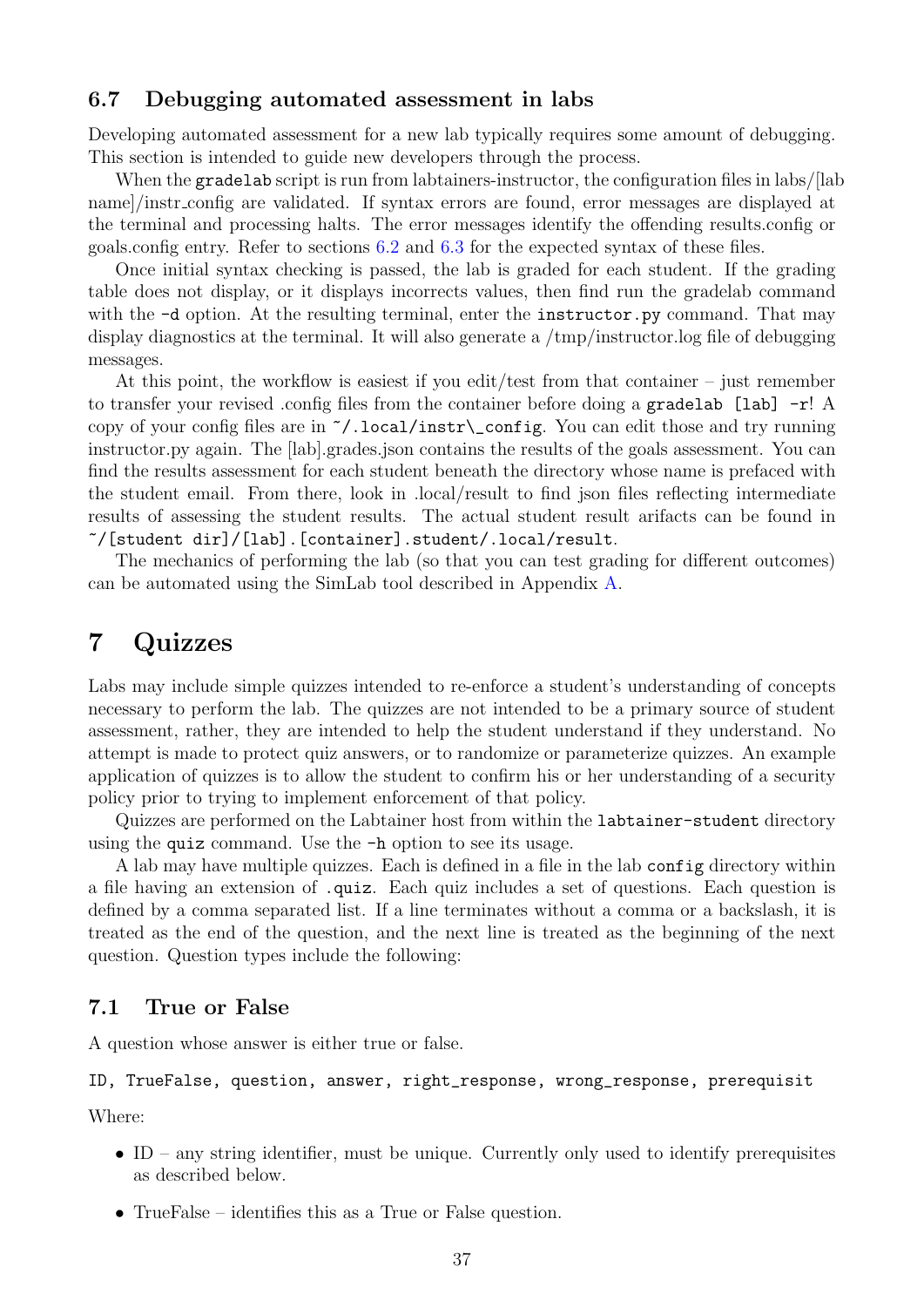### 6.7 Debugging automated assessment in labs

Developing automated assessment for a new lab typically requires some amount of debugging. This section is intended to guide new developers through the process.

When the `gradelab` script is run from labtainers-instructor, the configuration files in labs/[lab name]/instr_config are validated. If syntax errors are found, error messages are displayed at the terminal and processing halts. The error messages identify the offending results.config or goals.config entry. Refer to sections 6.2 and 6.3 for the expected syntax of these files.

Once initial syntax checking is passed, the lab is graded for each student. If the grading table does not display, or it displays incorrects values, then find run the gradelab command with the `-d` option. At the resulting terminal, enter the `instructor.py` command. That may display diagnostics at the terminal. It will also generate a /tmp/instructor.log file of debugging messages.

At this point, the workflow is easiest if you edit/test from that container – just remember to transfer your revised .config files from the container before doing a `gradelab [lab] -r`! A copy of your config files are in `~/.local/instr\_config`. You can edit those and try running instructor.py again. The [lab].grades.json contains the results of the goals assessment. You can find the results assessment for each student beneath the directory whose name is prefaced with the student email. From there, look in .local/result to find json files reflecting intermediate results of assessing the student results. The actual student result arifacts can be found in `~/[student dir]/[lab].[container].student/.local/result`.

The mechanics of performing the lab (so that you can test grading for different outcomes) can be automated using the SimLab tool described in Appendix A.

## 7 Quizzes

Labs may include simple quizzes intended to re-enforce a student's understanding of concepts necessary to perform the lab. The quizzes are not intended to be a primary source of student assessment, rather, they are intended to help the student understand if they understand. No attempt is made to protect quiz answers, or to randomize or parameterize quizzes. An example application of quizzes is to allow the student to confirm his or her understanding of a security policy prior to trying to implement enforcement of that policy.

Quizzes are performed on the Labtainer host from within the `labtainer-student` directory using the `quiz` command. Use the `-h` option to see its usage.

A lab may have multiple quizzes. Each is defined in a file in the lab `config` directory within a file having an extension of `.quiz`. Each quiz includes a set of questions. Each question is defined by a comma separated list. If a line terminates without a comma or a backslash, it is treated as the end of the question, and the next line is treated as the beginning of the next question. Question types include the following:

### 7.1 True or False

A question whose answer is either true or false.

```
ID, TrueFalse, question, answer, right_response, wrong_response, prerequisit
```

Where:

- ID – any string identifier, must be unique. Currently only used to identify prerequisites as described below.
- TrueFalse – identifies this as a True or False question.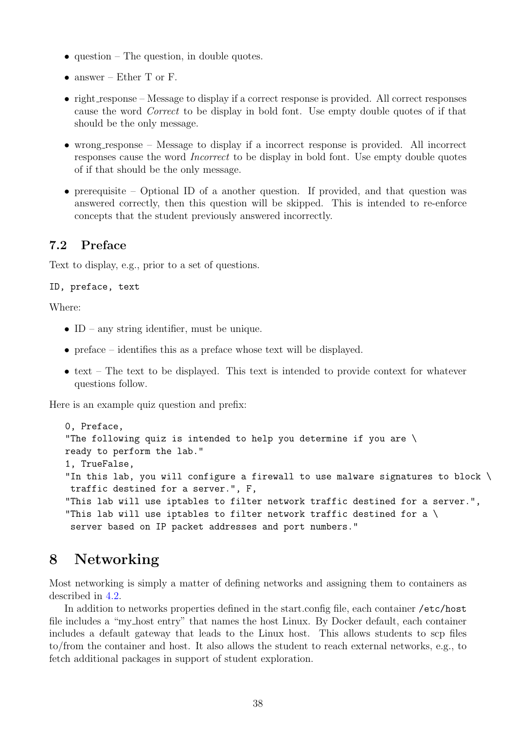- question – The question, in double quotes.
- answer – Ether T or F.
- right_response – Message to display if a correct response is provided. All correct responses cause the word *Correct* to be display in bold font. Use empty double quotes of if that should be the only message.
- wrong_response – Message to display if a incorrect response is provided. All incorrect responses cause the word *Incorrect* to be display in bold font. Use empty double quotes of if that should be the only message.
- prerequisite – Optional ID of a another question. If provided, and that question was answered correctly, then this question will be skipped. This is intended to re-enforce concepts that the student previously answered incorrectly.

## 7.2 Preface

Text to display, e.g., prior to a set of questions.

`ID, preface, text`

Where:

- ID – any string identifier, must be unique.
- preface – identifies this as a preface whose text will be displayed.
- text – The text to be displayed. This text is intended to provide context for whatever questions follow.

Here is an example quiz question and prefix:

```
0, Preface,
"The following quiz is intended to help you determine if you are \
ready to perform the lab."
1, TrueFalse,
"In this lab, you will configure a firewall to use malware signatures to block \
 traffic destined for a server.", F,
"This lab will use iptables to filter network traffic destined for a server.",
"This lab will use iptables to filter network traffic destined for a \
 server based on IP packet addresses and port numbers."
```

# 8 Networking

Most networking is simply a matter of defining networks and assigning them to containers as described in 4.2.

In addition to networks properties defined in the start.config file, each container `/etc/host` file includes a "my_host entry" that names the host Linux. By Docker default, each container includes a default gateway that leads to the Linux host. This allows students to scp files to/from the container and host. It also allows the student to reach external networks, e.g., to fetch additional packages in support of student exploration.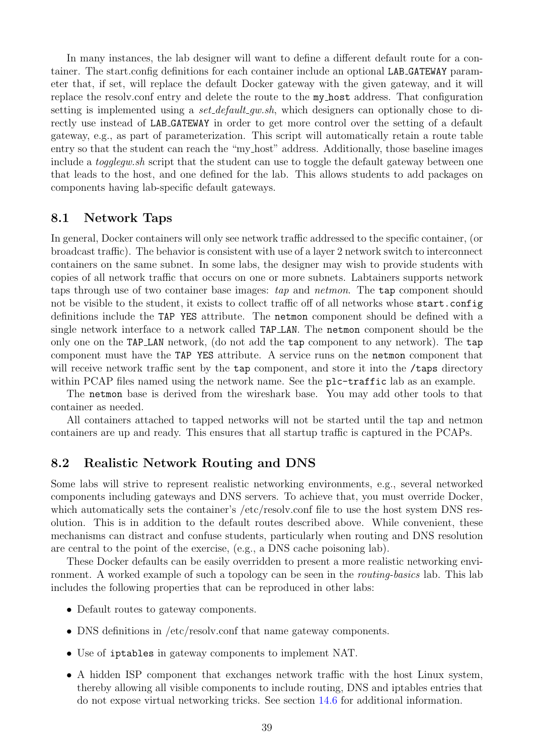In many instances, the lab designer will want to define a different default route for a container. The start.config definitions for each container include an optional `LAB_GATEWAY` parameter that, if set, will replace the default Docker gateway with the given gateway, and it will replace the resolv.conf entry and delete the route to the `my_host` address. That configuration setting is implemented using a *set_default_gw.sh*, which designers can optionally chose to directly use instead of `LAB_GATEWAY` in order to get more control over the setting of a default gateway, e.g., as part of parameterization. This script will automatically retain a route table entry so that the student can reach the "my_host" address. Additionally, those baseline images include a *togglegw.sh* script that the student can use to toggle the default gateway between one that leads to the host, and one defined for the lab. This allows students to add packages on components having lab-specific default gateways.

## 8.1 Network Taps

In general, Docker containers will only see network traffic addressed to the specific container, (or broadcast traffic). The behavior is consistent with use of a layer 2 network switch to interconnect containers on the same subnet. In some labs, the designer may wish to provide students with copies of all network traffic that occurs on one or more subnets. Labtainers supports network taps through use of two container base images: *tap* and *netmon*. The `tap` component should not be visible to the student, it exists to collect traffic off of all networks whose `start.config` definitions include the `TAP YES` attribute. The `netmon` component should be defined with a single network interface to a network called `TAP_LAN`. The `netmon` component should be the only one on the `TAP_LAN` network, (do not add the `tap` component to any network). The `tap` component must have the `TAP YES` attribute. A service runs on the `netmon` component that will receive network traffic sent by the `tap` component, and store it into the `/taps` directory within PCAP files named using the network name. See the `plc-traffic` lab as an example.

The `netmon` base is derived from the wireshark base. You may add other tools to that container as needed.

All containers attached to tapped networks will not be started until the tap and netmon containers are up and ready. This ensures that all startup traffic is captured in the PCAPs.

## 8.2 Realistic Network Routing and DNS

Some labs will strive to represent realistic networking environments, e.g., several networked components including gateways and DNS servers. To achieve that, you must override Docker, which automatically sets the container's /etc/resolv.conf file to use the host system DNS resolution. This is in addition to the default routes described above. While convenient, these mechanisms can distract and confuse students, particularly when routing and DNS resolution are central to the point of the exercise, (e.g., a DNS cache poisoning lab).

These Docker defaults can be easily overridden to present a more realistic networking environment. A worked example of such a topology can be seen in the *routing-basics* lab. This lab includes the following properties that can be reproduced in other labs:

- Default routes to gateway components.
- DNS definitions in /etc/resolv.conf that name gateway components.
- Use of `iptables` in gateway components to implement NAT.
- A hidden ISP component that exchanges network traffic with the host Linux system, thereby allowing all visible components to include routing, DNS and iptables entries that do not expose virtual networking tricks. See section 14.6 for additional information.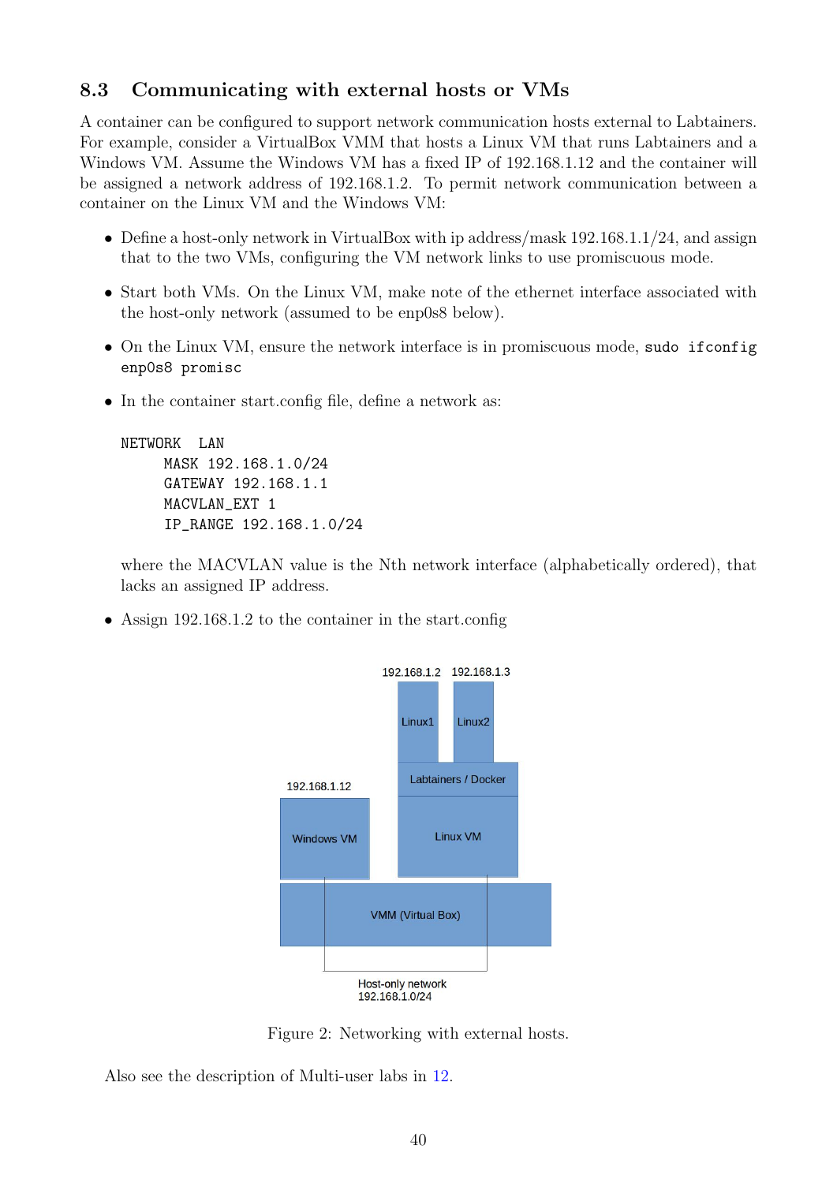### 8.3 Communicating with external hosts or VMs

A container can be configured to support network communication hosts external to Labtainers. For example, consider a VirtualBox VMM that hosts a Linux VM that runs Labtainers and a Windows VM. Assume the Windows VM has a fixed IP of 192.168.1.12 and the container will be assigned a network address of 192.168.1.2. To permit network communication between a container on the Linux VM and the Windows VM:

- Define a host-only network in VirtualBox with ip address/mask 192.168.1.1/24, and assign that to the two VMs, configuring the VM network links to use promiscuous mode.
- Start both VMs. On the Linux VM, make note of the ethernet interface associated with the host-only network (assumed to be enp0s8 below).
- On the Linux VM, ensure the network interface is in promiscuous mode, `sudo ifconfig enp0s8 promisc`
- In the container start.config file, define a network as:

  ```
  NETWORK  LAN
       MASK 192.168.1.0/24
       GATEWAY 192.168.1.1
       MACVLAN_EXT 1
       IP_RANGE 192.168.1.0/24
  ```

  where the MACVLAN value is the Nth network interface (alphabetically ordered), that lacks an assigned IP address.

- Assign 192.168.1.2 to the container in the start.config

Figure 2: Networking with external hosts.

Also see the description of Multi-user labs in 12.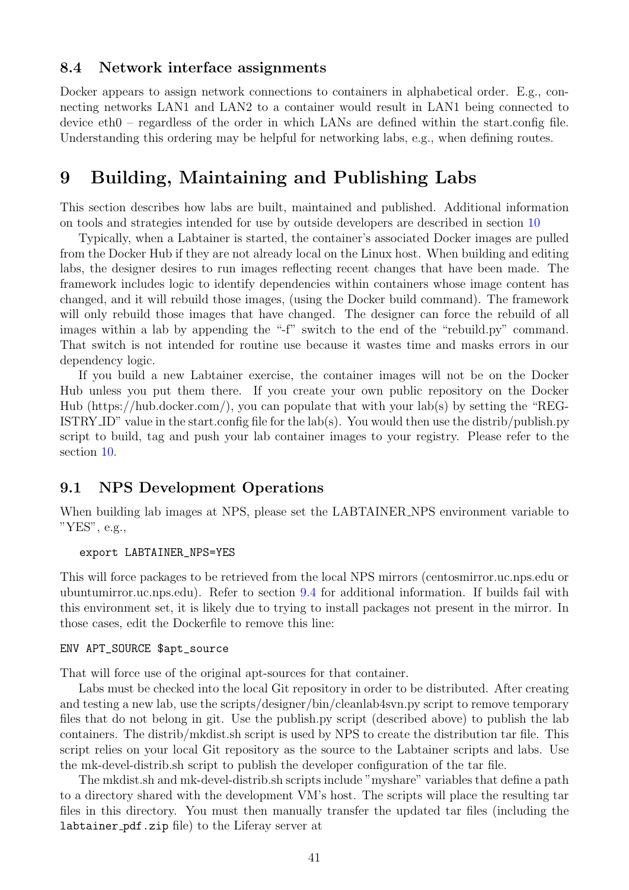### 8.4 Network interface assignments

Docker appears to assign network connections to containers in alphabetical order. E.g., connecting networks LAN1 and LAN2 to a container would result in LAN1 being connected to device eth0 – regardless of the order in which LANs are defined within the start.config file. Understanding this ordering may be helpful for networking labs, e.g., when defining routes.

## 9 Building, Maintaining and Publishing Labs

This section describes how labs are built, maintained and published. Additional information on tools and strategies intended for use by outside developers are described in section 10

Typically, when a Labtainer is started, the container's associated Docker images are pulled from the Docker Hub if they are not already local on the Linux host. When building and editing labs, the designer desires to run images reflecting recent changes that have been made. The framework includes logic to identify dependencies within containers whose image content has changed, and it will rebuild those images, (using the Docker build command). The framework will only rebuild those images that have changed. The designer can force the rebuild of all images within a lab by appending the "-f" switch to the end of the "rebuild.py" command. That switch is not intended for routine use because it wastes time and masks errors in our dependency logic.

If you build a new Labtainer exercise, the container images will not be on the Docker Hub unless you put them there. If you create your own public repository on the Docker Hub (https://hub.docker.com/), you can populate that with your lab(s) by setting the "REGISTRY_ID" value in the start.config file for the lab(s). You would then use the distrib/publish.py script to build, tag and push your lab container images to your registry. Please refer to the section 10.

### 9.1 NPS Development Operations

When building lab images at NPS, please set the LABTAINER_NPS environment variable to "YES", e.g.,

```
export LABTAINER_NPS=YES
```

This will force packages to be retrieved from the local NPS mirrors (centosmirror.uc.nps.edu or ubuntumirror.uc.nps.edu). Refer to section 9.4 for additional information. If builds fail with this environment set, it is likely due to trying to install packages not present in the mirror. In those cases, edit the Dockerfile to remove this line:

```
ENV APT_SOURCE $apt_source
```

That will force use of the original apt-sources for that container.

Labs must be checked into the local Git repository in order to be distributed. After creating and testing a new lab, use the scripts/designer/bin/cleanlab4svn.py script to remove temporary files that do not belong in git. Use the publish.py script (described above) to publish the lab containers. The distrib/mkdist.sh script is used by NPS to create the distribution tar file. This script relies on your local Git repository as the source to the Labtainer scripts and labs. Use the mk-devel-distrib.sh script to publish the developer configuration of the tar file.

The mkdist.sh and mk-devel-distrib.sh scripts include "myshare" variables that define a path to a directory shared with the development VM's host. The scripts will place the resulting tar files in this directory. You must then manually transfer the updated tar files (including the `labtainer_pdf.zip` file) to the Liferay server at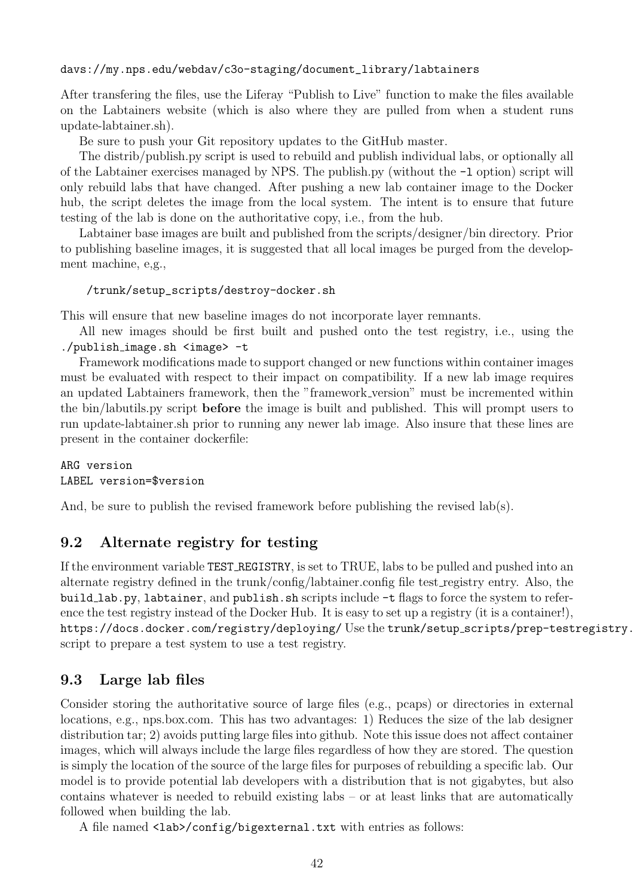```
davs://my.nps.edu/webdav/c3o-staging/document_library/labtainers
```

After transfering the files, use the Liferay "Publish to Live" function to make the files available on the Labtainers website (which is also where they are pulled from when a student runs update-labtainer.sh).

Be sure to push your Git repository updates to the GitHub master.

The distrib/publish.py script is used to rebuild and publish individual labs, or optionally all of the Labtainer exercises managed by NPS. The publish.py (without the `-l` option) script will only rebuild labs that have changed. After pushing a new lab container image to the Docker hub, the script deletes the image from the local system. The intent is to ensure that future testing of the lab is done on the authoritative copy, i.e., from the hub.

Labtainer base images are built and published from the scripts/designer/bin directory. Prior to publishing baseline images, it is suggested that all local images be purged from the development machine, e,g.,

```
/trunk/setup_scripts/destroy-docker.sh
```

This will ensure that new baseline images do not incorporate layer remnants.

All new images should be first built and pushed onto the test registry, i.e., using the `./publish_image.sh <image> -t`

Framework modifications made to support changed or new functions within container images must be evaluated with respect to their impact on compatibility. If a new lab image requires an updated Labtainers framework, then the "framework_version" must be incremented within the bin/labutils.py script **before** the image is built and published. This will prompt users to run update-labtainer.sh prior to running any newer lab image. Also insure that these lines are present in the container dockerfile:

```
ARG version
LABEL version=$version
```

And, be sure to publish the revised framework before publishing the revised lab(s).

## 9.2 Alternate registry for testing

If the environment variable `TEST_REGISTRY`, is set to TRUE, labs to be pulled and pushed into an alternate registry defined in the trunk/config/labtainer.config file test_registry entry. Also, the `build_lab.py`, `labtainer`, and `publish.sh` scripts include `-t` flags to force the system to reference the test registry instead of the Docker Hub. It is easy to set up a registry (it is a container!), `https://docs.docker.com/registry/deploying/` Use the `trunk/setup_scripts/prep-testregistry.` script to prepare a test system to use a test registry.

## 9.3 Large lab files

Consider storing the authoritative source of large files (e.g., pcaps) or directories in external locations, e.g., nps.box.com. This has two advantages: 1) Reduces the size of the lab designer distribution tar; 2) avoids putting large files into github. Note this issue does not affect container images, which will always include the large files regardless of how they are stored. The question is simply the location of the source of the large files for purposes of rebuilding a specific lab. Our model is to provide potential lab developers with a distribution that is not gigabytes, but also contains whatever is needed to rebuild existing labs – or at least links that are automatically followed when building the lab.

A file named `<lab>/config/bigexternal.txt` with entries as follows: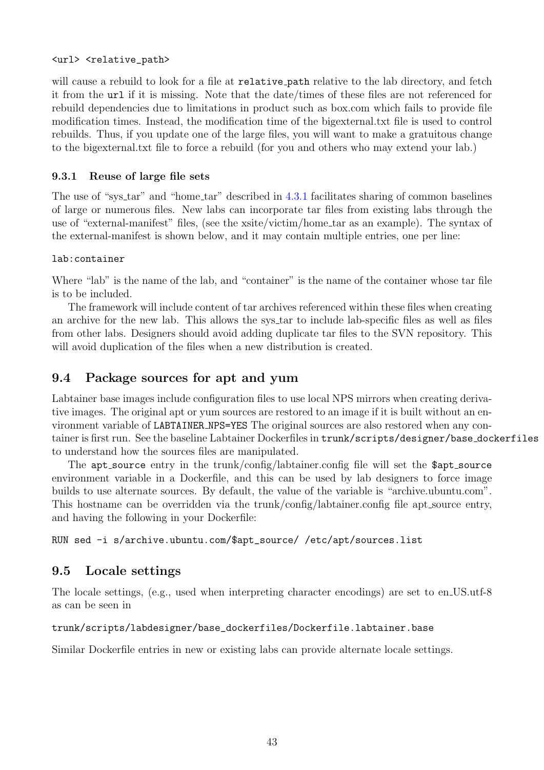```
<url> <relative_path>
```

will cause a rebuild to look for a file at `relative_path` relative to the lab directory, and fetch it from the `url` if it is missing. Note that the date/times of these files are not referenced for rebuild dependencies due to limitations in product such as box.com which fails to provide file modification times. Instead, the modification time of the bigexternal.txt file is used to control rebuilds. Thus, if you update one of the large files, you will want to make a gratuitous change to the bigexternal.txt file to force a rebuild (for you and others who may extend your lab.)

### 9.3.1 Reuse of large file sets

The use of "sys_tar" and "home_tar" described in 4.3.1 facilitates sharing of common baselines of large or numerous files. New labs can incorporate tar files from existing labs through the use of "external-manifest" files, (see the xsite/victim/home_tar as an example). The syntax of the external-manifest is shown below, and it may contain multiple entries, one per line:

```
lab:container
```

Where "lab" is the name of the lab, and "container" is the name of the container whose tar file is to be included.

The framework will include content of tar archives referenced within these files when creating an archive for the new lab. This allows the sys_tar to include lab-specific files as well as files from other labs. Designers should avoid adding duplicate tar files to the SVN repository. This will avoid duplication of the files when a new distribution is created.

## 9.4 Package sources for apt and yum

Labtainer base images include configuration files to use local NPS mirrors when creating derivative images. The original apt or yum sources are restored to an image if it is built without an environment variable of `LABTAINER_NPS=YES` The original sources are also restored when any container is first run. See the baseline Labtainer Dockerfiles in `trunk/scripts/designer/base_dockerfiles` to understand how the sources files are manipulated.

The `apt_source` entry in the trunk/config/labtainer.config file will set the `$apt_source` environment variable in a Dockerfile, and this can be used by lab designers to force image builds to use alternate sources. By default, the value of the variable is "archive.ubuntu.com". This hostname can be overridden via the trunk/config/labtainer.config file apt_source entry, and having the following in your Dockerfile:

```
RUN sed -i s/archive.ubuntu.com/$apt_source/ /etc/apt/sources.list
```

## 9.5 Locale settings

The locale settings, (e.g., used when interpreting character encodings) are set to en_US.utf-8 as can be seen in

```
trunk/scripts/labdesigner/base_dockerfiles/Dockerfile.labtainer.base
```

Similar Dockerfile entries in new or existing labs can provide alternate locale settings.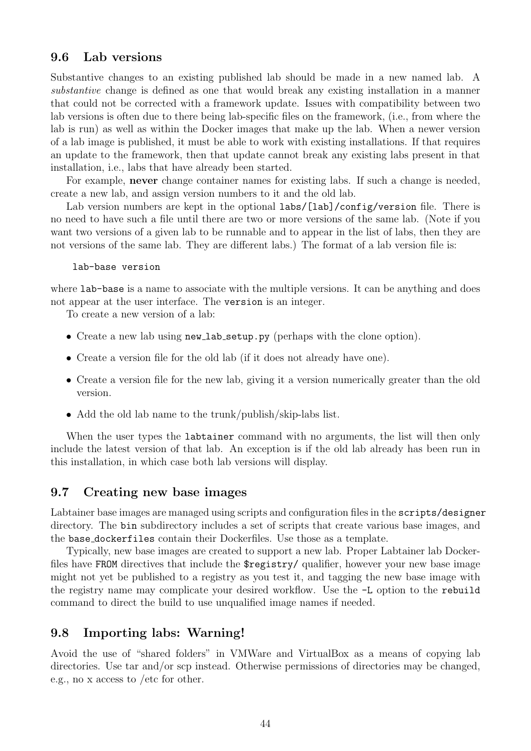## 9.6 Lab versions

Substantive changes to an existing published lab should be made in a new named lab. A *substantive* change is defined as one that would break any existing installation in a manner that could not be corrected with a framework update. Issues with compatibility between two lab versions is often due to there being lab-specific files on the framework, (i.e., from where the lab is run) as well as within the Docker images that make up the lab. When a newer version of a lab image is published, it must be able to work with existing installations. If that requires an update to the framework, then that update cannot break any existing labs present in that installation, i.e., labs that have already been started.

For example, **never** change container names for existing labs. If such a change is needed, create a new lab, and assign version numbers to it and the old lab.

Lab version numbers are kept in the optional `labs/[lab]/config/version` file. There is no need to have such a file until there are two or more versions of the same lab. (Note if you want two versions of a given lab to be runnable and to appear in the list of labs, then they are not versions of the same lab. They are different labs.) The format of a lab version file is:

```
lab-base version
```

where `lab-base` is a name to associate with the multiple versions. It can be anything and does not appear at the user interface. The `version` is an integer.

To create a new version of a lab:

- Create a new lab using `new_lab_setup.py` (perhaps with the clone option).
- Create a version file for the old lab (if it does not already have one).
- Create a version file for the new lab, giving it a version numerically greater than the old version.
- Add the old lab name to the trunk/publish/skip-labs list.

When the user types the `labtainer` command with no arguments, the list will then only include the latest version of that lab. An exception is if the old lab already has been run in this installation, in which case both lab versions will display.

## 9.7 Creating new base images

Labtainer base images are managed using scripts and configuration files in the `scripts/designer` directory. The `bin` subdirectory includes a set of scripts that create various base images, and the `base_dockerfiles` contain their Dockerfiles. Use those as a template.

Typically, new base images are created to support a new lab. Proper Labtainer lab Dockerfiles have `FROM` directives that include the `$registry/` qualifier, however your new base image might not yet be published to a registry as you test it, and tagging the new base image with the registry name may complicate your desired workflow. Use the `-L` option to the `rebuild` command to direct the build to use unqualified image names if needed.

## 9.8 Importing labs: Warning!

Avoid the use of "shared folders" in VMWare and VirtualBox as a means of copying lab directories. Use tar and/or scp instead. Otherwise permissions of directories may be changed, e.g., no x access to /etc for other.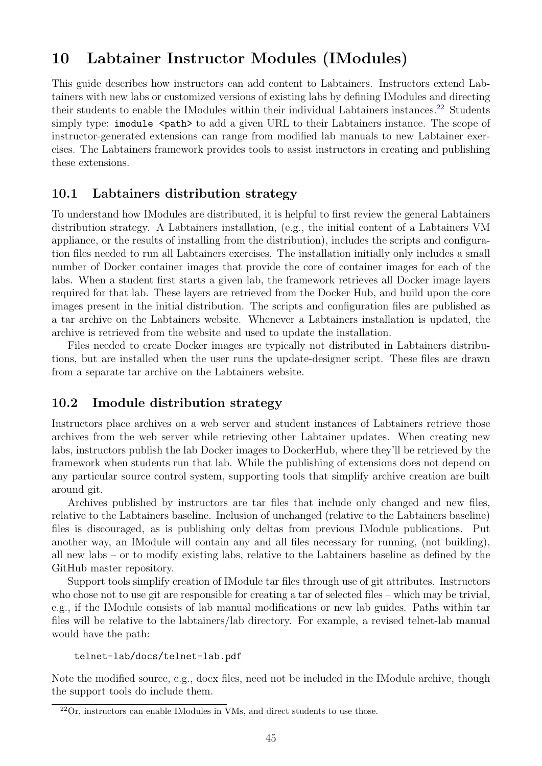# 10 Labtainer Instructor Modules (IModules)

This guide describes how instructors can add content to Labtainers. Instructors extend Labtainers with new labs or customized versions of existing labs by defining IModules and directing their students to enable the IModules within their individual Labtainers instances.[22] Students simply type: `imodule <path>` to add a given URL to their Labtainers instance. The scope of instructor-generated extensions can range from modified lab manuals to new Labtainer exercises. The Labtainers framework provides tools to assist instructors in creating and publishing these extensions.

## 10.1 Labtainers distribution strategy

To understand how IModules are distributed, it is helpful to first review the general Labtainers distribution strategy. A Labtainers installation, (e.g., the initial content of a Labtainers VM appliance, or the results of installing from the distribution), includes the scripts and configuration files needed to run all Labtainers exercises. The installation initially only includes a small number of Docker container images that provide the core of container images for each of the labs. When a student first starts a given lab, the framework retrieves all Docker image layers required for that lab. These layers are retrieved from the Docker Hub, and build upon the core images present in the initial distribution. The scripts and configuration files are published as a tar archive on the Labtainers website. Whenever a Labtainers installation is updated, the archive is retrieved from the website and used to update the installation.

Files needed to create Docker images are typically not distributed in Labtainers distributions, but are installed when the user runs the update-designer script. These files are drawn from a separate tar archive on the Labtainers website.

## 10.2 Imodule distribution strategy

Instructors place archives on a web server and student instances of Labtainers retrieve those archives from the web server while retrieving other Labtainer updates. When creating new labs, instructors publish the lab Docker images to DockerHub, where they'll be retrieved by the framework when students run that lab. While the publishing of extensions does not depend on any particular source control system, supporting tools that simplify archive creation are built around git.

Archives published by instructors are tar files that include only changed and new files, relative to the Labtainers baseline. Inclusion of unchanged (relative to the Labtainers baseline) files is discouraged, as is publishing only deltas from previous IModule publications. Put another way, an IModule will contain any and all files necessary for running, (not building), all new labs – or to modify existing labs, relative to the Labtainers baseline as defined by the GitHub master repository.

Support tools simplify creation of IModule tar files through use of git attributes. Instructors who chose not to use git are responsible for creating a tar of selected files – which may be trivial, e.g., if the IModule consists of lab manual modifications or new lab guides. Paths within tar files will be relative to the labtainers/lab directory. For example, a revised telnet-lab manual would have the path:

```
telnet-lab/docs/telnet-lab.pdf
```

Note the modified source, e.g., docx files, need not be included in the IModule archive, though the support tools do include them.

[22] Or, instructors can enable IModules in VMs, and direct students to use those.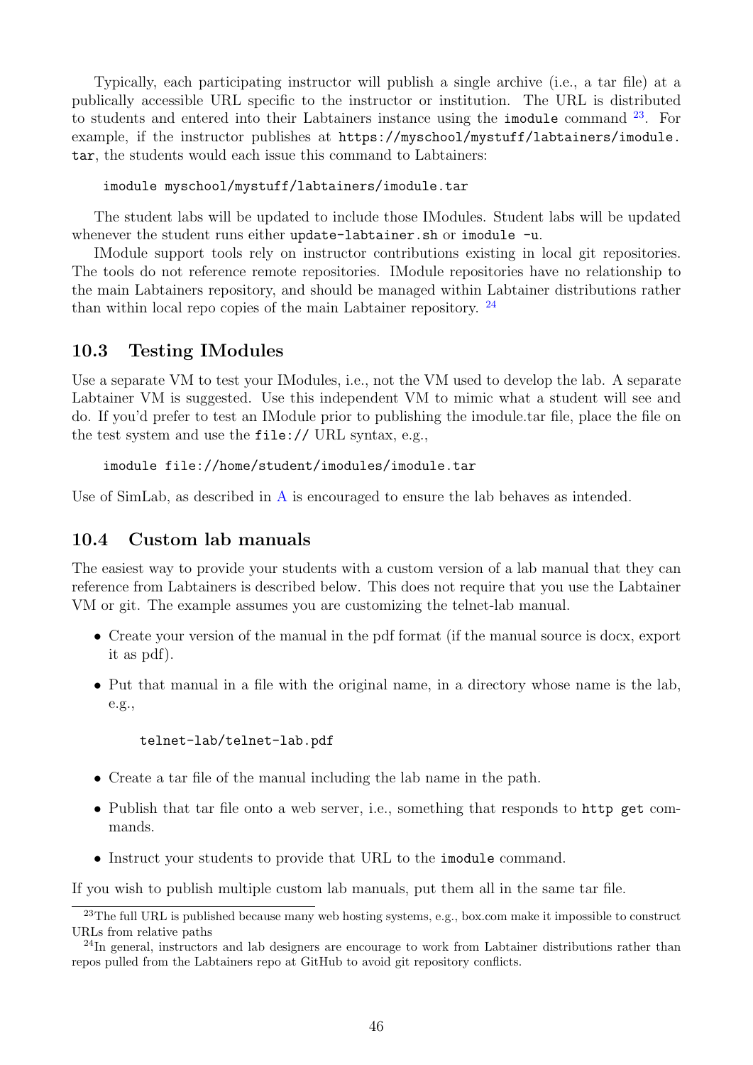Typically, each participating instructor will publish a single archive (i.e., a tar file) at a publically accessible URL specific to the instructor or institution. The URL is distributed to students and entered into their Labtainers instance using the `imodule` command [23]. For example, if the instructor publishes at `https://myschool/mystuff/labtainers/imodule.tar`, the students would each issue this command to Labtainers:

```
imodule myschool/mystuff/labtainers/imodule.tar
```

The student labs will be updated to include those IModules. Student labs will be updated whenever the student runs either `update-labtainer.sh` or `imodule -u`.

IModule support tools rely on instructor contributions existing in local git repositories. The tools do not reference remote repositories. IModule repositories have no relationship to the main Labtainers repository, and should be managed within Labtainer distributions rather than within local repo copies of the main Labtainer repository. [24]

## 10.3 Testing IModules

Use a separate VM to test your IModules, i.e., not the VM used to develop the lab. A separate Labtainer VM is suggested. Use this independent VM to mimic what a student will see and do. If you'd prefer to test an IModule prior to publishing the imodule.tar file, place the file on the test system and use the `file://` URL syntax, e.g.,

```
imodule file://home/student/imodules/imodule.tar
```

Use of SimLab, as described in A is encouraged to ensure the lab behaves as intended.

## 10.4 Custom lab manuals

The easiest way to provide your students with a custom version of a lab manual that they can reference from Labtainers is described below. This does not require that you use the Labtainer VM or git. The example assumes you are customizing the telnet-lab manual.

- Create your version of the manual in the pdf format (if the manual source is docx, export it as pdf).
- Put that manual in a file with the original name, in a directory whose name is the lab, e.g.,

  ```
  telnet-lab/telnet-lab.pdf
  ```

- Create a tar file of the manual including the lab name in the path.
- Publish that tar file onto a web server, i.e., something that responds to `http get` commands.
- Instruct your students to provide that URL to the `imodule` command.

If you wish to publish multiple custom lab manuals, put them all in the same tar file.

---

[23] The full URL is published because many web hosting systems, e.g., box.com make it impossible to construct URLs from relative paths

[24] In general, instructors and lab designers are encourage to work from Labtainer distributions rather than repos pulled from the Labtainers repo at GitHub to avoid git repository conflicts.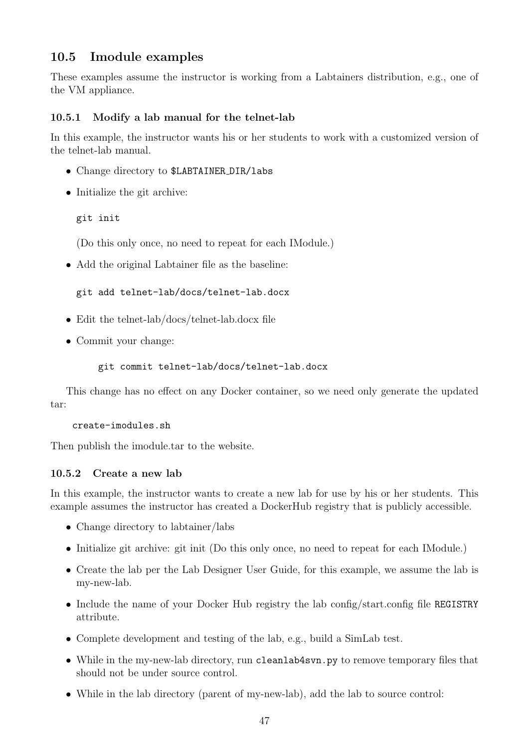## 10.5 Imodule examples

These examples assume the instructor is working from a Labtainers distribution, e.g., one of the VM appliance.

### 10.5.1 Modify a lab manual for the telnet-lab

In this example, the instructor wants his or her students to work with a customized version of the telnet-lab manual.

- Change directory to `$LABTAINER_DIR/labs`
- Initialize the git archive:

  ```
  git init
  ```

  (Do this only once, no need to repeat for each IModule.)

- Add the original Labtainer file as the baseline:

  ```
  git add telnet-lab/docs/telnet-lab.docx
  ```

- Edit the telnet-lab/docs/telnet-lab.docx file
- Commit your change:

  ```
  git commit telnet-lab/docs/telnet-lab.docx
  ```

This change has no effect on any Docker container, so we need only generate the updated tar:

```
create-imodules.sh
```

Then publish the imodule.tar to the website.

### 10.5.2 Create a new lab

In this example, the instructor wants to create a new lab for use by his or her students. This example assumes the instructor has created a DockerHub registry that is publicly accessible.

- Change directory to labtainer/labs
- Initialize git archive: git init (Do this only once, no need to repeat for each IModule.)
- Create the lab per the Lab Designer User Guide, for this example, we assume the lab is my-new-lab.
- Include the name of your Docker Hub registry the lab config/start.config file `REGISTRY` attribute.
- Complete development and testing of the lab, e.g., build a SimLab test.
- While in the my-new-lab directory, run `cleanlab4svn.py` to remove temporary files that should not be under source control.
- While in the lab directory (parent of my-new-lab), add the lab to source control: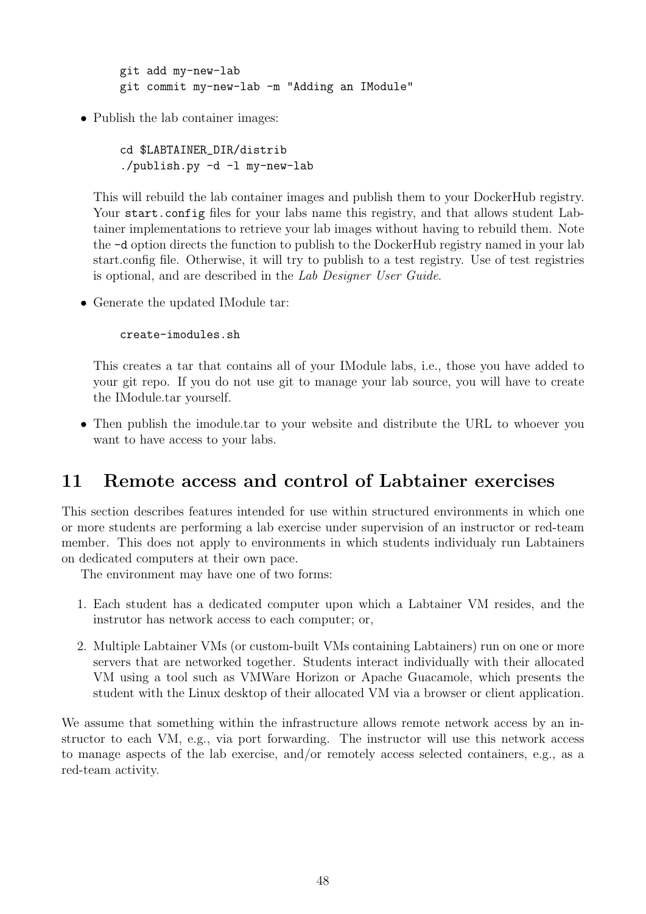```
git add my-new-lab
git commit my-new-lab -m "Adding an IModule"
```

- Publish the lab container images:

  ```
  cd $LABTAINER_DIR/distrib
  ./publish.py -d -l my-new-lab
  ```

  This will rebuild the lab container images and publish them to your DockerHub registry. Your `start.config` files for your labs name this registry, and that allows student Labtainer implementations to retrieve your lab images without having to rebuild them. Note the `-d` option directs the function to publish to the DockerHub registry named in your lab start.config file. Otherwise, it will try to publish to a test registry. Use of test registries is optional, and are described in the *Lab Designer User Guide*.

- Generate the updated IModule tar:

  ```
  create-imodules.sh
  ```

  This creates a tar that contains all of your IModule labs, i.e., those you have added to your git repo. If you do not use git to manage your lab source, you will have to create the IModule.tar yourself.

- Then publish the imodule.tar to your website and distribute the URL to whoever you want to have access to your labs.

# 11 Remote access and control of Labtainer exercises

This section describes features intended for use within structured environments in which one or more students are performing a lab exercise under supervision of an instructor or red-team member. This does not apply to environments in which students individualy run Labtainers on dedicated computers at their own pace.

The environment may have one of two forms:

1. Each student has a dedicated computer upon which a Labtainer VM resides, and the instrutor has network access to each computer; or,
2. Multiple Labtainer VMs (or custom-built VMs containing Labtainers) run on one or more servers that are networked together. Students interact individually with their allocated VM using a tool such as VMWare Horizon or Apache Guacamole, which presents the student with the Linux desktop of their allocated VM via a browser or client application.

We assume that something within the infrastructure allows remote network access by an instructor to each VM, e.g., via port forwarding. The instructor will use this network access to manage aspects of the lab exercise, and/or remotely access selected containers, e.g., as a red-team activity.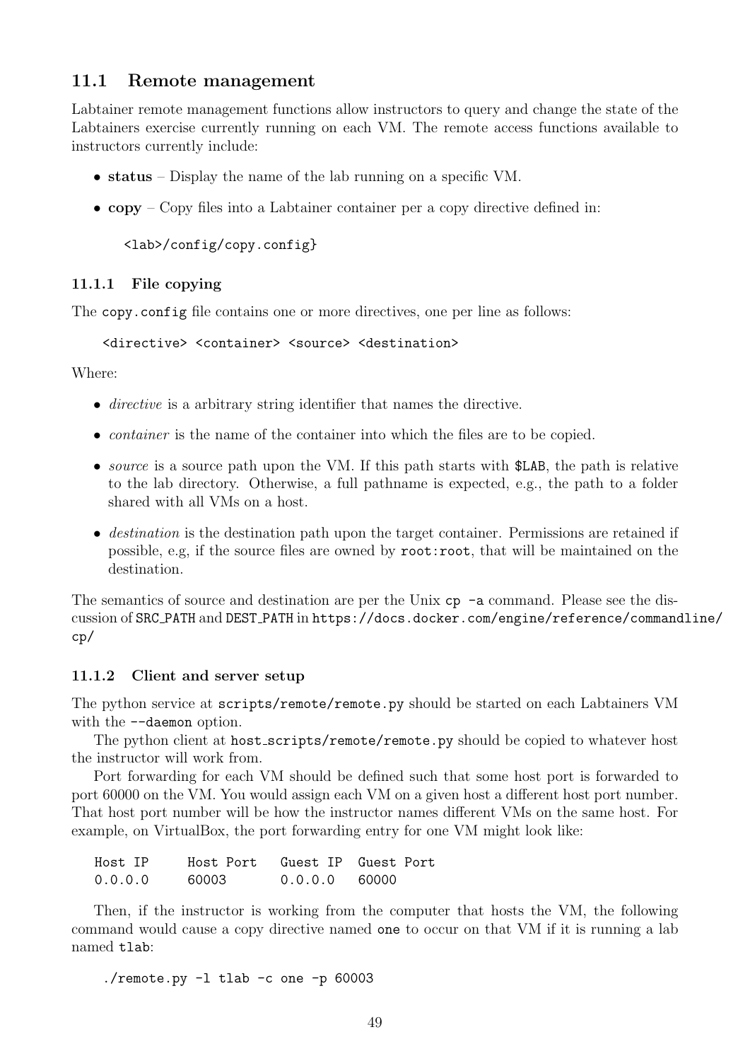## 11.1 Remote management

Labtainer remote management functions allow instructors to query and change the state of the Labtainers exercise currently running on each VM. The remote access functions available to instructors currently include:

- **status** – Display the name of the lab running on a specific VM.
- **copy** – Copy files into a Labtainer container per a copy directive defined in:

  ```
  <lab>/config/copy.config}
  ```

### 11.1.1 File copying

The `copy.config` file contains one or more directives, one per line as follows:

```
<directive> <container> <source> <destination>
```

Where:

- *directive* is a arbitrary string identifier that names the directive.
- *container* is the name of the container into which the files are to be copied.
- *source* is a source path upon the VM. If this path starts with `$LAB`, the path is relative to the lab directory. Otherwise, a full pathname is expected, e.g., the path to a folder shared with all VMs on a host.
- *destination* is the destination path upon the target container. Permissions are retained if possible, e.g, if the source files are owned by `root:root`, that will be maintained on the destination.

The semantics of source and destination are per the Unix `cp -a` command. Please see the discussion of SRC_PATH and DEST_PATH in https://docs.docker.com/engine/reference/commandline/cp/

### 11.1.2 Client and server setup

The python service at `scripts/remote/remote.py` should be started on each Labtainers VM with the `--daemon` option.

The python client at `host_scripts/remote/remote.py` should be copied to whatever host the instructor will work from.

Port forwarding for each VM should be defined such that some host port is forwarded to port 60000 on the VM. You would assign each VM on a given host a different host port number. That host port number will be how the instructor names different VMs on the same host. For example, on VirtualBox, the port forwarding entry for one VM might look like:

```
Host IP     Host Port   Guest IP  Guest Port
0.0.0.0     60003       0.0.0.0   60000
```

Then, if the instructor is working from the computer that hosts the VM, the following command would cause a copy directive named `one` to occur on that VM if it is running a lab named `tlab`:

```
./remote.py -l tlab -c one -p 60003
```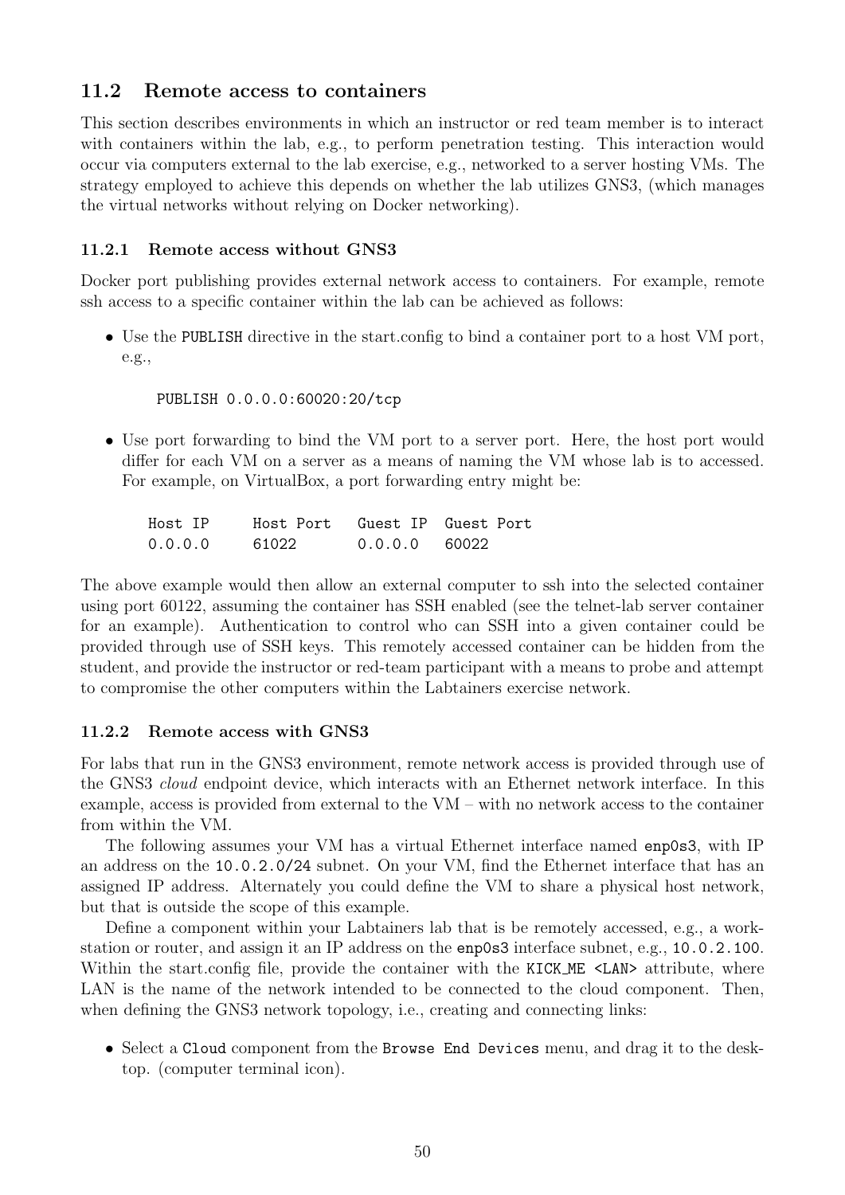## 11.2 Remote access to containers

This section describes environments in which an instructor or red team member is to interact with containers within the lab, e.g., to perform penetration testing. This interaction would occur via computers external to the lab exercise, e.g., networked to a server hosting VMs. The strategy employed to achieve this depends on whether the lab utilizes GNS3, (which manages the virtual networks without relying on Docker networking).

### 11.2.1 Remote access without GNS3

Docker port publishing provides external network access to containers. For example, remote ssh access to a specific container within the lab can be achieved as follows:

- Use the `PUBLISH` directive in the start.config to bind a container port to a host VM port, e.g.,

```
PUBLISH 0.0.0.0:60020:20/tcp
```

- Use port forwarding to bind the VM port to a server port. Here, the host port would differ for each VM on a server as a means of naming the VM whose lab is to accessed. For example, on VirtualBox, a port forwarding entry might be:

```
Host IP     Host Port   Guest IP  Guest Port
0.0.0.0     61022       0.0.0.0   60022
```

The above example would then allow an external computer to ssh into the selected container using port 60122, assuming the container has SSH enabled (see the telnet-lab server container for an example). Authentication to control who can SSH into a given container could be provided through use of SSH keys. This remotely accessed container can be hidden from the student, and provide the instructor or red-team participant with a means to probe and attempt to compromise the other computers within the Labtainers exercise network.

### 11.2.2 Remote access with GNS3

For labs that run in the GNS3 environment, remote network access is provided through use of the GNS3 *cloud* endpoint device, which interacts with an Ethernet network interface. In this example, access is provided from external to the VM – with no network access to the container from within the VM.

The following assumes your VM has a virtual Ethernet interface named `enp0s3`, with IP an address on the `10.0.2.0/24` subnet. On your VM, find the Ethernet interface that has an assigned IP address. Alternately you could define the VM to share a physical host network, but that is outside the scope of this example.

Define a component within your Labtainers lab that is be remotely accessed, e.g., a workstation or router, and assign it an IP address on the `enp0s3` interface subnet, e.g., `10.0.2.100`. Within the start.config file, provide the container with the `KICK_ME <LAN>` attribute, where LAN is the name of the network intended to be connected to the cloud component. Then, when defining the GNS3 network topology, i.e., creating and connecting links:

- Select a `Cloud` component from the `Browse End Devices` menu, and drag it to the desktop. (computer terminal icon).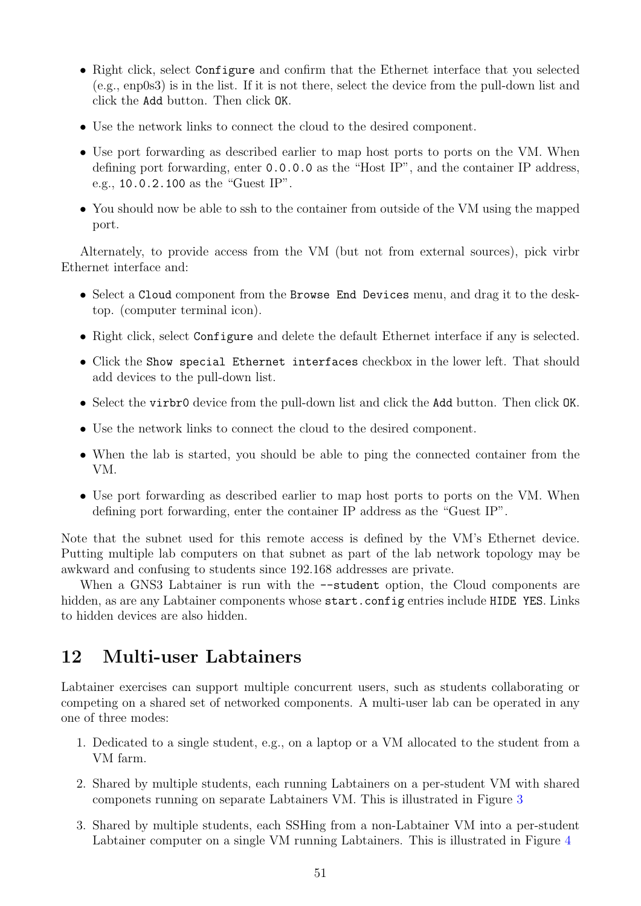- Right click, select `Configure` and confirm that the Ethernet interface that you selected (e.g., enp0s3) is in the list. If it is not there, select the device from the pull-down list and click the `Add` button. Then click `OK`.
- Use the network links to connect the cloud to the desired component.
- Use port forwarding as described earlier to map host ports to ports on the VM. When defining port forwarding, enter `0.0.0.0` as the "Host IP", and the container IP address, e.g., `10.0.2.100` as the "Guest IP".
- You should now be able to ssh to the container from outside of the VM using the mapped port.

Alternately, to provide access from the VM (but not from external sources), pick virbr Ethernet interface and:

- Select a `Cloud` component from the `Browse End Devices` menu, and drag it to the desktop. (computer terminal icon).
- Right click, select `Configure` and delete the default Ethernet interface if any is selected.
- Click the `Show special Ethernet interfaces` checkbox in the lower left. That should add devices to the pull-down list.
- Select the `virbr0` device from the pull-down list and click the `Add` button. Then click `OK`.
- Use the network links to connect the cloud to the desired component.
- When the lab is started, you should be able to ping the connected container from the VM.
- Use port forwarding as described earlier to map host ports to ports on the VM. When defining port forwarding, enter the container IP address as the "Guest IP".

Note that the subnet used for this remote access is defined by the VM's Ethernet device. Putting multiple lab computers on that subnet as part of the lab network topology may be awkward and confusing to students since 192.168 addresses are private.

When a GNS3 Labtainer is run with the `--student` option, the Cloud components are hidden, as are any Labtainer components whose `start.config` entries include `HIDE YES`. Links to hidden devices are also hidden.

## 12 Multi-user Labtainers

Labtainer exercises can support multiple concurrent users, such as students collaborating or competing on a shared set of networked components. A multi-user lab can be operated in any one of three modes:

1. Dedicated to a single student, e.g., on a laptop or a VM allocated to the student from a VM farm.
2. Shared by multiple students, each running Labtainers on a per-student VM with shared componets running on separate Labtainers VM. This is illustrated in Figure 3
3. Shared by multiple students, each SSHing from a non-Labtainer VM into a per-student Labtainer computer on a single VM running Labtainers. This is illustrated in Figure 4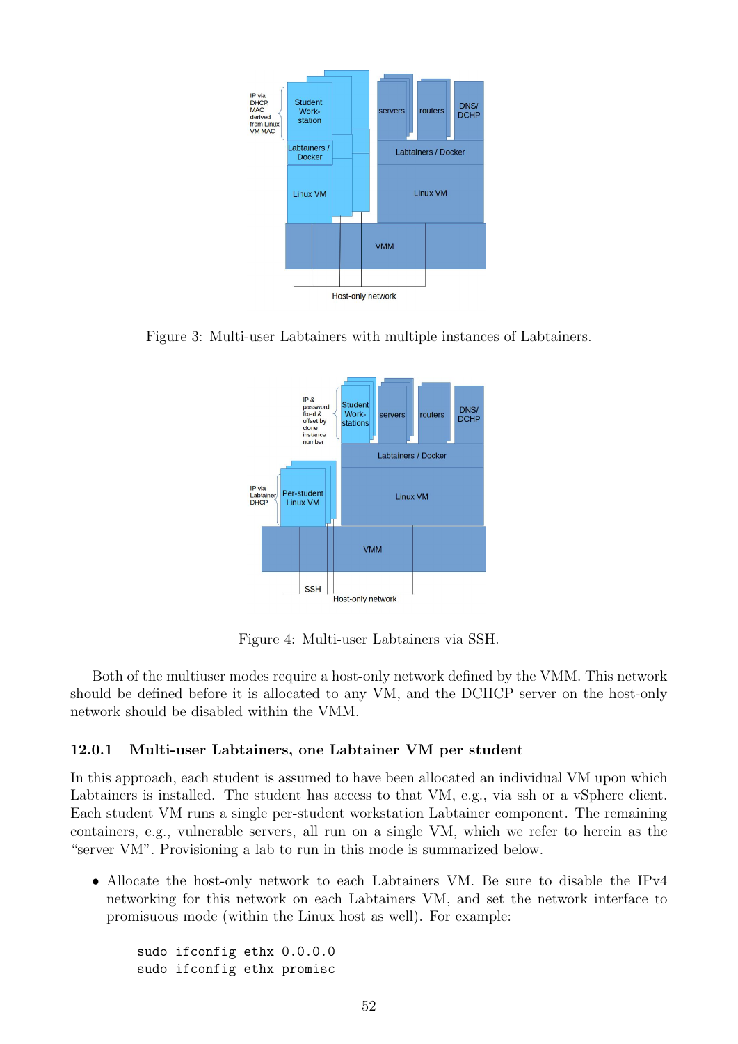Figure 3: Multi-user Labtainers with multiple instances of Labtainers.

Figure 4: Multi-user Labtainers via SSH.

Both of the multiuser modes require a host-only network defined by the VMM. This network should be defined before it is allocated to any VM, and the DCHCP server on the host-only network should be disabled within the VMM.

### 12.0.1 Multi-user Labtainers, one Labtainer VM per student

In this approach, each student is assumed to have been allocated an individual VM upon which Labtainers is installed. The student has access to that VM, e.g., via ssh or a vSphere client. Each student VM runs a single per-student workstation Labtainer component. The remaining containers, e.g., vulnerable servers, all run on a single VM, which we refer to herein as the "server VM". Provisioning a lab to run in this mode is summarized below.

- Allocate the host-only network to each Labtainers VM. Be sure to disable the IPv4 networking for this network on each Labtainers VM, and set the network interface to promisuous mode (within the Linux host as well). For example:

```
sudo ifconfig ethx 0.0.0.0
sudo ifconfig ethx promisc
```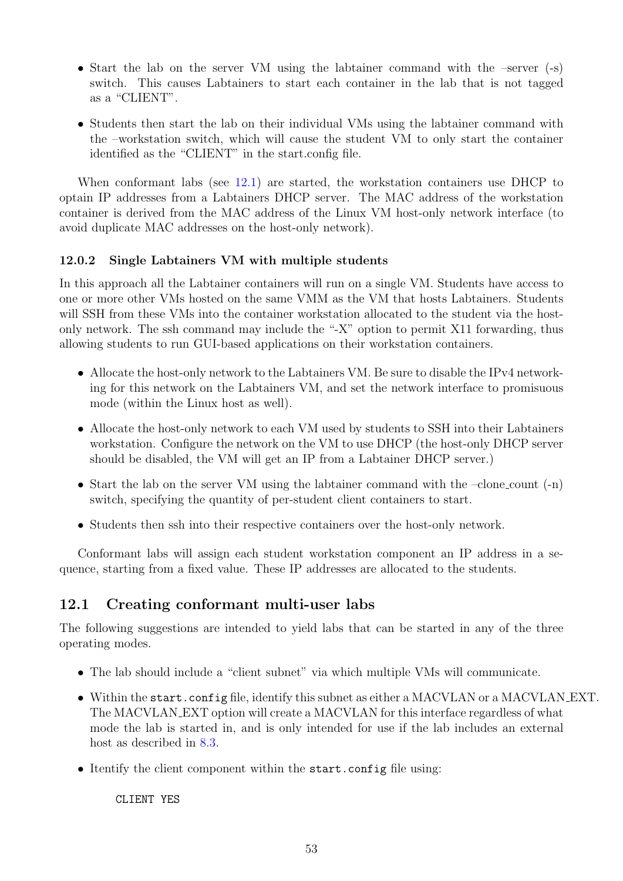- Start the lab on the server VM using the labtainer command with the –server (-s) switch. This causes Labtainers to start each container in the lab that is not tagged as a "CLIENT".

- Students then start the lab on their individual VMs using the labtainer command with the –workstation switch, which will cause the student VM to only start the container identified as the "CLIENT" in the start.config file.

When conformant labs (see 12.1) are started, the workstation containers use DHCP to optain IP addresses from a Labtainers DHCP server. The MAC address of the workstation container is derived from the MAC address of the Linux VM host-only network interface (to avoid duplicate MAC addresses on the host-only network).

### 12.0.2 Single Labtainers VM with multiple students

In this approach all the Labtainer containers will run on a single VM. Students have access to one or more other VMs hosted on the same VMM as the VM that hosts Labtainers. Students will SSH from these VMs into the container workstation allocated to the student via the host-only network. The ssh command may include the "-X" option to permit X11 forwarding, thus allowing students to run GUI-based applications on their workstation containers.

- Allocate the host-only network to the Labtainers VM. Be sure to disable the IPv4 networking for this network on the Labtainers VM, and set the network interface to promisuous mode (within the Linux host as well).

- Allocate the host-only network to each VM used by students to SSH into their Labtainers workstation. Configure the network on the VM to use DHCP (the host-only DHCP server should be disabled, the VM will get an IP from a Labtainer DHCP server.)

- Start the lab on the server VM using the labtainer command with the –clone_count (-n) switch, specifying the quantity of per-student client containers to start.

- Students then ssh into their respective containers over the host-only network.

Conformant labs will assign each student workstation component an IP address in a sequence, starting from a fixed value. These IP addresses are allocated to the students.

## 12.1 Creating conformant multi-user labs

The following suggestions are intended to yield labs that can be started in any of the three operating modes.

- The lab should include a "client subnet" via which multiple VMs will communicate.

- Within the `start.config` file, identify this subnet as either a MACVLAN or a MACVLAN_EXT. The MACVLAN_EXT option will create a MACVLAN for this interface regardless of what mode the lab is started in, and is only intended for use if the lab includes an external host as described in 8.3.

- Itentify the client component within the `start.config` file using:

```
CLIENT YES
```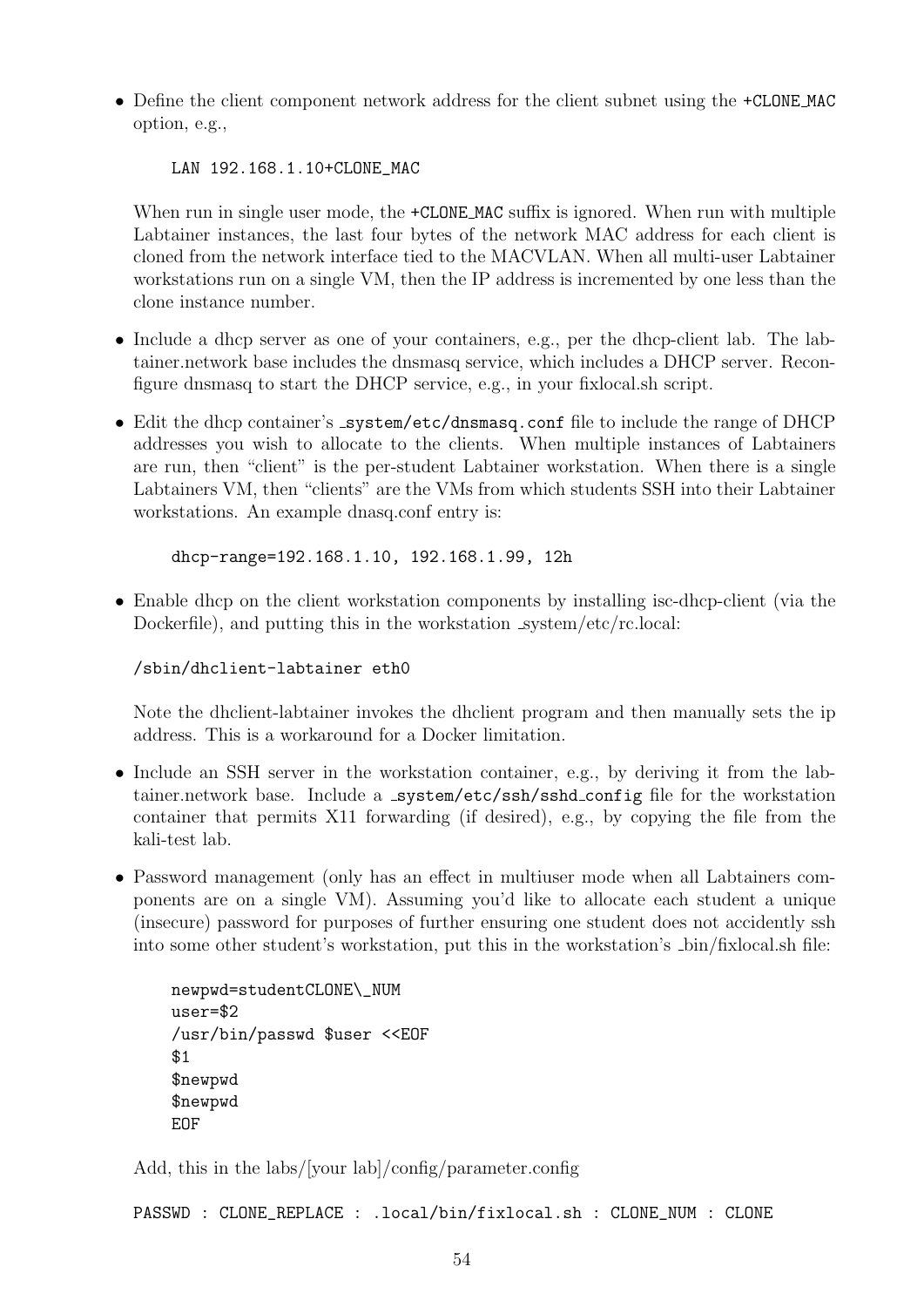- Define the client component network address for the client subnet using the `+CLONE_MAC` option, e.g.,

  ```
  LAN 192.168.1.10+CLONE_MAC
  ```

  When run in single user mode, the `+CLONE_MAC` suffix is ignored. When run with multiple Labtainer instances, the last four bytes of the network MAC address for each client is cloned from the network interface tied to the MACVLAN. When all multi-user Labtainer workstations run on a single VM, then the IP address is incremented by one less than the clone instance number.

- Include a dhcp server as one of your containers, e.g., per the dhcp-client lab. The labtainer.network base includes the dnsmasq service, which includes a DHCP server. Reconfigure dnsmasq to start the DHCP service, e.g., in your fixlocal.sh script.

- Edit the dhcp container's `_system/etc/dnsmasq.conf` file to include the range of DHCP addresses you wish to allocate to the clients. When multiple instances of Labtainers are run, then "client" is the per-student Labtainer workstation. When there is a single Labtainers VM, then "clients" are the VMs from which students SSH into their Labtainer workstations. An example dnasq.conf entry is:

  ```
  dhcp-range=192.168.1.10, 192.168.1.99, 12h
  ```

- Enable dhcp on the client workstation components by installing isc-dhcp-client (via the Dockerfile), and putting this in the workstation _system/etc/rc.local:

  ```
  /sbin/dhclient-labtainer eth0
  ```

  Note the dhclient-labtainer invokes the dhclient program and then manually sets the ip address. This is a workaround for a Docker limitation.

- Include an SSH server in the workstation container, e.g., by deriving it from the labtainer.network base. Include a `_system/etc/ssh/sshd_config` file for the workstation container that permits X11 forwarding (if desired), e.g., by copying the file from the kali-test lab.

- Password management (only has an effect in multiuser mode when all Labtainers components are on a single VM). Assuming you'd like to allocate each student a unique (insecure) password for purposes of further ensuring one student does not accidently ssh into some other student's workstation, put this in the workstation's _bin/fixlocal.sh file:

  ```
  newpwd=studentCLONE\_NUM
  user=$2
  /usr/bin/passwd $user <<EOF
  $1
  $newpwd
  $newpwd
  EOF
  ```

  Add, this in the labs/[your lab]/config/parameter.config

  ```
  PASSWD : CLONE_REPLACE : .local/bin/fixlocal.sh : CLONE_NUM : CLONE
  ```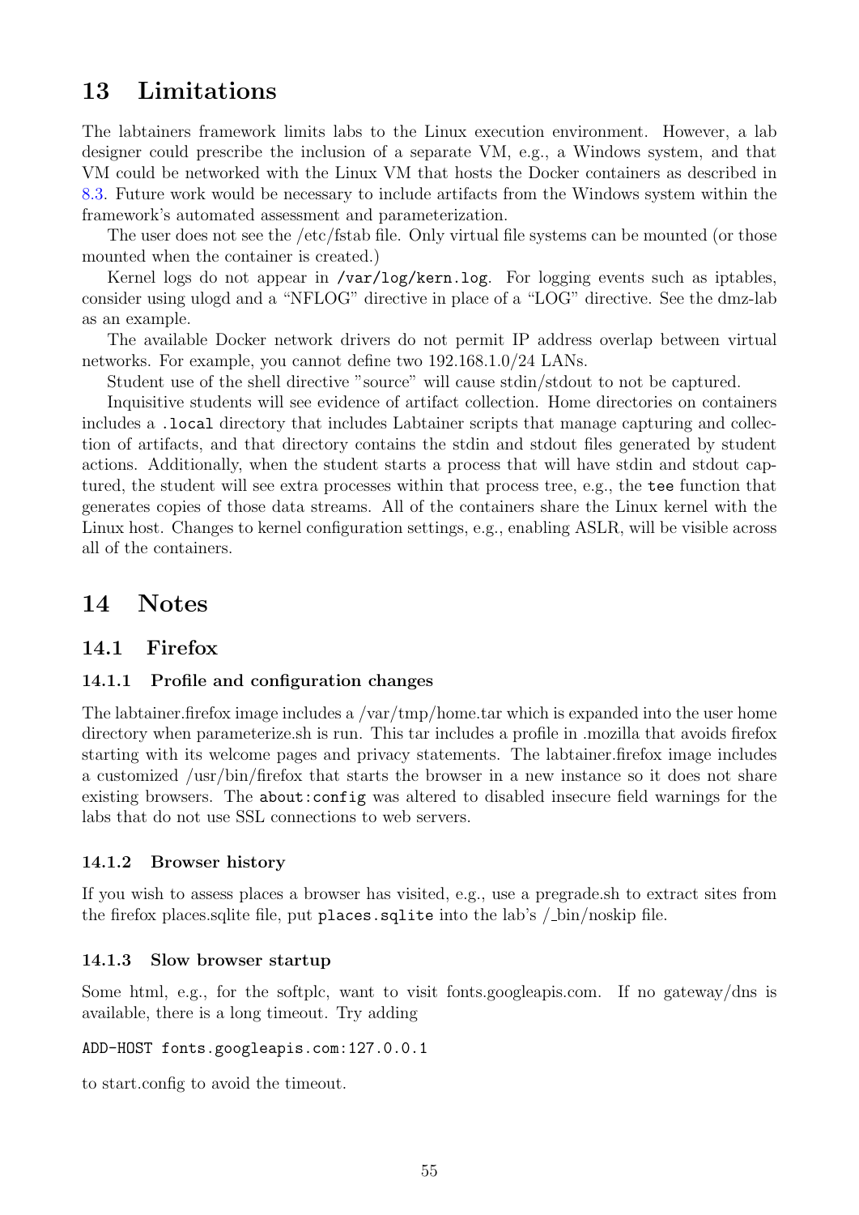# 13 Limitations

The labtainers framework limits labs to the Linux execution environment. However, a lab designer could prescribe the inclusion of a separate VM, e.g., a Windows system, and that VM could be networked with the Linux VM that hosts the Docker containers as described in 8.3. Future work would be necessary to include artifacts from the Windows system within the framework's automated assessment and parameterization.

The user does not see the /etc/fstab file. Only virtual file systems can be mounted (or those mounted when the container is created.)

Kernel logs do not appear in `/var/log/kern.log`. For logging events such as iptables, consider using ulogd and a "NFLOG" directive in place of a "LOG" directive. See the dmz-lab as an example.

The available Docker network drivers do not permit IP address overlap between virtual networks. For example, you cannot define two 192.168.1.0/24 LANs.

Student use of the shell directive "source" will cause stdin/stdout to not be captured.

Inquisitive students will see evidence of artifact collection. Home directories on containers includes a `.local` directory that includes Labtainer scripts that manage capturing and collection of artifacts, and that directory contains the stdin and stdout files generated by student actions. Additionally, when the student starts a process that will have stdin and stdout captured, the student will see extra processes within that process tree, e.g., the `tee` function that generates copies of those data streams. All of the containers share the Linux kernel with the Linux host. Changes to kernel configuration settings, e.g., enabling ASLR, will be visible across all of the containers.

# 14 Notes

## 14.1 Firefox

### 14.1.1 Profile and configuration changes

The labtainer.firefox image includes a /var/tmp/home.tar which is expanded into the user home directory when parameterize.sh is run. This tar includes a profile in .mozilla that avoids firefox starting with its welcome pages and privacy statements. The labtainer.firefox image includes a customized /usr/bin/firefox that starts the browser in a new instance so it does not share existing browsers. The `about:config` was altered to disabled insecure field warnings for the labs that do not use SSL connections to web servers.

### 14.1.2 Browser history

If you wish to assess places a browser has visited, e.g., use a pregrade.sh to extract sites from the firefox places.sqlite file, put `places.sqlite` into the lab's /_bin/noskip file.

### 14.1.3 Slow browser startup

Some html, e.g., for the softplc, want to visit fonts.googleapis.com. If no gateway/dns is available, there is a long timeout. Try adding

```
ADD-HOST fonts.googleapis.com:127.0.0.1
```

to start.config to avoid the timeout.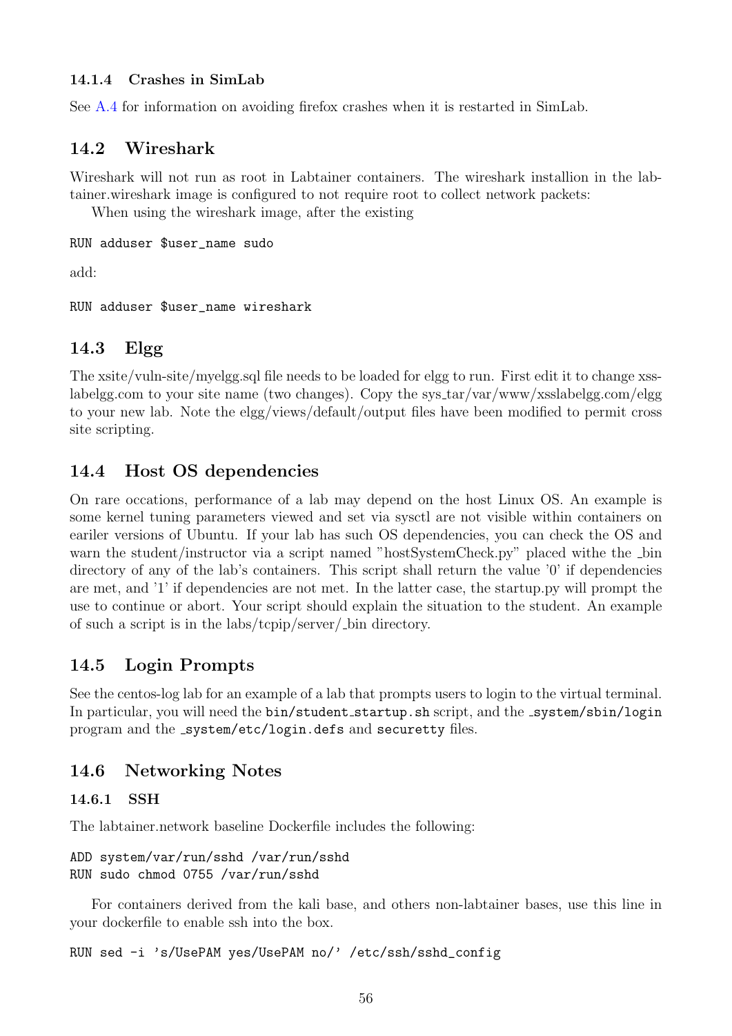#### 14.1.4 Crashes in SimLab

See A.4 for information on avoiding firefox crashes when it is restarted in SimLab.

## 14.2 Wireshark

Wireshark will not run as root in Labtainer containers. The wireshark installion in the labtainer.wireshark image is configured to not require root to collect network packets:

When using the wireshark image, after the existing

```
RUN adduser $user_name sudo
```

add:

```
RUN adduser $user_name wireshark
```

## 14.3 Elgg

The xsite/vuln-site/myelgg.sql file needs to be loaded for elgg to run. First edit it to change xsslabelgg.com to your site name (two changes). Copy the sys_tar/var/www/xsslabelgg.com/elgg to your new lab. Note the elgg/views/default/output files have been modified to permit cross site scripting.

## 14.4 Host OS dependencies

On rare occations, performance of a lab may depend on the host Linux OS. An example is some kernel tuning parameters viewed and set via sysctl are not visible within containers on eariler versions of Ubuntu. If your lab has such OS dependencies, you can check the OS and warn the student/instructor via a script named "hostSystemCheck.py" placed withe the _bin directory of any of the lab's containers. This script shall return the value '0' if dependencies are met, and '1' if dependencies are not met. In the latter case, the startup.py will prompt the use to continue or abort. Your script should explain the situation to the student. An example of such a script is in the labs/tcpip/server/_bin directory.

## 14.5 Login Prompts

See the centos-log lab for an example of a lab that prompts users to login to the virtual terminal. In particular, you will need the `bin/student_startup.sh` script, and the `_system/sbin/login` program and the `_system/etc/login.defs` and `securetty` files.

## 14.6 Networking Notes

### 14.6.1 SSH

The labtainer.network baseline Dockerfile includes the following:

```
ADD system/var/run/sshd /var/run/sshd
RUN sudo chmod 0755 /var/run/sshd
```

For containers derived from the kali base, and others non-labtainer bases, use this line in your dockerfile to enable ssh into the box.

```
RUN sed -i 's/UsePAM yes/UsePAM no/' /etc/ssh/sshd_config
```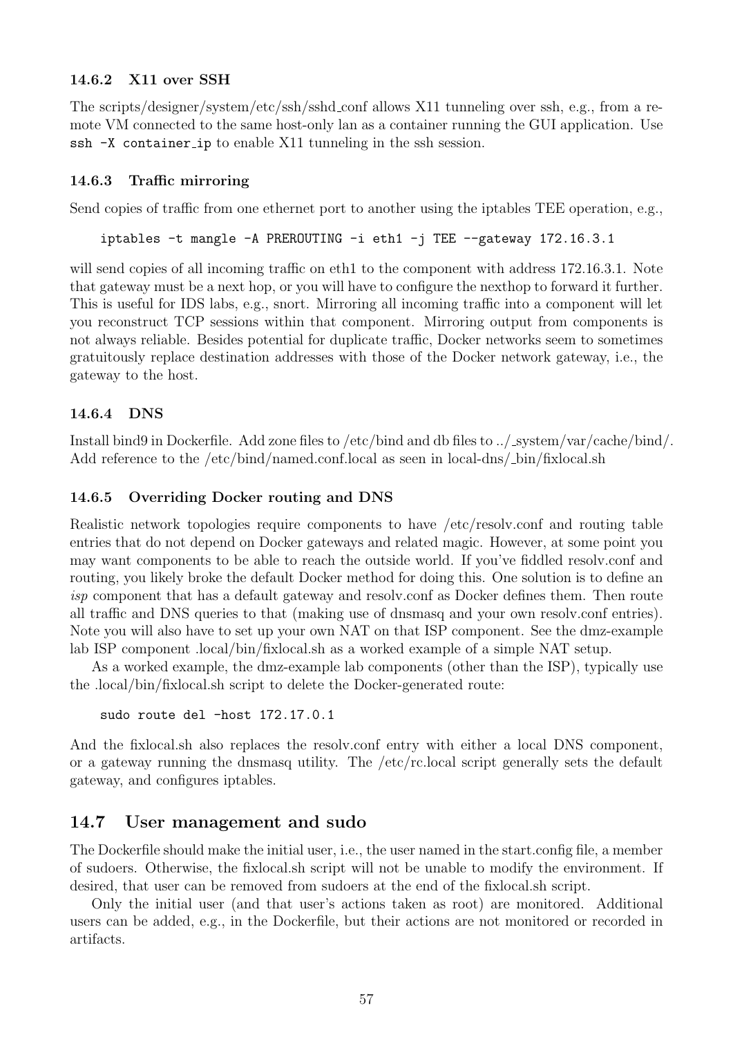### 14.6.2 X11 over SSH

The scripts/designer/system/etc/ssh/sshd_conf allows X11 tunneling over ssh, e.g., from a remote VM connected to the same host-only lan as a container running the GUI application. Use `ssh -X container_ip` to enable X11 tunneling in the ssh session.

### 14.6.3 Traffic mirroring

Send copies of traffic from one ethernet port to another using the iptables TEE operation, e.g.,

```
iptables -t mangle -A PREROUTING -i eth1 -j TEE --gateway 172.16.3.1
```

will send copies of all incoming traffic on eth1 to the component with address 172.16.3.1. Note that gateway must be a next hop, or you will have to configure the nexthop to forward it further. This is useful for IDS labs, e.g., snort. Mirroring all incoming traffic into a component will let you reconstruct TCP sessions within that component. Mirroring output from components is not always reliable. Besides potential for duplicate traffic, Docker networks seem to sometimes gratuitously replace destination addresses with those of the Docker network gateway, i.e., the gateway to the host.

### 14.6.4 DNS

Install bind9 in Dockerfile. Add zone files to /etc/bind and db files to ../_system/var/cache/bind/. Add reference to the /etc/bind/named.conf.local as seen in local-dns/_bin/fixlocal.sh

### 14.6.5 Overriding Docker routing and DNS

Realistic network topologies require components to have /etc/resolv.conf and routing table entries that do not depend on Docker gateways and related magic. However, at some point you may want components to be able to reach the outside world. If you've fiddled resolv.conf and routing, you likely broke the default Docker method for doing this. One solution is to define an *isp* component that has a default gateway and resolv.conf as Docker defines them. Then route all traffic and DNS queries to that (making use of dnsmasq and your own resolv.conf entries). Note you will also have to set up your own NAT on that ISP component. See the dmz-example lab ISP component .local/bin/fixlocal.sh as a worked example of a simple NAT setup.

As a worked example, the dmz-example lab components (other than the ISP), typically use the .local/bin/fixlocal.sh script to delete the Docker-generated route:

```
sudo route del -host 172.17.0.1
```

And the fixlocal.sh also replaces the resolv.conf entry with either a local DNS component, or a gateway running the dnsmasq utility. The /etc/rc.local script generally sets the default gateway, and configures iptables.

## 14.7 User management and sudo

The Dockerfile should make the initial user, i.e., the user named in the start.config file, a member of sudoers. Otherwise, the fixlocal.sh script will not be unable to modify the environment. If desired, that user can be removed from sudoers at the end of the fixlocal.sh script.

Only the initial user (and that user's actions taken as root) are monitored. Additional users can be added, e.g., in the Dockerfile, but their actions are not monitored or recorded in artifacts.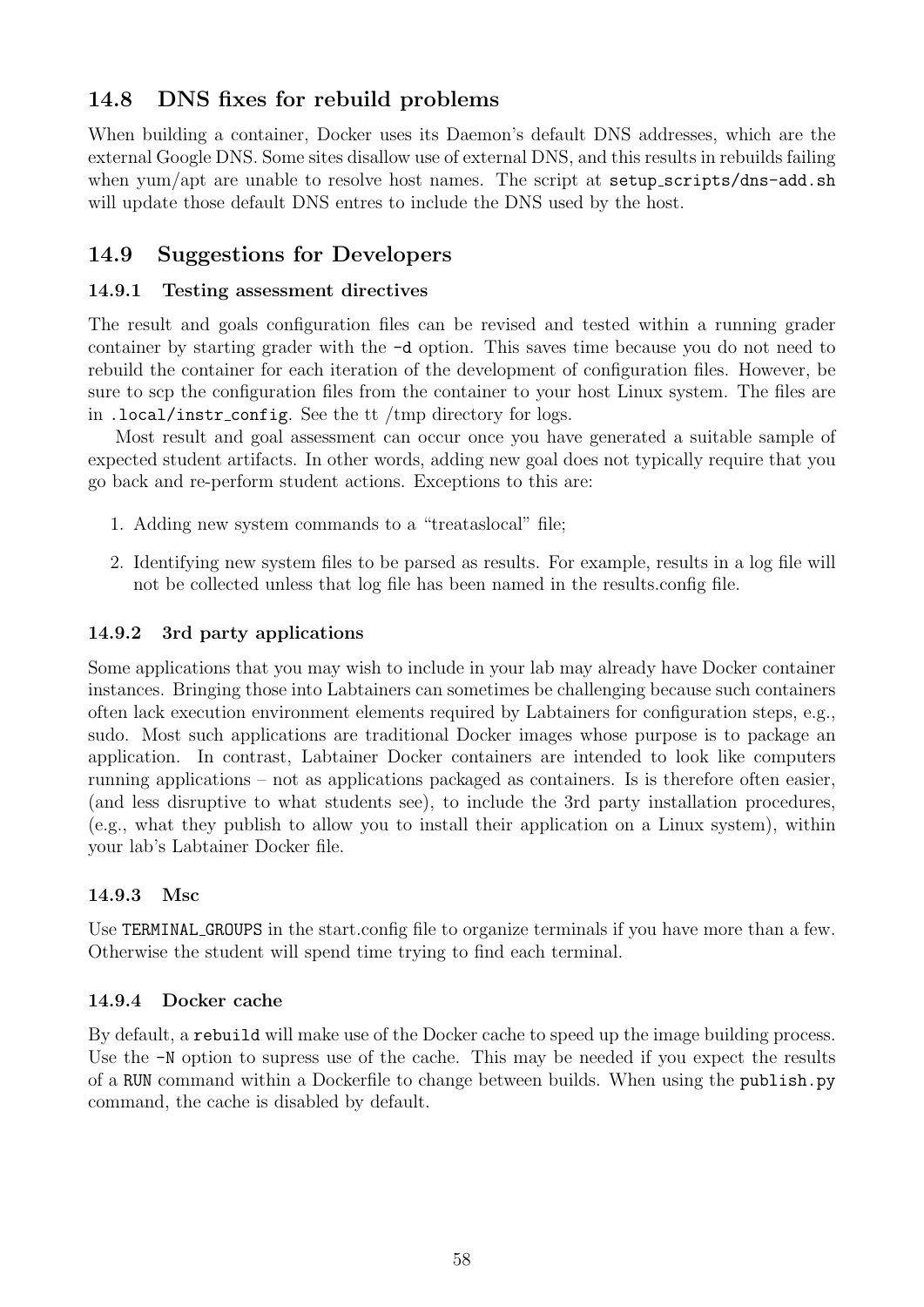## 14.8 DNS fixes for rebuild problems

When building a container, Docker uses its Daemon's default DNS addresses, which are the external Google DNS. Some sites disallow use of external DNS, and this results in rebuilds failing when yum/apt are unable to resolve host names. The script at `setup_scripts/dns-add.sh` will update those default DNS entres to include the DNS used by the host.

## 14.9 Suggestions for Developers

### 14.9.1 Testing assessment directives

The result and goals configuration files can be revised and tested within a running grader container by starting grader with the `-d` option. This saves time because you do not need to rebuild the container for each iteration of the development of configuration files. However, be sure to scp the configuration files from the container to your host Linux system. The files are in `.local/instr_config`. See the tt /tmp directory for logs.

Most result and goal assessment can occur once you have generated a suitable sample of expected student artifacts. In other words, adding new goal does not typically require that you go back and re-perform student actions. Exceptions to this are:

1. Adding new system commands to a "treataslocal" file;
2. Identifying new system files to be parsed as results. For example, results in a log file will not be collected unless that log file has been named in the results.config file.

### 14.9.2 3rd party applications

Some applications that you may wish to include in your lab may already have Docker container instances. Bringing those into Labtainers can sometimes be challenging because such containers often lack execution environment elements required by Labtainers for configuration steps, e.g., sudo. Most such applications are traditional Docker images whose purpose is to package an application. In contrast, Labtainer Docker containers are intended to look like computers running applications – not as applications packaged as containers. Is is therefore often easier, (and less disruptive to what students see), to include the 3rd party installation procedures, (e.g., what they publish to allow you to install their application on a Linux system), within your lab's Labtainer Docker file.

### 14.9.3 Msc

Use `TERMINAL_GROUPS` in the start.config file to organize terminals if you have more than a few. Otherwise the student will spend time trying to find each terminal.

### 14.9.4 Docker cache

By default, a `rebuild` will make use of the Docker cache to speed up the image building process. Use the `-N` option to supress use of the cache. This may be needed if you expect the results of a `RUN` command within a Dockerfile to change between builds. When using the `publish.py` command, the cache is disabled by default.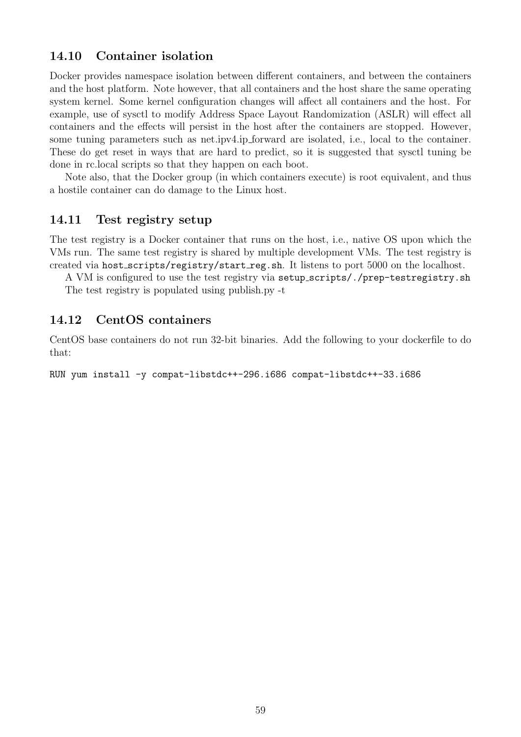## 14.10 Container isolation

Docker provides namespace isolation between different containers, and between the containers and the host platform. Note however, that all containers and the host share the same operating system kernel. Some kernel configuration changes will affect all containers and the host. For example, use of sysctl to modify Address Space Layout Randomization (ASLR) will effect all containers and the effects will persist in the host after the containers are stopped. However, some tuning parameters such as net.ipv4.ip_forward are isolated, i.e., local to the container. These do get reset in ways that are hard to predict, so it is suggested that sysctl tuning be done in rc.local scripts so that they happen on each boot.

Note also, that the Docker group (in which containers execute) is root equivalent, and thus a hostile container can do damage to the Linux host.

## 14.11 Test registry setup

The test registry is a Docker container that runs on the host, i.e., native OS upon which the VMs run. The same test registry is shared by multiple development VMs. The test registry is created via `host_scripts/registry/start_reg.sh`. It listens to port 5000 on the localhost.

A VM is configured to use the test registry via `setup_scripts/./prep-testregistry.sh`

The test registry is populated using publish.py -t

## 14.12 CentOS containers

CentOS base containers do not run 32-bit binaries. Add the following to your dockerfile to do that:

```
RUN yum install -y compat-libstdc++-296.i686 compat-libstdc++-33.i686
```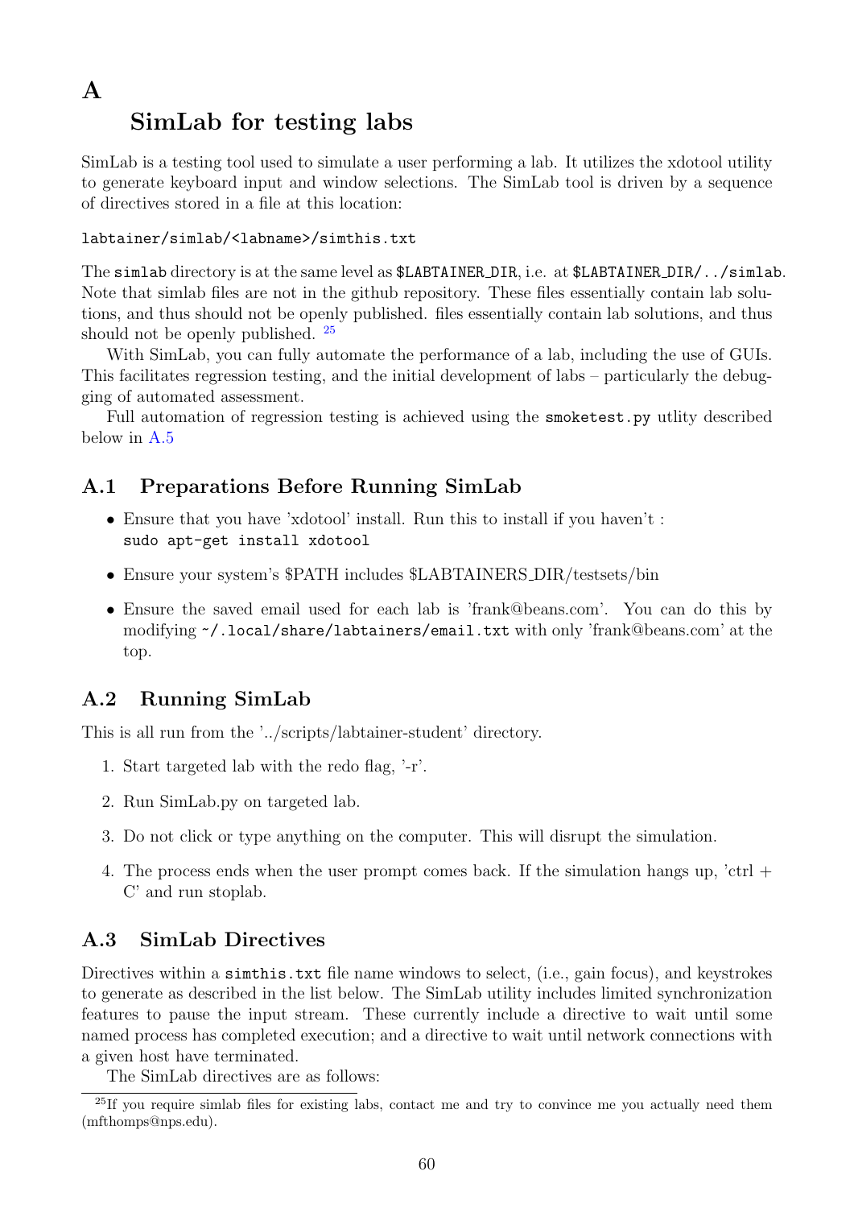# A SimLab for testing labs

SimLab is a testing tool used to simulate a user performing a lab. It utilizes the xdotool utility to generate keyboard input and window selections. The SimLab tool is driven by a sequence of directives stored in a file at this location:

```
labtainer/simlab/<labname>/simthis.txt
```

The `simlab` directory is at the same level as `$LABTAINER_DIR`, i.e. at `$LABTAINER_DIR/../simlab`. Note that simlab files are not in the github repository. These files essentially contain lab solutions, and thus should not be openly published. files essentially contain lab solutions, and thus should not be openly published. [25]

With SimLab, you can fully automate the performance of a lab, including the use of GUIs. This facilitates regression testing, and the initial development of labs – particularly the debugging of automated assessment.

Full automation of regression testing is achieved using the `smoketest.py` utlity described below in A.5

## A.1 Preparations Before Running SimLab

- Ensure that you have 'xdotool' install. Run this to install if you haven't :
  `sudo apt-get install xdotool`
- Ensure your system's $PATH includes $LABTAINERS_DIR/testsets/bin
- Ensure the saved email used for each lab is 'frank@beans.com'. You can do this by modifying `~/.local/share/labtainers/email.txt` with only 'frank@beans.com' at the top.

## A.2 Running SimLab

This is all run from the '../scripts/labtainer-student' directory.

1. Start targeted lab with the redo flag, '-r'.
2. Run SimLab.py on targeted lab.
3. Do not click or type anything on the computer. This will disrupt the simulation.
4. The process ends when the user prompt comes back. If the simulation hangs up, 'ctrl + C' and run stoplab.

## A.3 SimLab Directives

Directives within a `simthis.txt` file name windows to select, (i.e., gain focus), and keystrokes to generate as described in the list below. The SimLab utility includes limited synchronization features to pause the input stream. These currently include a directive to wait until some named process has completed execution; and a directive to wait until network connections with a given host have terminated.

The SimLab directives are as follows:

[25] If you require simlab files for existing labs, contact me and try to convince me you actually need them (mfthomps@nps.edu).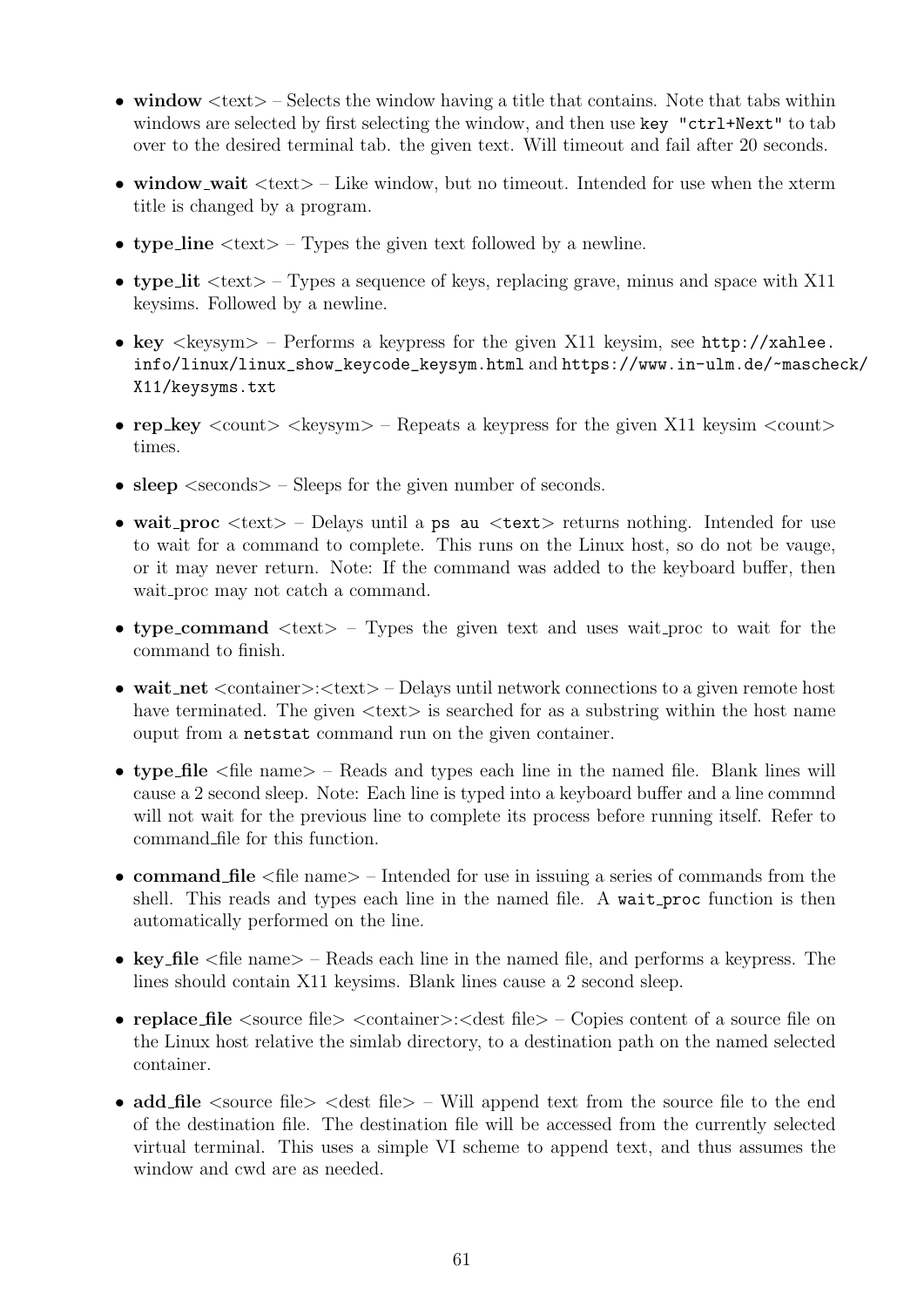- **window** <text> – Selects the window having a title that contains. Note that tabs within windows are selected by first selecting the window, and then use `key "ctrl+Next"` to tab over to the desired terminal tab. the given text. Will timeout and fail after 20 seconds.
- **window_wait** <text> – Like window, but no timeout. Intended for use when the xterm title is changed by a program.
- **type_line** <text> – Types the given text followed by a newline.
- **type_lit** <text> – Types a sequence of keys, replacing grave, minus and space with X11 keysims. Followed by a newline.
- **key** <keysym> – Performs a keypress for the given X11 keysim, see `http://xahlee.info/linux/linux_show_keycode_keysym.html` and `https://www.in-ulm.de/~mascheck/X11/keysyms.txt`
- **rep_key** <count> <keysym> – Repeats a keypress for the given X11 keysim <count> times.
- **sleep** <seconds> – Sleeps for the given number of seconds.
- **wait_proc** <text> – Delays until a `ps au <text>` returns nothing. Intended for use to wait for a command to complete. This runs on the Linux host, so do not be vauge, or it may never return. Note: If the command was added to the keyboard buffer, then wait_proc may not catch a command.
- **type_command** <text> – Types the given text and uses wait_proc to wait for the command to finish.
- **wait_net** <container>:<text> – Delays until network connections to a given remote host have terminated. The given <text> is searched for as a substring within the host name ouput from a `netstat` command run on the given container.
- **type_file** <file name> – Reads and types each line in the named file. Blank lines will cause a 2 second sleep. Note: Each line is typed into a keyboard buffer and a line commnd will not wait for the previous line to complete its process before running itself. Refer to command_file for this function.
- **command_file** <file name> – Intended for use in issuing a series of commands from the shell. This reads and types each line in the named file. A `wait_proc` function is then automatically performed on the line.
- **key_file** <file name> – Reads each line in the named file, and performs a keypress. The lines should contain X11 keysims. Blank lines cause a 2 second sleep.
- **replace_file** <source file> <container>:<dest file> – Copies content of a source file on the Linux host relative the simlab directory, to a destination path on the named selected container.
- **add_file** <source file> <dest file> – Will append text from the source file to the end of the destination file. The destination file will be accessed from the currently selected virtual terminal. This uses a simple VI scheme to append text, and thus assumes the window and cwd are as needed.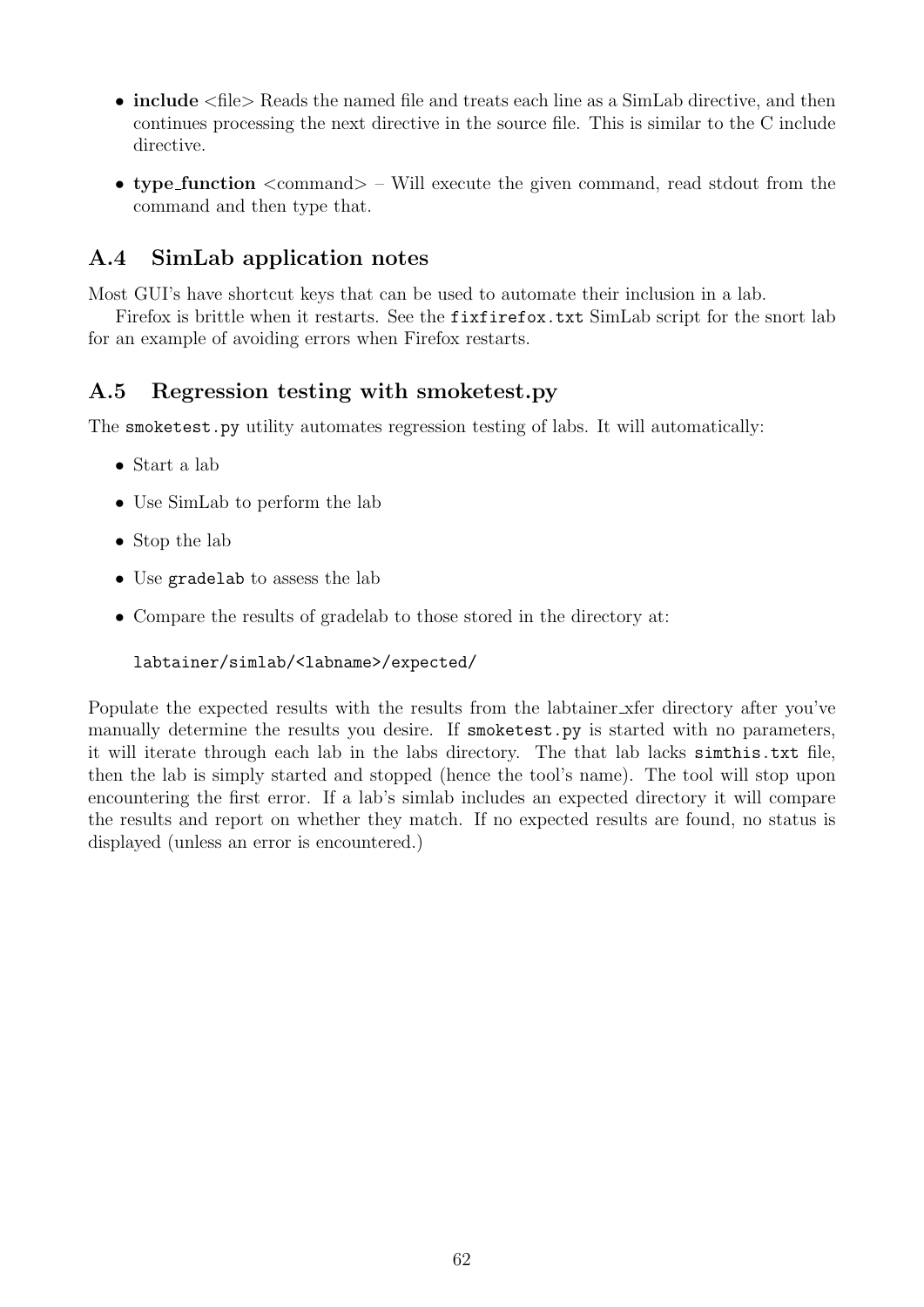- **include** <file> Reads the named file and treats each line as a SimLab directive, and then continues processing the next directive in the source file. This is similar to the C include directive.
- **type_function** <command> – Will execute the given command, read stdout from the command and then type that.

## A.4 SimLab application notes

Most GUI's have shortcut keys that can be used to automate their inclusion in a lab.

Firefox is brittle when it restarts. See the `fixfirefox.txt` SimLab script for the snort lab for an example of avoiding errors when Firefox restarts.

## A.5 Regression testing with smoketest.py

The `smoketest.py` utility automates regression testing of labs. It will automatically:

- Start a lab
- Use SimLab to perform the lab
- Stop the lab
- Use `gradelab` to assess the lab
- Compare the results of gradelab to those stored in the directory at:

```
labtainer/simlab/<labname>/expected/
```

Populate the expected results with the results from the labtainer_xfer directory after you've manually determine the results you desire. If `smoketest.py` is started with no parameters, it will iterate through each lab in the labs directory. The that lab lacks `simthis.txt` file, then the lab is simply started and stopped (hence the tool's name). The tool will stop upon encountering the first error. If a lab's simlab includes an expected directory it will compare the results and report on whether they match. If no expected results are found, no status is displayed (unless an error is encountered.)